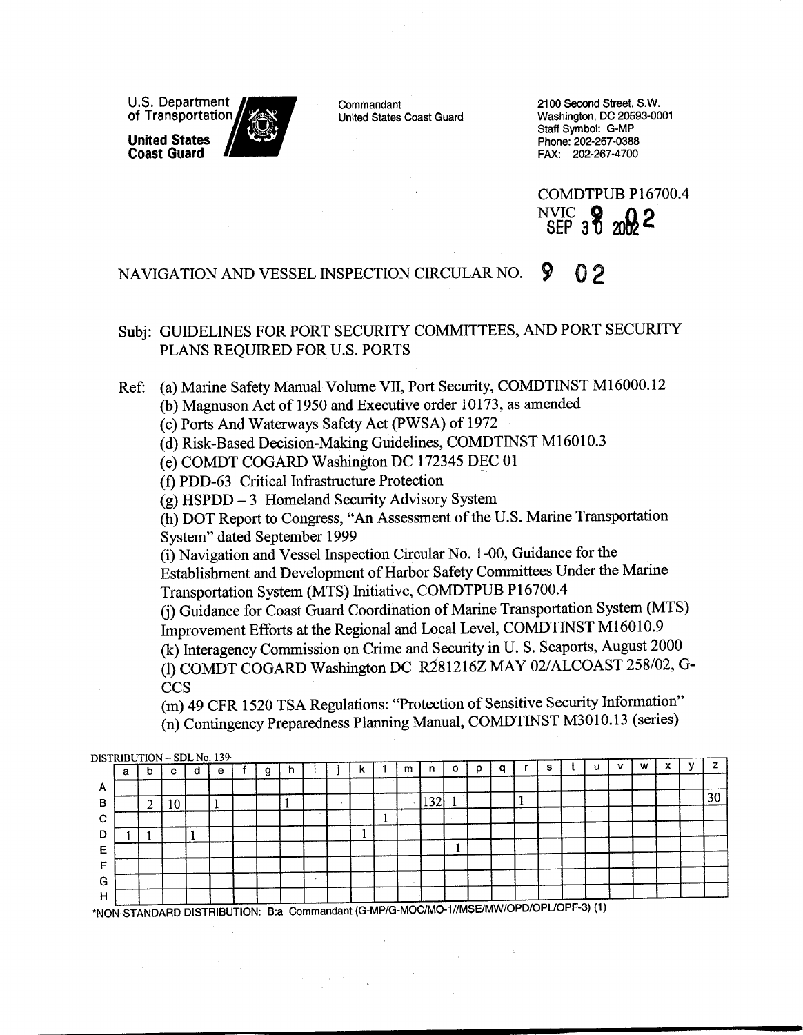U.S. Department of Transportation

**United States Coast Guard**

Commandant
United States Coast Guard

2100 Second Street, S.W.
Washington, DC 20593-0001
Staff Symbol: G-MP
Phone: 202-267-0388
FAX: 202-267-4700

COMDTPUB P16700.4
NVIC 9 02
SEP 30 2002

NAVIGATION AND VESSEL INSPECTION CIRCULAR NO. 9 02

Subj: GUIDELINES FOR PORT SECURITY COMMITTEES, AND PORT SECURITY PLANS REQUIRED FOR U.S. PORTS

Ref:
(a) Marine Safety Manual Volume VII, Port Security, COMDTINST M16000.12
(b) Magnuson Act of 1950 and Executive order 10173, as amended
(c) Ports And Waterways Safety Act (PWSA) of 1972
(d) Risk-Based Decision-Making Guidelines, COMDTINST M16010.3
(e) COMDT COGARD Washington DC 172345 DEC 01
(f) PDD-63 Critical Infrastructure Protection
(g) HSPDD – 3 Homeland Security Advisory System
(h) DOT Report to Congress, "An Assessment of the U.S. Marine Transportation System" dated September 1999
(i) Navigation and Vessel Inspection Circular No. 1-00, Guidance for the Establishment and Development of Harbor Safety Committees Under the Marine Transportation System (MTS) Initiative, COMDTPUB P16700.4
(j) Guidance for Coast Guard Coordination of Marine Transportation System (MTS) Improvement Efforts at the Regional and Local Level, COMDTINST M16010.9
(k) Interagency Commission on Crime and Security in U. S. Seaports, August 2000
(l) COMDT COGARD Washington DC R281216Z MAY 02/ALCOAST 258/02, G-CCS
(m) 49 CFR 1520 TSA Regulations: "Protection of Sensitive Security Information"
(n) Contingency Preparedness Planning Manual, COMDTINST M3010.13 (series)

DISTRIBUTION – SDL No. 139

| | a | b | c | d | e | f | g | h | i | j | k | l | m | n | o | p | q | r | s | t | u | v | w | x | y | z |
|---|---|---|---|---|---|---|---|---|---|---|---|---|---|---|---|---|---|---|---|---|---|---|---|---|---|---|
| A | | | | | | | | | | | | | | | | | | | | | | | | | | |
| B | | 2 | 10 | | 1 | | | 1 | | | | | | 132 | 1 | | | 1 | | | | | | | | 30 |
| C | | | | | | | | | | | | 1 | | | | | | | | | | | | | | |
| D | 1 | 1 | | 1 | | | | | | | 1 | | | | | | | | | | | | | | | |
| E | | | | | | | | | | | | | | | 1 | | | | | | | | | | | |
| F | | | | | | | | | | | | | | | | | | | | | | | | | | |
| G | | | | | | | | | | | | | | | | | | | | | | | | | | |
| H | | | | | | | | | | | | | | | | | | | | | | | | | | |

*NON-STANDARD DISTRIBUTION: B:a Commandant (G-MP/G-MOC/MO-1//MSE/MW/OPD/OPL/OPF-3) (1)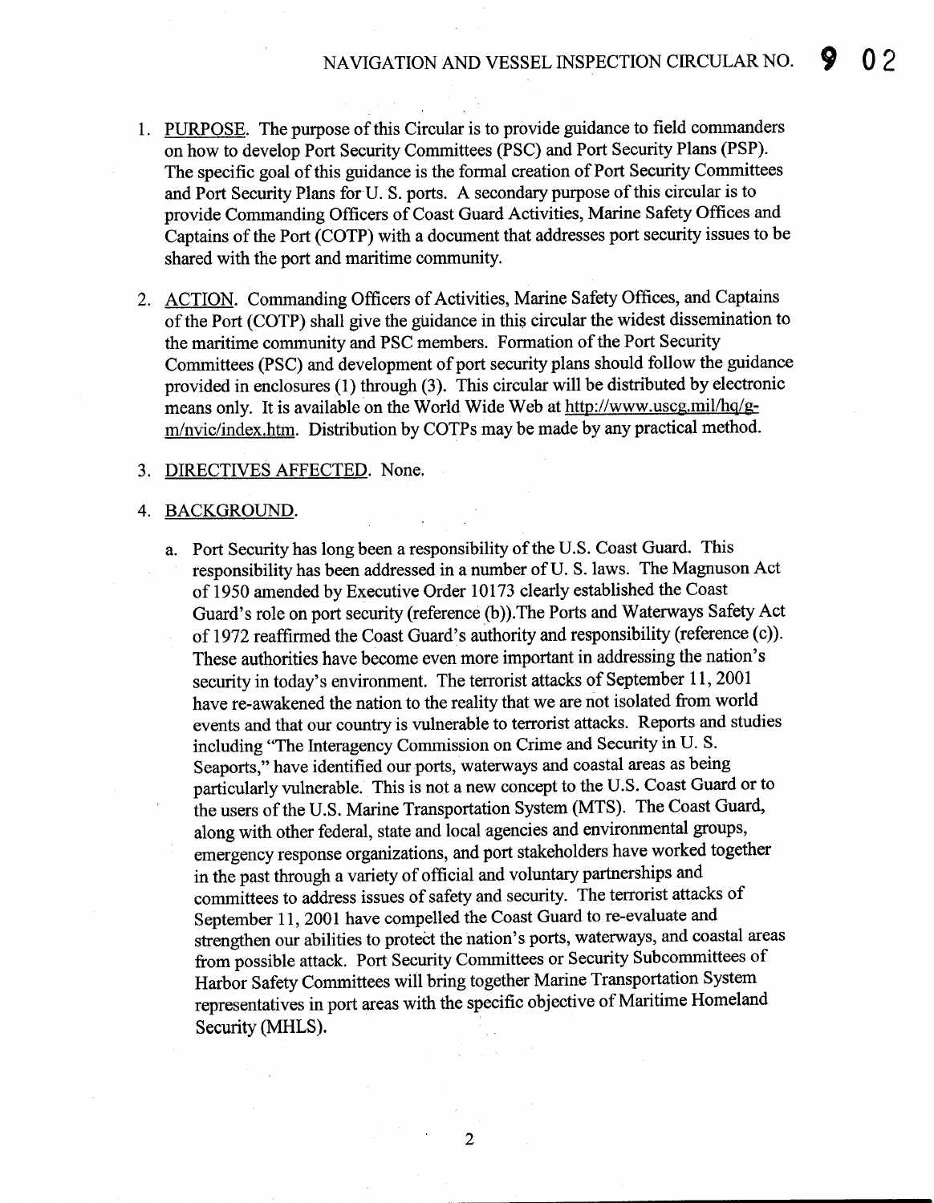1. PURPOSE. The purpose of this Circular is to provide guidance to field commanders on how to develop Port Security Committees (PSC) and Port Security Plans (PSP). The specific goal of this guidance is the formal creation of Port Security Committees and Port Security Plans for U. S. ports. A secondary purpose of this circular is to provide Commanding Officers of Coast Guard Activities, Marine Safety Offices and Captains of the Port (COTP) with a document that addresses port security issues to be shared with the port and maritime community.

2. ACTION. Commanding Officers of Activities, Marine Safety Offices, and Captains of the Port (COTP) shall give the guidance in this circular the widest dissemination to the maritime community and PSC members. Formation of the Port Security Committees (PSC) and development of port security plans should follow the guidance provided in enclosures (1) through (3). This circular will be distributed by electronic means only. It is available on the World Wide Web at http://www.uscg.mil/hq/g-m/nvic/index.htm. Distribution by COTPs may be made by any practical method.

3. DIRECTIVES AFFECTED. None.

4. BACKGROUND.

   a. Port Security has long been a responsibility of the U.S. Coast Guard. This responsibility has been addressed in a number of U. S. laws. The Magnuson Act of 1950 amended by Executive Order 10173 clearly established the Coast Guard's role on port security (reference (b)).The Ports and Waterways Safety Act of 1972 reaffirmed the Coast Guard's authority and responsibility (reference (c)). These authorities have become even more important in addressing the nation's security in today's environment. The terrorist attacks of September 11, 2001 have re-awakened the nation to the reality that we are not isolated from world events and that our country is vulnerable to terrorist attacks. Reports and studies including "The Interagency Commission on Crime and Security in U. S. Seaports," have identified our ports, waterways and coastal areas as being particularly vulnerable. This is not a new concept to the U.S. Coast Guard or to the users of the U.S. Marine Transportation System (MTS). The Coast Guard, along with other federal, state and local agencies and environmental groups, emergency response organizations, and port stakeholders have worked together in the past through a variety of official and voluntary partnerships and committees to address issues of safety and security. The terrorist attacks of September 11, 2001 have compelled the Coast Guard to re-evaluate and strengthen our abilities to protect the nation's ports, waterways, and coastal areas from possible attack. Port Security Committees or Security Subcommittees of Harbor Safety Committees will bring together Marine Transportation System representatives in port areas with the specific objective of Maritime Homeland Security (MHLS).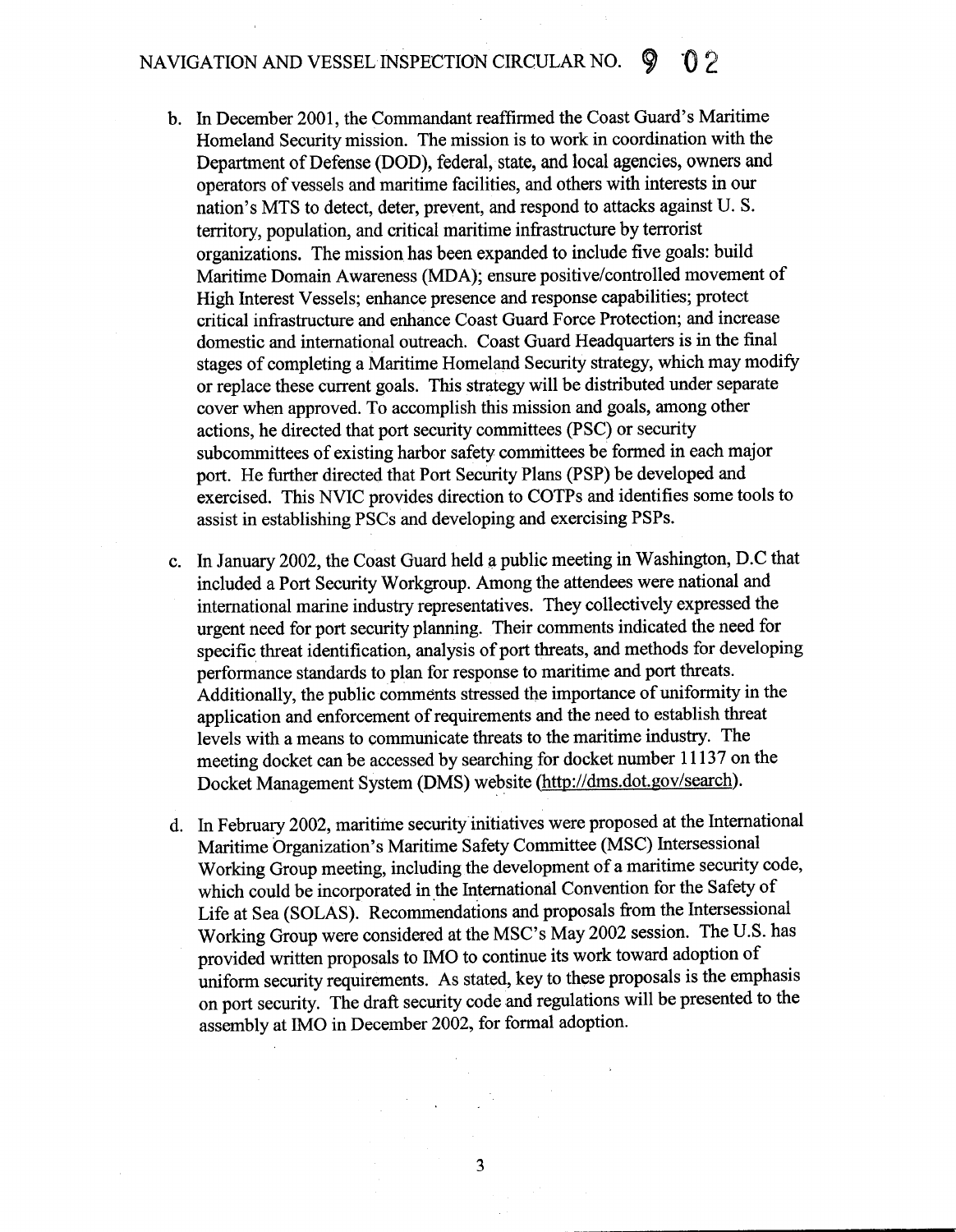b. In December 2001, the Commandant reaffirmed the Coast Guard's Maritime Homeland Security mission. The mission is to work in coordination with the Department of Defense (DOD), federal, state, and local agencies, owners and operators of vessels and maritime facilities, and others with interests in our nation's MTS to detect, deter, prevent, and respond to attacks against U. S. territory, population, and critical maritime infrastructure by terrorist organizations. The mission has been expanded to include five goals: build Maritime Domain Awareness (MDA); ensure positive/controlled movement of High Interest Vessels; enhance presence and response capabilities; protect critical infrastructure and enhance Coast Guard Force Protection; and increase domestic and international outreach. Coast Guard Headquarters is in the final stages of completing a Maritime Homeland Security strategy, which may modify or replace these current goals. This strategy will be distributed under separate cover when approved. To accomplish this mission and goals, among other actions, he directed that port security committees (PSC) or security subcommittees of existing harbor safety committees be formed in each major port. He further directed that Port Security Plans (PSP) be developed and exercised. This NVIC provides direction to COTPs and identifies some tools to assist in establishing PSCs and developing and exercising PSPs.

c. In January 2002, the Coast Guard held a public meeting in Washington, D.C that included a Port Security Workgroup. Among the attendees were national and international marine industry representatives. They collectively expressed the urgent need for port security planning. Their comments indicated the need for specific threat identification, analysis of port threats, and methods for developing performance standards to plan for response to maritime and port threats. Additionally, the public comments stressed the importance of uniformity in the application and enforcement of requirements and the need to establish threat levels with a means to communicate threats to the maritime industry. The meeting docket can be accessed by searching for docket number 11137 on the Docket Management System (DMS) website (http://dms.dot.gov/search).

d. In February 2002, maritime security initiatives were proposed at the International Maritime Organization's Maritime Safety Committee (MSC) Intersessional Working Group meeting, including the development of a maritime security code, which could be incorporated in the International Convention for the Safety of Life at Sea (SOLAS). Recommendations and proposals from the Intersessional Working Group were considered at the MSC's May 2002 session. The U.S. has provided written proposals to IMO to continue its work toward adoption of uniform security requirements. As stated, key to these proposals is the emphasis on port security. The draft security code and regulations will be presented to the assembly at IMO in December 2002, for formal adoption.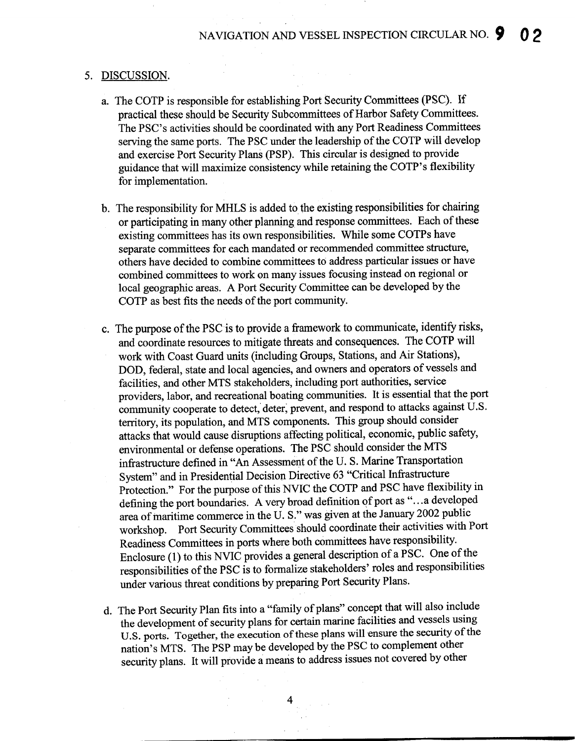5. DISCUSSION.

a. The COTP is responsible for establishing Port Security Committees (PSC). If practical these should be Security Subcommittees of Harbor Safety Committees. The PSC's activities should be coordinated with any Port Readiness Committees serving the same ports. The PSC under the leadership of the COTP will develop and exercise Port Security Plans (PSP). This circular is designed to provide guidance that will maximize consistency while retaining the COTP's flexibility for implementation.

b. The responsibility for MHLS is added to the existing responsibilities for chairing or participating in many other planning and response committees. Each of these existing committees has its own responsibilities. While some COTPs have separate committees for each mandated or recommended committee structure, others have decided to combine committees to address particular issues or have combined committees to work on many issues focusing instead on regional or local geographic areas. A Port Security Committee can be developed by the COTP as best fits the needs of the port community.

c. The purpose of the PSC is to provide a framework to communicate, identify risks, and coordinate resources to mitigate threats and consequences. The COTP will work with Coast Guard units (including Groups, Stations, and Air Stations), DOD, federal, state and local agencies, and owners and operators of vessels and facilities, and other MTS stakeholders, including port authorities, service providers, labor, and recreational boating communities. It is essential that the port community cooperate to detect, deter, prevent, and respond to attacks against U.S. territory, its population, and MTS components. This group should consider attacks that would cause disruptions affecting political, economic, public safety, environmental or defense operations. The PSC should consider the MTS infrastructure defined in "An Assessment of the U. S. Marine Transportation System" and in Presidential Decision Directive 63 "Critical Infrastructure Protection." For the purpose of this NVIC the COTP and PSC have flexibility in defining the port boundaries. A very broad definition of port as "...a developed area of maritime commerce in the U. S." was given at the January 2002 public workshop. Port Security Committees should coordinate their activities with Port Readiness Committees in ports where both committees have responsibility. Enclosure (1) to this NVIC provides a general description of a PSC. One of the responsibilities of the PSC is to formalize stakeholders' roles and responsibilities under various threat conditions by preparing Port Security Plans.

d. The Port Security Plan fits into a "family of plans" concept that will also include the development of security plans for certain marine facilities and vessels using U.S. ports. Together, the execution of these plans will ensure the security of the nation's MTS. The PSP may be developed by the PSC to complement other security plans. It will provide a means to address issues not covered by other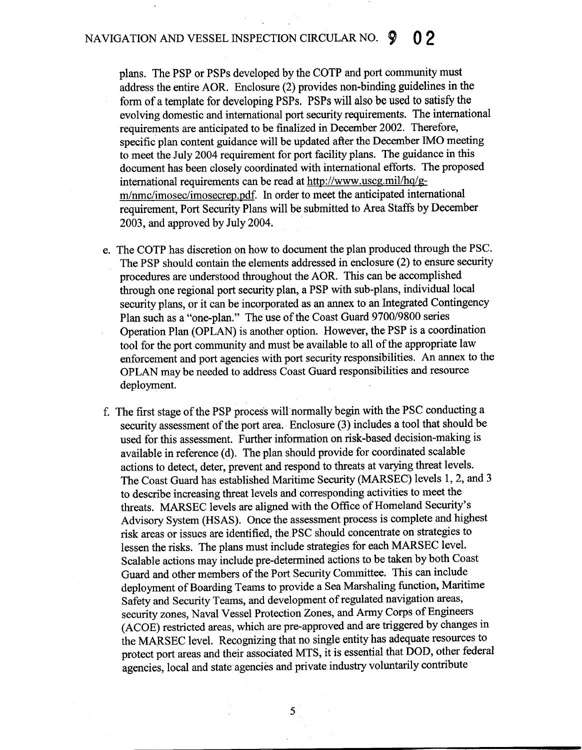plans. The PSP or PSPs developed by the COTP and port community must address the entire AOR. Enclosure (2) provides non-binding guidelines in the form of a template for developing PSPs. PSPs will also be used to satisfy the evolving domestic and international port security requirements. The international requirements are anticipated to be finalized in December 2002. Therefore, specific plan content guidance will be updated after the December IMO meeting to meet the July 2004 requirement for port facility plans. The guidance in this document has been closely coordinated with international efforts. The proposed international requirements can be read at http://www.uscg.mil/hq/g-m/nmc/imosec/imosecrep.pdf. In order to meet the anticipated international requirement, Port Security Plans will be submitted to Area Staffs by December 2003, and approved by July 2004.

e. The COTP has discretion on how to document the plan produced through the PSC. The PSP should contain the elements addressed in enclosure (2) to ensure security procedures are understood throughout the AOR. This can be accomplished through one regional port security plan, a PSP with sub-plans, individual local security plans, or it can be incorporated as an annex to an Integrated Contingency Plan such as a "one-plan." The use of the Coast Guard 9700/9800 series Operation Plan (OPLAN) is another option. However, the PSP is a coordination tool for the port community and must be available to all of the appropriate law enforcement and port agencies with port security responsibilities. An annex to the OPLAN may be needed to address Coast Guard responsibilities and resource deployment.

f. The first stage of the PSP process will normally begin with the PSC conducting a security assessment of the port area. Enclosure (3) includes a tool that should be used for this assessment. Further information on risk-based decision-making is available in reference (d). The plan should provide for coordinated scalable actions to detect, deter, prevent and respond to threats at varying threat levels. The Coast Guard has established Maritime Security (MARSEC) levels 1, 2, and 3 to describe increasing threat levels and corresponding activities to meet the threats. MARSEC levels are aligned with the Office of Homeland Security's Advisory System (HSAS). Once the assessment process is complete and highest risk areas or issues are identified, the PSC should concentrate on strategies to lessen the risks. The plans must include strategies for each MARSEC level. Scalable actions may include pre-determined actions to be taken by both Coast Guard and other members of the Port Security Committee. This can include deployment of Boarding Teams to provide a Sea Marshaling function, Maritime Safety and Security Teams, and development of regulated navigation areas, security zones, Naval Vessel Protection Zones, and Army Corps of Engineers (ACOE) restricted areas, which are pre-approved and are triggered by changes in the MARSEC level. Recognizing that no single entity has adequate resources to protect port areas and their associated MTS, it is essential that DOD, other federal agencies, local and state agencies and private industry voluntarily contribute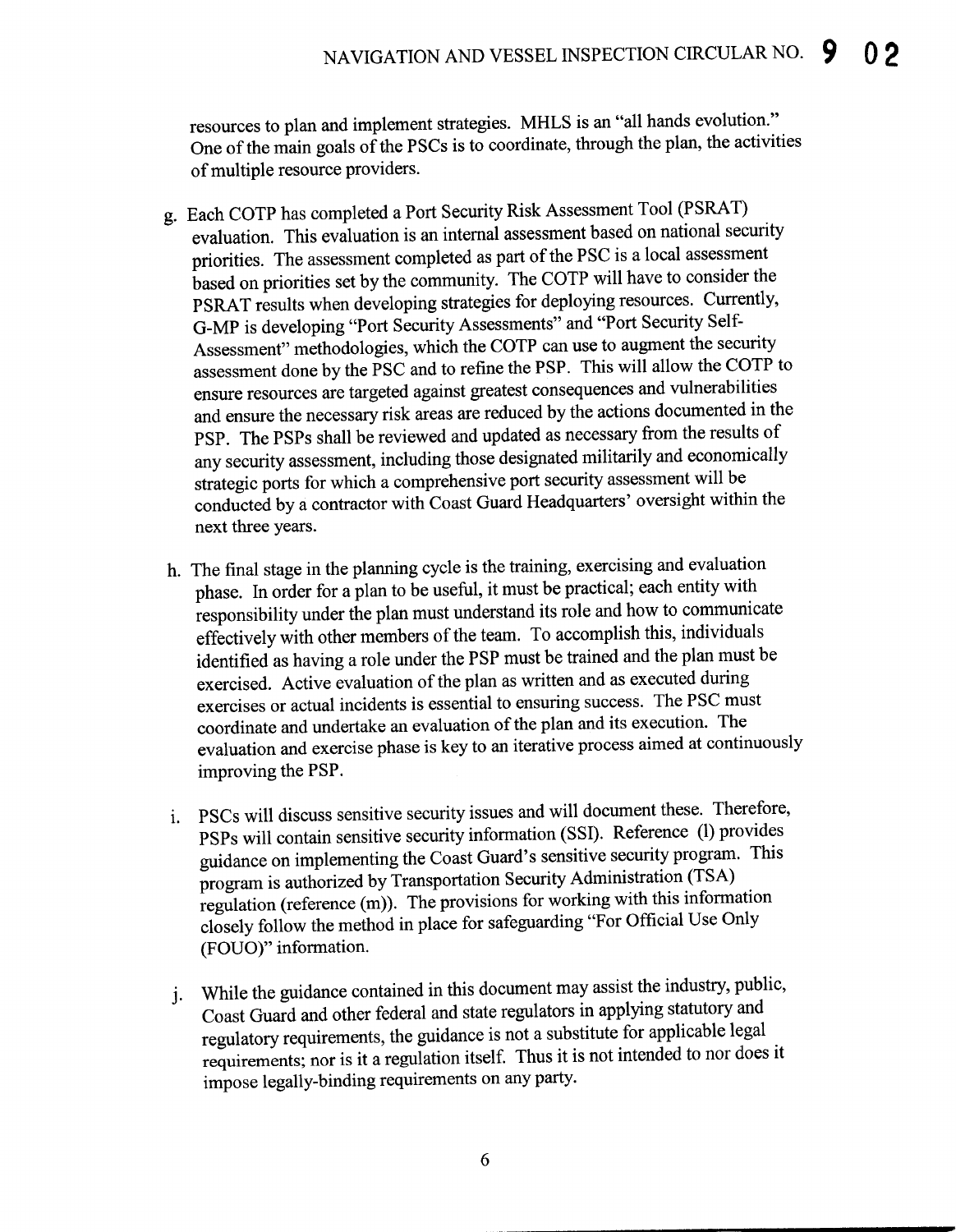resources to plan and implement strategies. MHLS is an "all hands evolution." One of the main goals of the PSCs is to coordinate, through the plan, the activities of multiple resource providers.

g. Each COTP has completed a Port Security Risk Assessment Tool (PSRAT) evaluation. This evaluation is an internal assessment based on national security priorities. The assessment completed as part of the PSC is a local assessment based on priorities set by the community. The COTP will have to consider the PSRAT results when developing strategies for deploying resources. Currently, G-MP is developing "Port Security Assessments" and "Port Security Self-Assessment" methodologies, which the COTP can use to augment the security assessment done by the PSC and to refine the PSP. This will allow the COTP to ensure resources are targeted against greatest consequences and vulnerabilities and ensure the necessary risk areas are reduced by the actions documented in the PSP. The PSPs shall be reviewed and updated as necessary from the results of any security assessment, including those designated militarily and economically strategic ports for which a comprehensive port security assessment will be conducted by a contractor with Coast Guard Headquarters' oversight within the next three years.

h. The final stage in the planning cycle is the training, exercising and evaluation phase. In order for a plan to be useful, it must be practical; each entity with responsibility under the plan must understand its role and how to communicate effectively with other members of the team. To accomplish this, individuals identified as having a role under the PSP must be trained and the plan must be exercised. Active evaluation of the plan as written and as executed during exercises or actual incidents is essential to ensuring success. The PSC must coordinate and undertake an evaluation of the plan and its execution. The evaluation and exercise phase is key to an iterative process aimed at continuously improving the PSP.

i. PSCs will discuss sensitive security issues and will document these. Therefore, PSPs will contain sensitive security information (SSI). Reference (l) provides guidance on implementing the Coast Guard's sensitive security program. This program is authorized by Transportation Security Administration (TSA) regulation (reference (m)). The provisions for working with this information closely follow the method in place for safeguarding "For Official Use Only (FOUO)" information.

j. While the guidance contained in this document may assist the industry, public, Coast Guard and other federal and state regulators in applying statutory and regulatory requirements, the guidance is not a substitute for applicable legal requirements; nor is it a regulation itself. Thus it is not intended to nor does it impose legally-binding requirements on any party.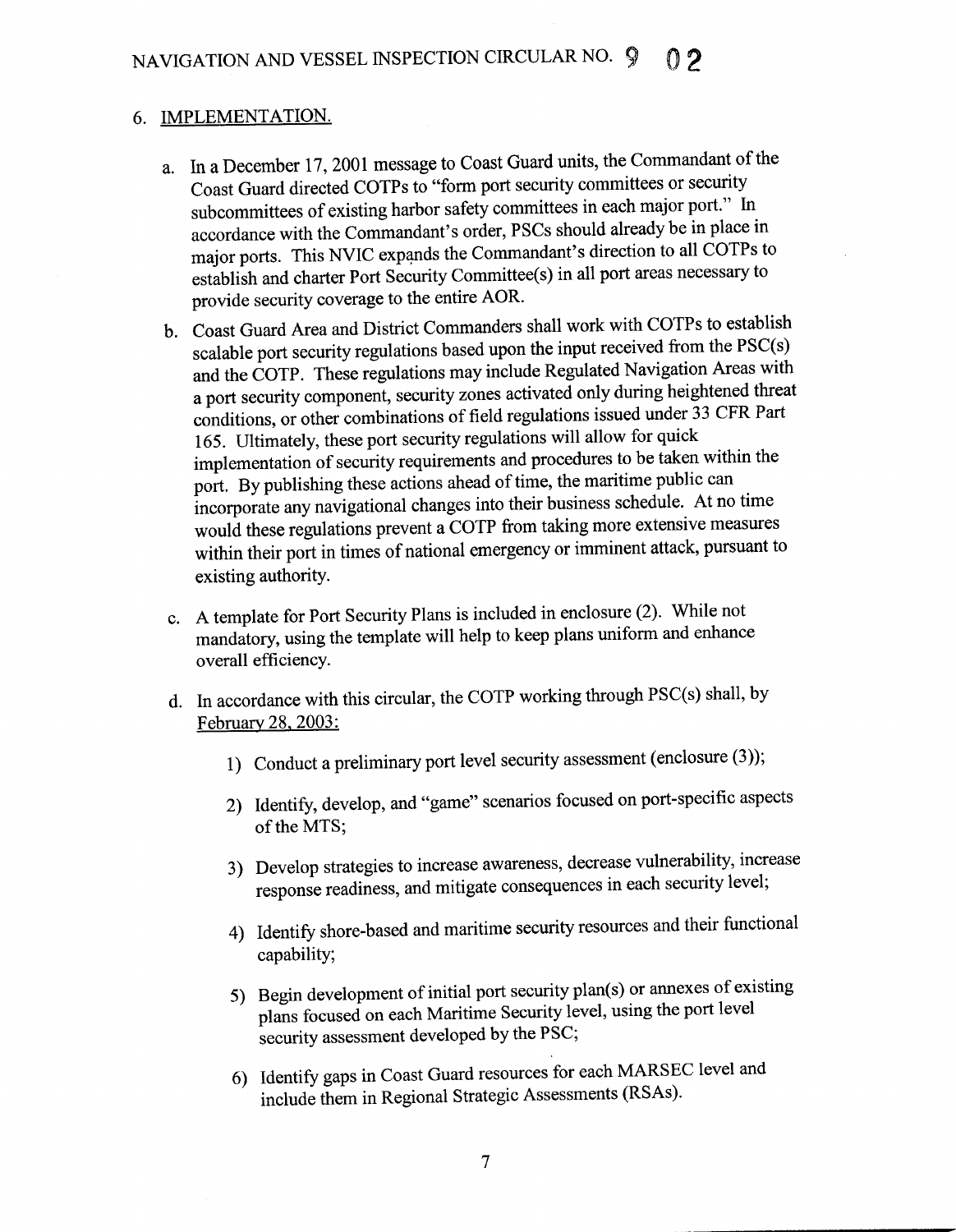## 6. IMPLEMENTATION.

a. In a December 17, 2001 message to Coast Guard units, the Commandant of the Coast Guard directed COTPs to "form port security committees or security subcommittees of existing harbor safety committees in each major port." In accordance with the Commandant's order, PSCs should already be in place in major ports. This NVIC expands the Commandant's direction to all COTPs to establish and charter Port Security Committee(s) in all port areas necessary to provide security coverage to the entire AOR.

b. Coast Guard Area and District Commanders shall work with COTPs to establish scalable port security regulations based upon the input received from the PSC(s) and the COTP. These regulations may include Regulated Navigation Areas with a port security component, security zones activated only during heightened threat conditions, or other combinations of field regulations issued under 33 CFR Part 165. Ultimately, these port security regulations will allow for quick implementation of security requirements and procedures to be taken within the port. By publishing these actions ahead of time, the maritime public can incorporate any navigational changes into their business schedule. At no time would these regulations prevent a COTP from taking more extensive measures within their port in times of national emergency or imminent attack, pursuant to existing authority.

c. A template for Port Security Plans is included in enclosure (2). While not mandatory, using the template will help to keep plans uniform and enhance overall efficiency.

d. In accordance with this circular, the COTP working through PSC(s) shall, by February 28, 2003:

1) Conduct a preliminary port level security assessment (enclosure (3));

2) Identify, develop, and "game" scenarios focused on port-specific aspects of the MTS;

3) Develop strategies to increase awareness, decrease vulnerability, increase response readiness, and mitigate consequences in each security level;

4) Identify shore-based and maritime security resources and their functional capability;

5) Begin development of initial port security plan(s) or annexes of existing plans focused on each Maritime Security level, using the port level security assessment developed by the PSC;

6) Identify gaps in Coast Guard resources for each MARSEC level and include them in Regional Strategic Assessments (RSAs).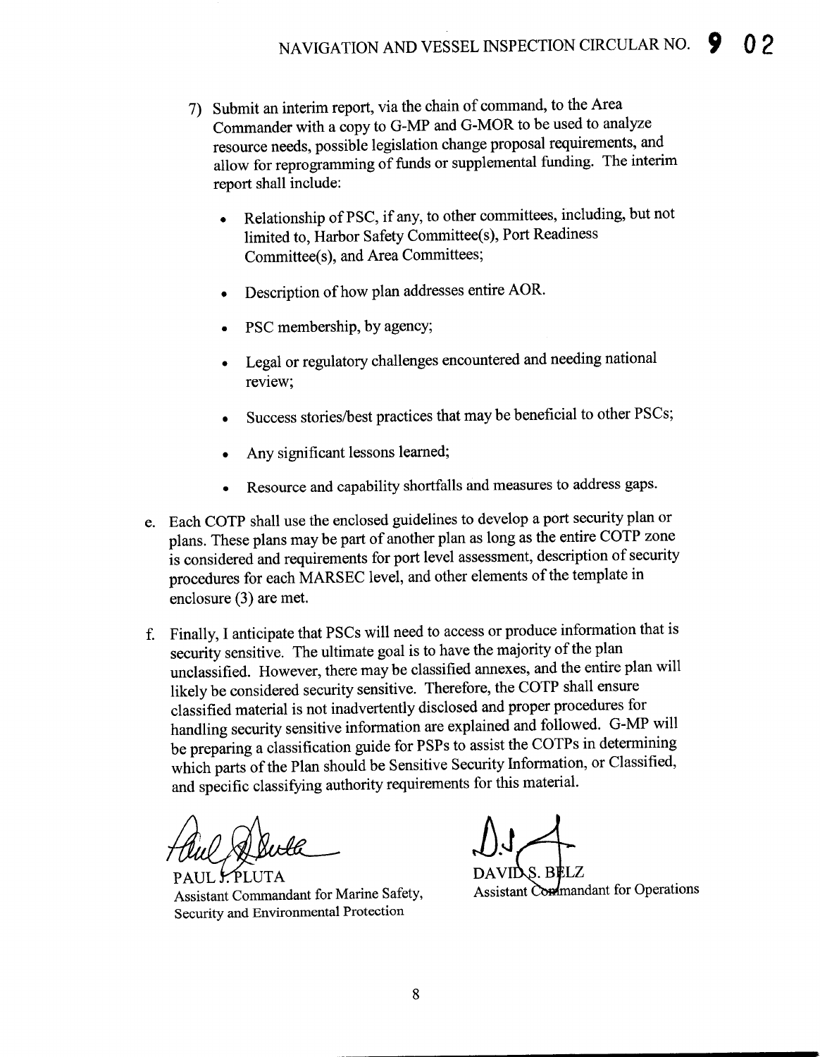7) Submit an interim report, via the chain of command, to the Area Commander with a copy to G-MP and G-MOR to be used to analyze resource needs, possible legislation change proposal requirements, and allow for reprogramming of funds or supplemental funding. The interim report shall include:

   - Relationship of PSC, if any, to other committees, including, but not limited to, Harbor Safety Committee(s), Port Readiness Committee(s), and Area Committees;
   - Description of how plan addresses entire AOR.
   - PSC membership, by agency;
   - Legal or regulatory challenges encountered and needing national review;
   - Success stories/best practices that may be beneficial to other PSCs;
   - Any significant lessons learned;
   - Resource and capability shortfalls and measures to address gaps.

e. Each COTP shall use the enclosed guidelines to develop a port security plan or plans. These plans may be part of another plan as long as the entire COTP zone is considered and requirements for port level assessment, description of security procedures for each MARSEC level, and other elements of the template in enclosure (3) are met.

f. Finally, I anticipate that PSCs will need to access or produce information that is security sensitive. The ultimate goal is to have the majority of the plan unclassified. However, there may be classified annexes, and the entire plan will likely be considered security sensitive. Therefore, the COTP shall ensure classified material is not inadvertently disclosed and proper procedures for handling security sensitive information are explained and followed. G-MP will be preparing a classification guide for PSPs to assist the COTPs in determining which parts of the Plan should be Sensitive Security Information, or Classified, and specific classifying authority requirements for this material.

PAUL J. PLUTA
Assistant Commandant for Marine Safety, Security and Environmental Protection

DAVID S. BELZ
Assistant Commandant for Operations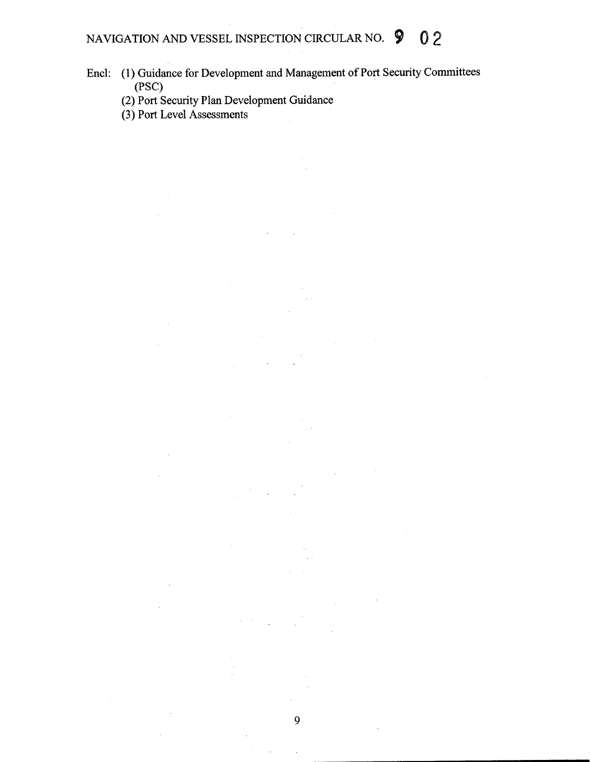Encl: (1) Guidance for Development and Management of Port Security Committees (PSC)

(2) Port Security Plan Development Guidance

(3) Port Level Assessments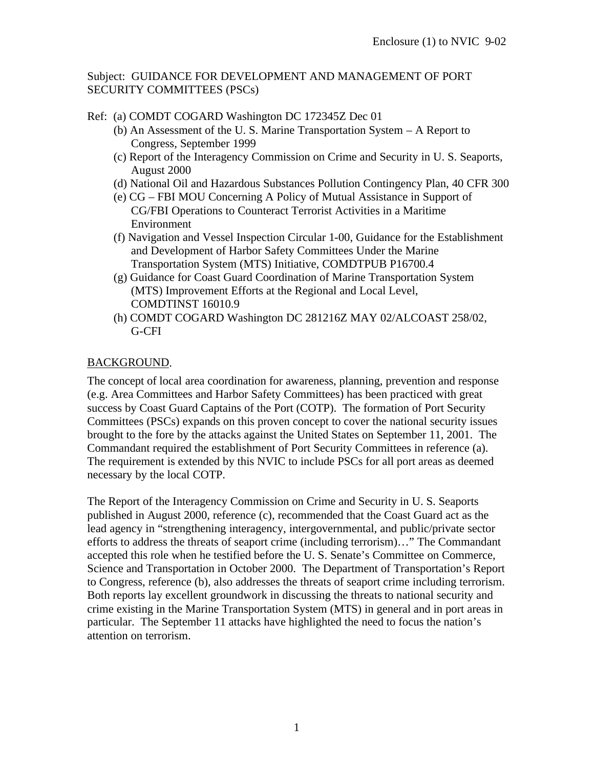Enclosure (1) to NVIC 9-02

Subject: GUIDANCE FOR DEVELOPMENT AND MANAGEMENT OF PORT SECURITY COMMITTEES (PSCs)

Ref: (a) COMDT COGARD Washington DC 172345Z Dec 01
(b) An Assessment of the U. S. Marine Transportation System – A Report to Congress, September 1999
(c) Report of the Interagency Commission on Crime and Security in U. S. Seaports, August 2000
(d) National Oil and Hazardous Substances Pollution Contingency Plan, 40 CFR 300
(e) CG – FBI MOU Concerning A Policy of Mutual Assistance in Support of CG/FBI Operations to Counteract Terrorist Activities in a Maritime Environment
(f) Navigation and Vessel Inspection Circular 1-00, Guidance for the Establishment and Development of Harbor Safety Committees Under the Marine Transportation System (MTS) Initiative, COMDTPUB P16700.4
(g) Guidance for Coast Guard Coordination of Marine Transportation System (MTS) Improvement Efforts at the Regional and Local Level, COMDTINST 16010.9
(h) COMDT COGARD Washington DC 281216Z MAY 02/ALCOAST 258/02, G-CFI

BACKGROUND.

The concept of local area coordination for awareness, planning, prevention and response (e.g. Area Committees and Harbor Safety Committees) has been practiced with great success by Coast Guard Captains of the Port (COTP). The formation of Port Security Committees (PSCs) expands on this proven concept to cover the national security issues brought to the fore by the attacks against the United States on September 11, 2001. The Commandant required the establishment of Port Security Committees in reference (a). The requirement is extended by this NVIC to include PSCs for all port areas as deemed necessary by the local COTP.

The Report of the Interagency Commission on Crime and Security in U. S. Seaports published in August 2000, reference (c), recommended that the Coast Guard act as the lead agency in "strengthening interagency, intergovernmental, and public/private sector efforts to address the threats of seaport crime (including terrorism)…" The Commandant accepted this role when he testified before the U. S. Senate's Committee on Commerce, Science and Transportation in October 2000. The Department of Transportation's Report to Congress, reference (b), also addresses the threats of seaport crime including terrorism. Both reports lay excellent groundwork in discussing the threats to national security and crime existing in the Marine Transportation System (MTS) in general and in port areas in particular. The September 11 attacks have highlighted the need to focus the nation's attention on terrorism.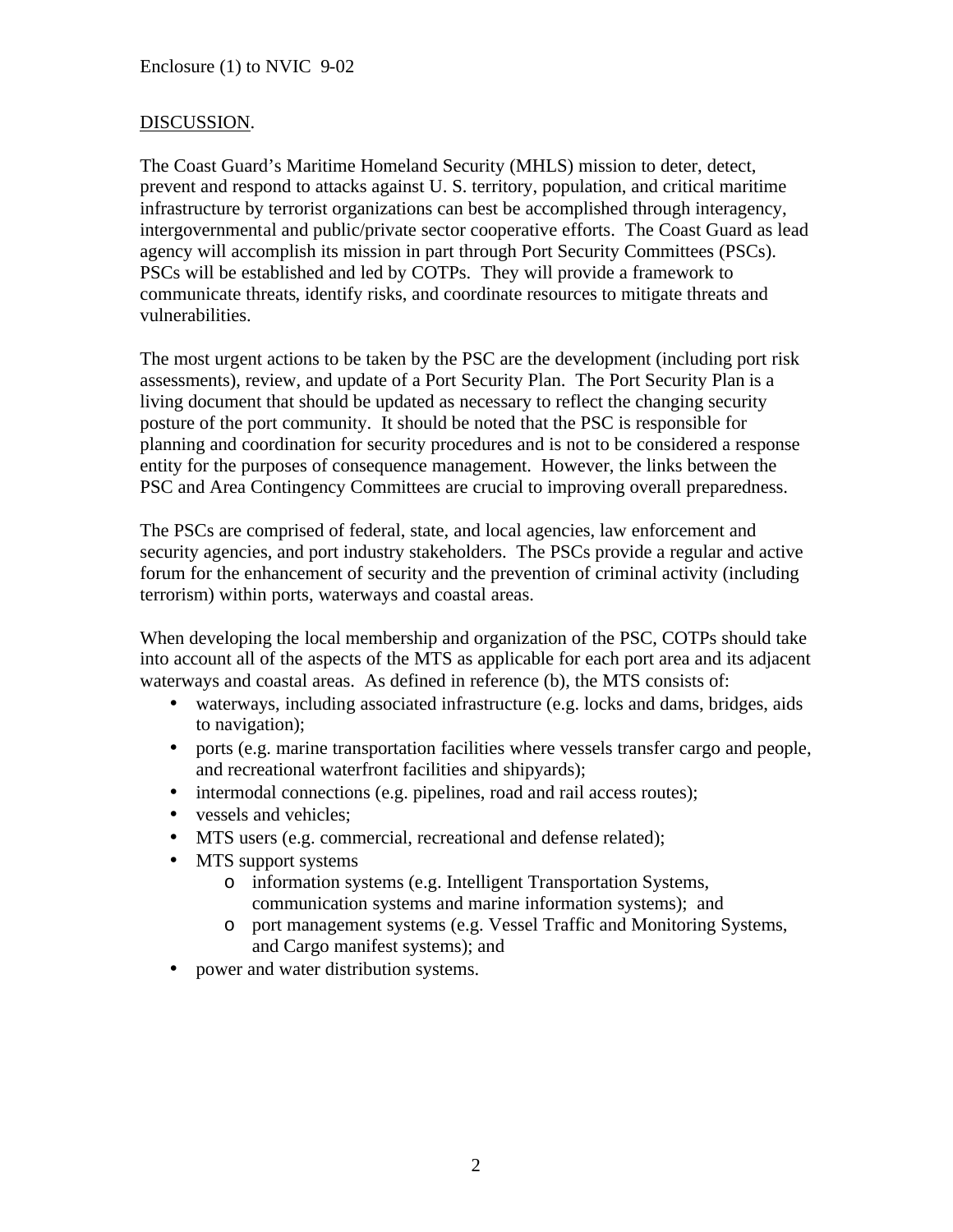DISCUSSION.

The Coast Guard's Maritime Homeland Security (MHLS) mission to deter, detect, prevent and respond to attacks against U. S. territory, population, and critical maritime infrastructure by terrorist organizations can best be accomplished through interagency, intergovernmental and public/private sector cooperative efforts. The Coast Guard as lead agency will accomplish its mission in part through Port Security Committees (PSCs). PSCs will be established and led by COTPs. They will provide a framework to communicate threats, identify risks, and coordinate resources to mitigate threats and vulnerabilities.

The most urgent actions to be taken by the PSC are the development (including port risk assessments), review, and update of a Port Security Plan. The Port Security Plan is a living document that should be updated as necessary to reflect the changing security posture of the port community. It should be noted that the PSC is responsible for planning and coordination for security procedures and is not to be considered a response entity for the purposes of consequence management. However, the links between the PSC and Area Contingency Committees are crucial to improving overall preparedness.

The PSCs are comprised of federal, state, and local agencies, law enforcement and security agencies, and port industry stakeholders. The PSCs provide a regular and active forum for the enhancement of security and the prevention of criminal activity (including terrorism) within ports, waterways and coastal areas.

When developing the local membership and organization of the PSC, COTPs should take into account all of the aspects of the MTS as applicable for each port area and its adjacent waterways and coastal areas. As defined in reference (b), the MTS consists of:

- waterways, including associated infrastructure (e.g. locks and dams, bridges, aids to navigation);
- ports (e.g. marine transportation facilities where vessels transfer cargo and people, and recreational waterfront facilities and shipyards);
- intermodal connections (e.g. pipelines, road and rail access routes);
- vessels and vehicles;
- MTS users (e.g. commercial, recreational and defense related);
- MTS support systems
    - information systems (e.g. Intelligent Transportation Systems, communication systems and marine information systems); and
    - port management systems (e.g. Vessel Traffic and Monitoring Systems, and Cargo manifest systems); and
- power and water distribution systems.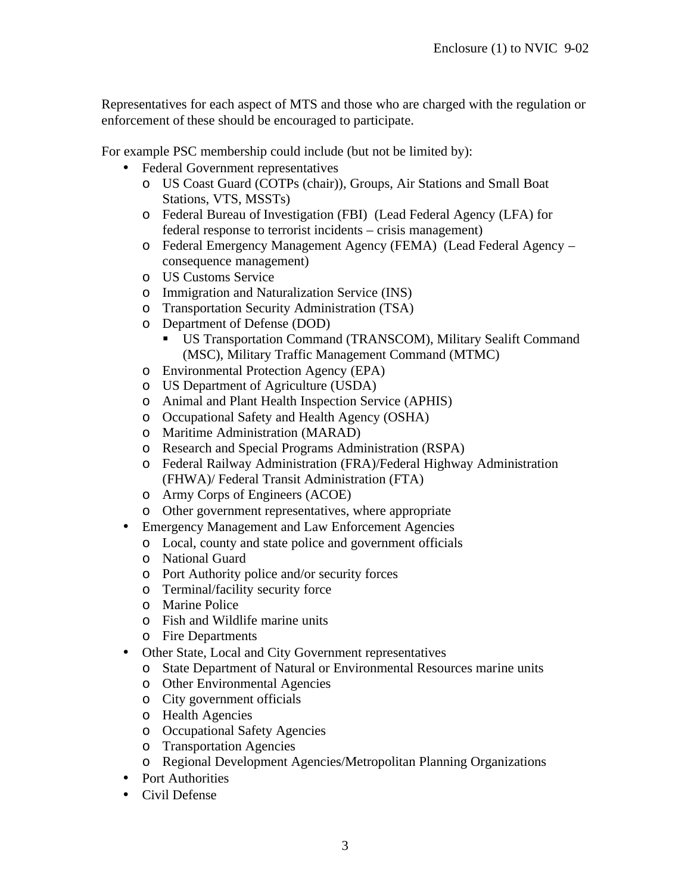Representatives for each aspect of MTS and those who are charged with the regulation or enforcement of these should be encouraged to participate.

For example PSC membership could include (but not be limited by):

- Federal Government representatives
  - US Coast Guard (COTPs (chair)), Groups, Air Stations and Small Boat Stations, VTS, MSSTs)
  - Federal Bureau of Investigation (FBI) (Lead Federal Agency (LFA) for federal response to terrorist incidents – crisis management)
  - Federal Emergency Management Agency (FEMA) (Lead Federal Agency – consequence management)
  - US Customs Service
  - Immigration and Naturalization Service (INS)
  - Transportation Security Administration (TSA)
  - Department of Defense (DOD)
    - US Transportation Command (TRANSCOM), Military Sealift Command (MSC), Military Traffic Management Command (MTMC)
  - Environmental Protection Agency (EPA)
  - US Department of Agriculture (USDA)
  - Animal and Plant Health Inspection Service (APHIS)
  - Occupational Safety and Health Agency (OSHA)
  - Maritime Administration (MARAD)
  - Research and Special Programs Administration (RSPA)
  - Federal Railway Administration (FRA)/Federal Highway Administration (FHWA)/ Federal Transit Administration (FTA)
  - Army Corps of Engineers (ACOE)
  - Other government representatives, where appropriate
- Emergency Management and Law Enforcement Agencies
  - Local, county and state police and government officials
  - National Guard
  - Port Authority police and/or security forces
  - Terminal/facility security force
  - Marine Police
  - Fish and Wildlife marine units
  - Fire Departments
- Other State, Local and City Government representatives
  - State Department of Natural or Environmental Resources marine units
  - Other Environmental Agencies
  - City government officials
  - Health Agencies
  - Occupational Safety Agencies
  - Transportation Agencies
  - Regional Development Agencies/Metropolitan Planning Organizations
- Port Authorities
- Civil Defense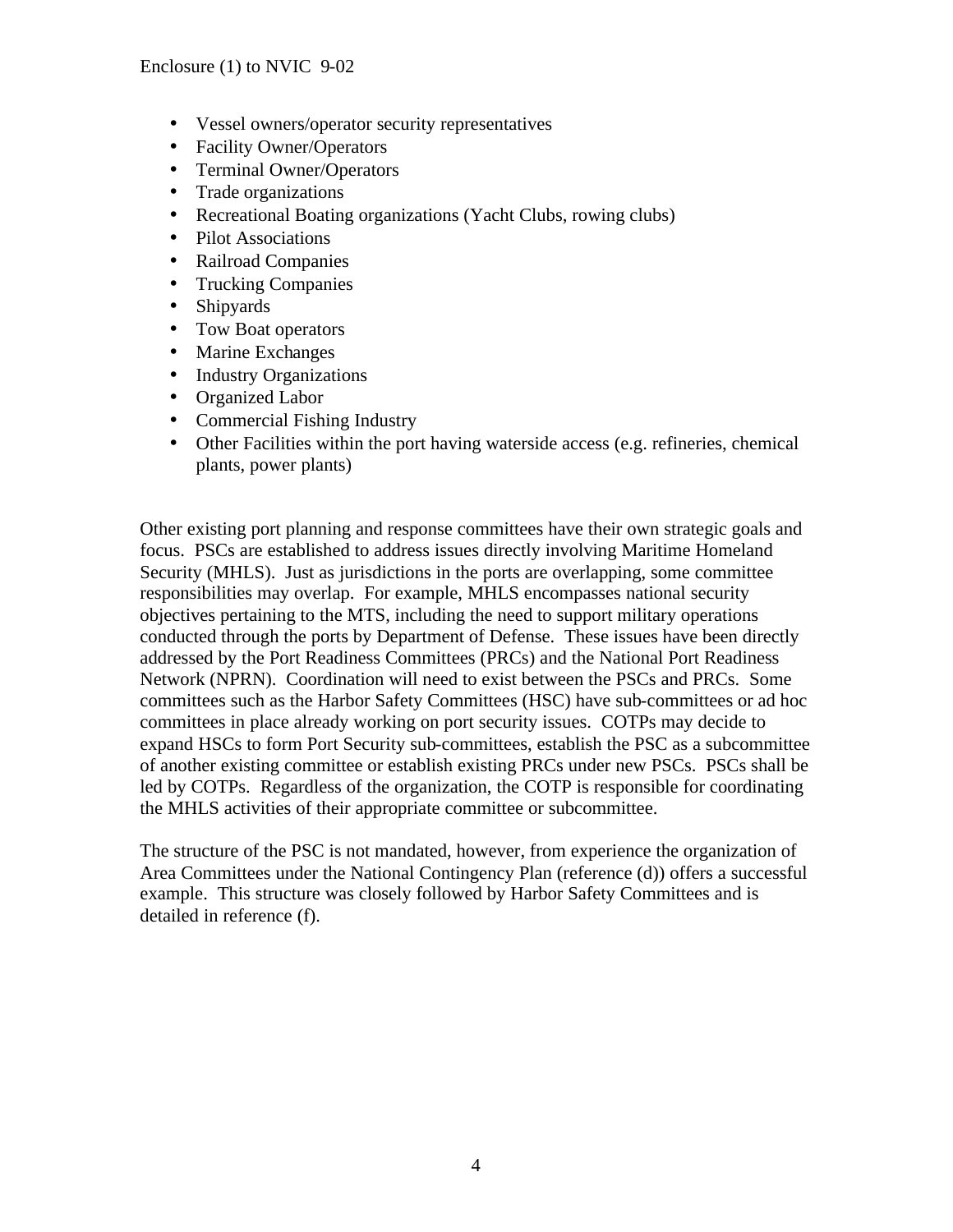- Vessel owners/operator security representatives
- Facility Owner/Operators
- Terminal Owner/Operators
- Trade organizations
- Recreational Boating organizations (Yacht Clubs, rowing clubs)
- Pilot Associations
- Railroad Companies
- Trucking Companies
- Shipyards
- Tow Boat operators
- Marine Exchanges
- Industry Organizations
- Organized Labor
- Commercial Fishing Industry
- Other Facilities within the port having waterside access (e.g. refineries, chemical plants, power plants)

Other existing port planning and response committees have their own strategic goals and focus. PSCs are established to address issues directly involving Maritime Homeland Security (MHLS). Just as jurisdictions in the ports are overlapping, some committee responsibilities may overlap. For example, MHLS encompasses national security objectives pertaining to the MTS, including the need to support military operations conducted through the ports by Department of Defense. These issues have been directly addressed by the Port Readiness Committees (PRCs) and the National Port Readiness Network (NPRN). Coordination will need to exist between the PSCs and PRCs. Some committees such as the Harbor Safety Committees (HSC) have sub-committees or ad hoc committees in place already working on port security issues. COTPs may decide to expand HSCs to form Port Security sub-committees, establish the PSC as a subcommittee of another existing committee or establish existing PRCs under new PSCs. PSCs shall be led by COTPs. Regardless of the organization, the COTP is responsible for coordinating the MHLS activities of their appropriate committee or subcommittee.

The structure of the PSC is not mandated, however, from experience the organization of Area Committees under the National Contingency Plan (reference (d)) offers a successful example. This structure was closely followed by Harbor Safety Committees and is detailed in reference (f).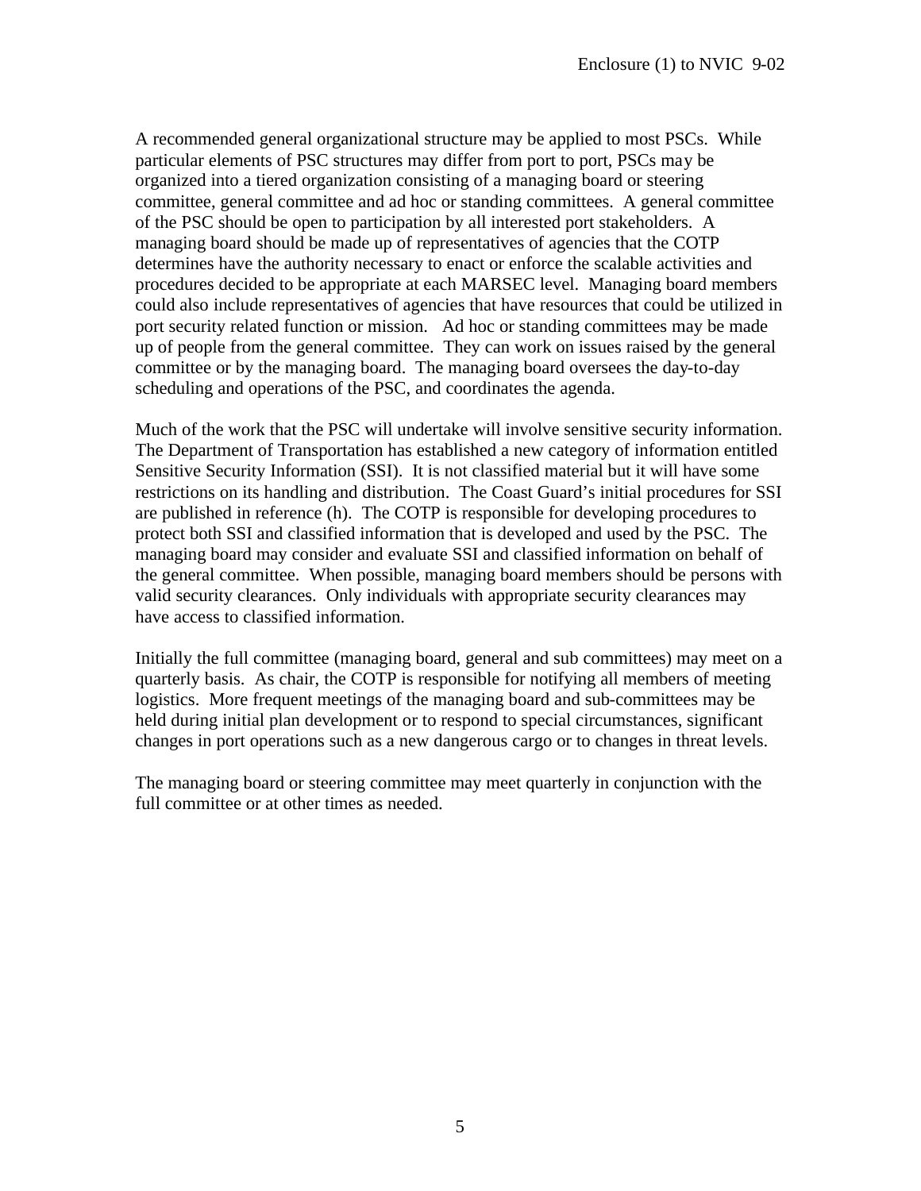A recommended general organizational structure may be applied to most PSCs. While particular elements of PSC structures may differ from port to port, PSCs may be organized into a tiered organization consisting of a managing board or steering committee, general committee and ad hoc or standing committees. A general committee of the PSC should be open to participation by all interested port stakeholders. A managing board should be made up of representatives of agencies that the COTP determines have the authority necessary to enact or enforce the scalable activities and procedures decided to be appropriate at each MARSEC level. Managing board members could also include representatives of agencies that have resources that could be utilized in port security related function or mission. Ad hoc or standing committees may be made up of people from the general committee. They can work on issues raised by the general committee or by the managing board. The managing board oversees the day-to-day scheduling and operations of the PSC, and coordinates the agenda.

Much of the work that the PSC will undertake will involve sensitive security information. The Department of Transportation has established a new category of information entitled Sensitive Security Information (SSI). It is not classified material but it will have some restrictions on its handling and distribution. The Coast Guard's initial procedures for SSI are published in reference (h). The COTP is responsible for developing procedures to protect both SSI and classified information that is developed and used by the PSC. The managing board may consider and evaluate SSI and classified information on behalf of the general committee. When possible, managing board members should be persons with valid security clearances. Only individuals with appropriate security clearances may have access to classified information.

Initially the full committee (managing board, general and sub committees) may meet on a quarterly basis. As chair, the COTP is responsible for notifying all members of meeting logistics. More frequent meetings of the managing board and sub-committees may be held during initial plan development or to respond to special circumstances, significant changes in port operations such as a new dangerous cargo or to changes in threat levels.

The managing board or steering committee may meet quarterly in conjunction with the full committee or at other times as needed.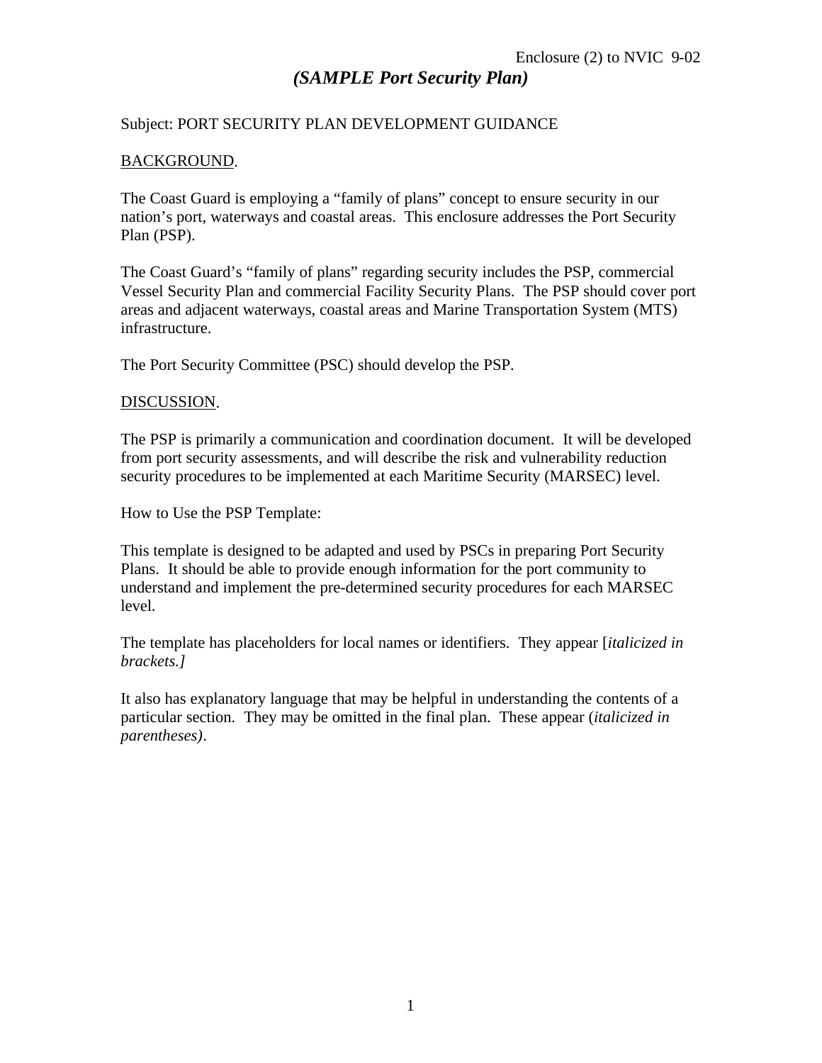Enclosure (2) to NVIC 9-02

## *(SAMPLE Port Security Plan)*

Subject: PORT SECURITY PLAN DEVELOPMENT GUIDANCE

<u>BACKGROUND</u>.

The Coast Guard is employing a "family of plans" concept to ensure security in our nation's port, waterways and coastal areas. This enclosure addresses the Port Security Plan (PSP).

The Coast Guard's "family of plans" regarding security includes the PSP, commercial Vessel Security Plan and commercial Facility Security Plans. The PSP should cover port areas and adjacent waterways, coastal areas and Marine Transportation System (MTS) infrastructure.

The Port Security Committee (PSC) should develop the PSP.

<u>DISCUSSION</u>.

The PSP is primarily a communication and coordination document. It will be developed from port security assessments, and will describe the risk and vulnerability reduction security procedures to be implemented at each Maritime Security (MARSEC) level.

How to Use the PSP Template:

This template is designed to be adapted and used by PSCs in preparing Port Security Plans. It should be able to provide enough information for the port community to understand and implement the pre-determined security procedures for each MARSEC level.

The template has placeholders for local names or identifiers. They appear [*italicized in brackets.]*

It also has explanatory language that may be helpful in understanding the contents of a particular section. They may be omitted in the final plan. These appear (*italicized in parentheses)*.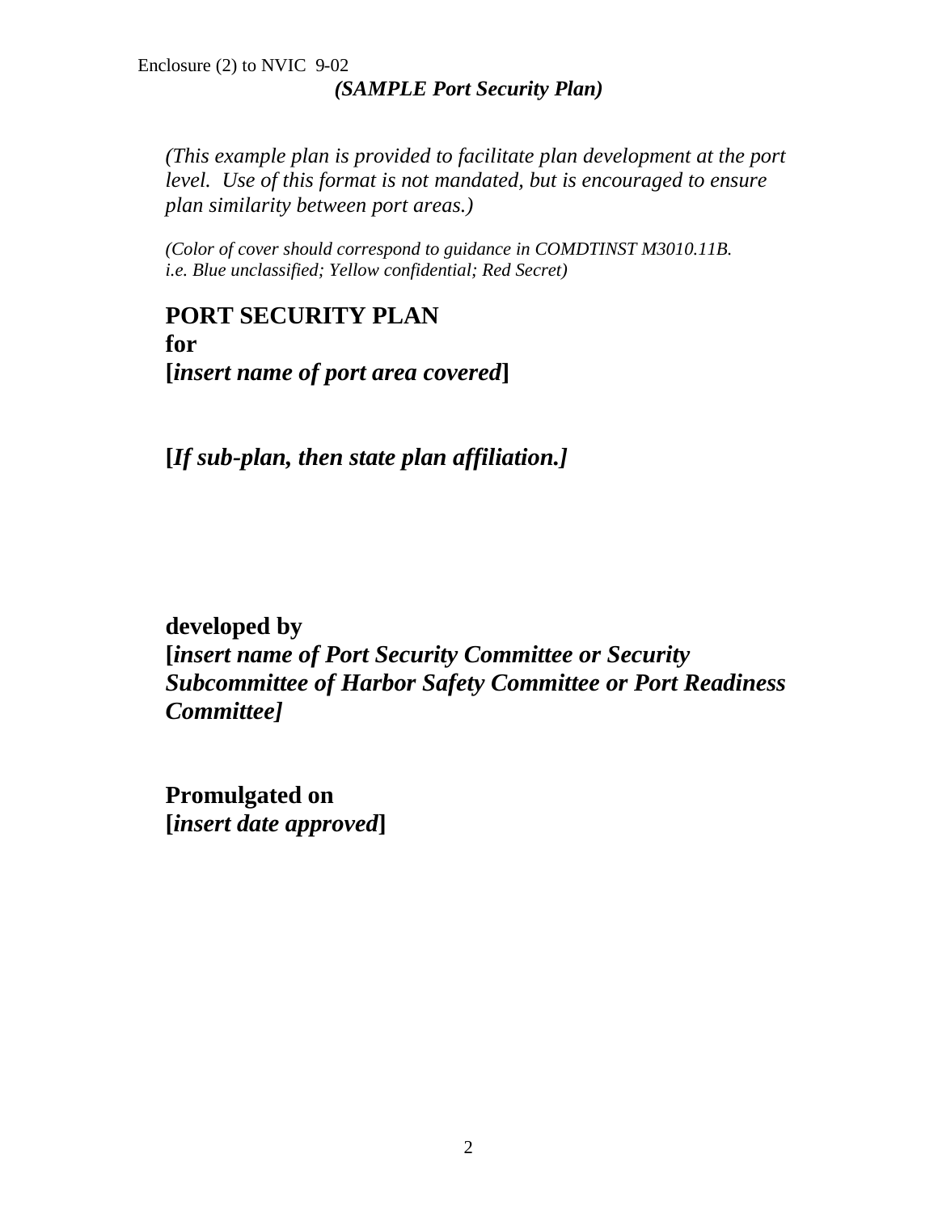*(SAMPLE Port Security Plan)*

*(This example plan is provided to facilitate plan development at the port level. Use of this format is not mandated, but is encouraged to ensure plan similarity between port areas.)*

*(Color of cover should correspond to guidance in COMDTINST M3010.11B. i.e. Blue unclassified; Yellow confidential; Red Secret)*

**PORT SECURITY PLAN**
**for**
**[*insert name of port area covered*]**

**[*If sub-plan, then state plan affiliation.]***

**developed by**
**[*insert name of Port Security Committee or Security Subcommittee of Harbor Safety Committee or Port Readiness Committee]***

**Promulgated on**
**[*insert date approved*]**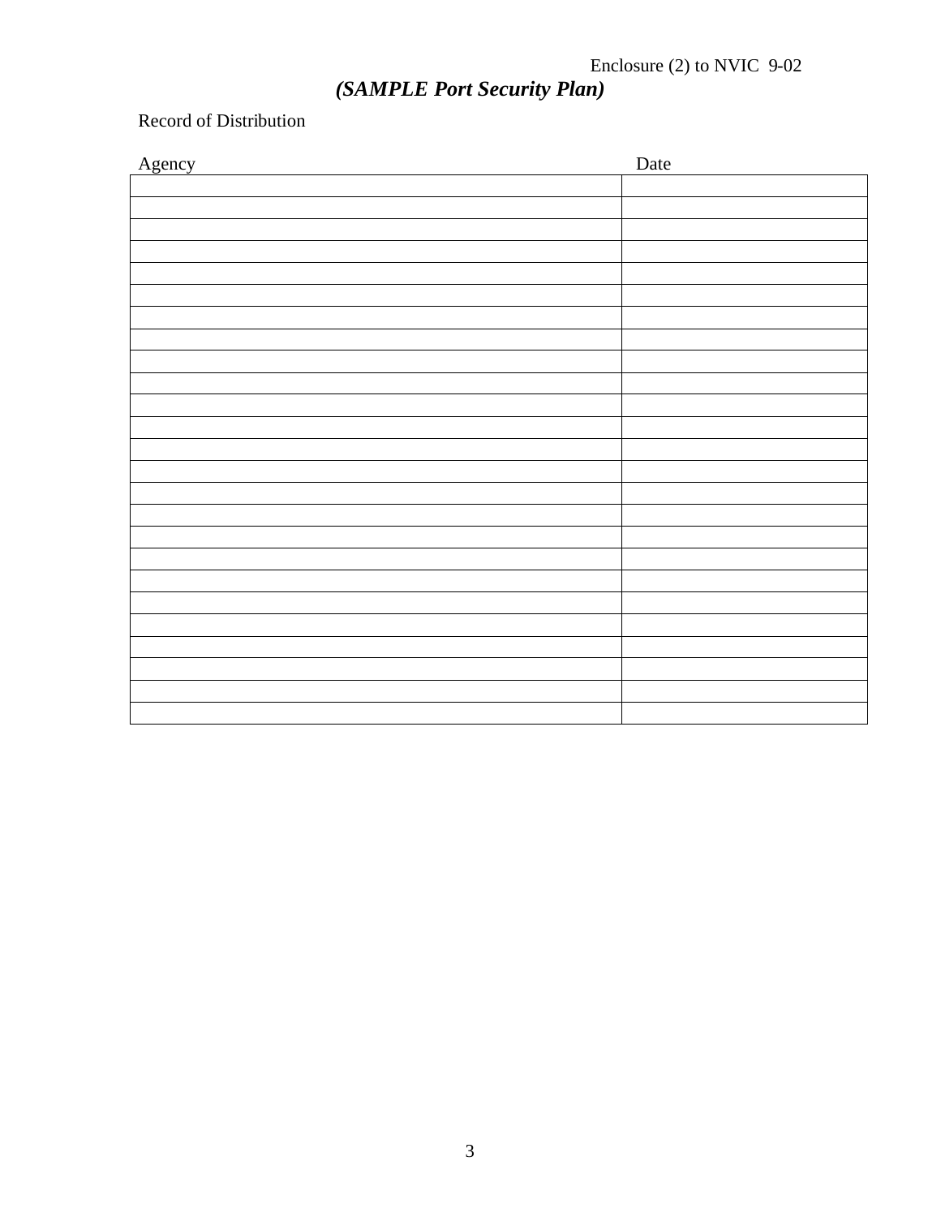Enclosure (2) to NVIC 9-02

***(SAMPLE Port Security Plan)***

Record of Distribution

| Agency | Date |
|---|---|
| | |
| | |
| | |
| | |
| | |
| | |
| | |
| | |
| | |
| | |
| | |
| | |
| | |
| | |
| | |
| | |
| | |
| | |
| | |
| | |
| | |
| | |
| | |
| | |
| | |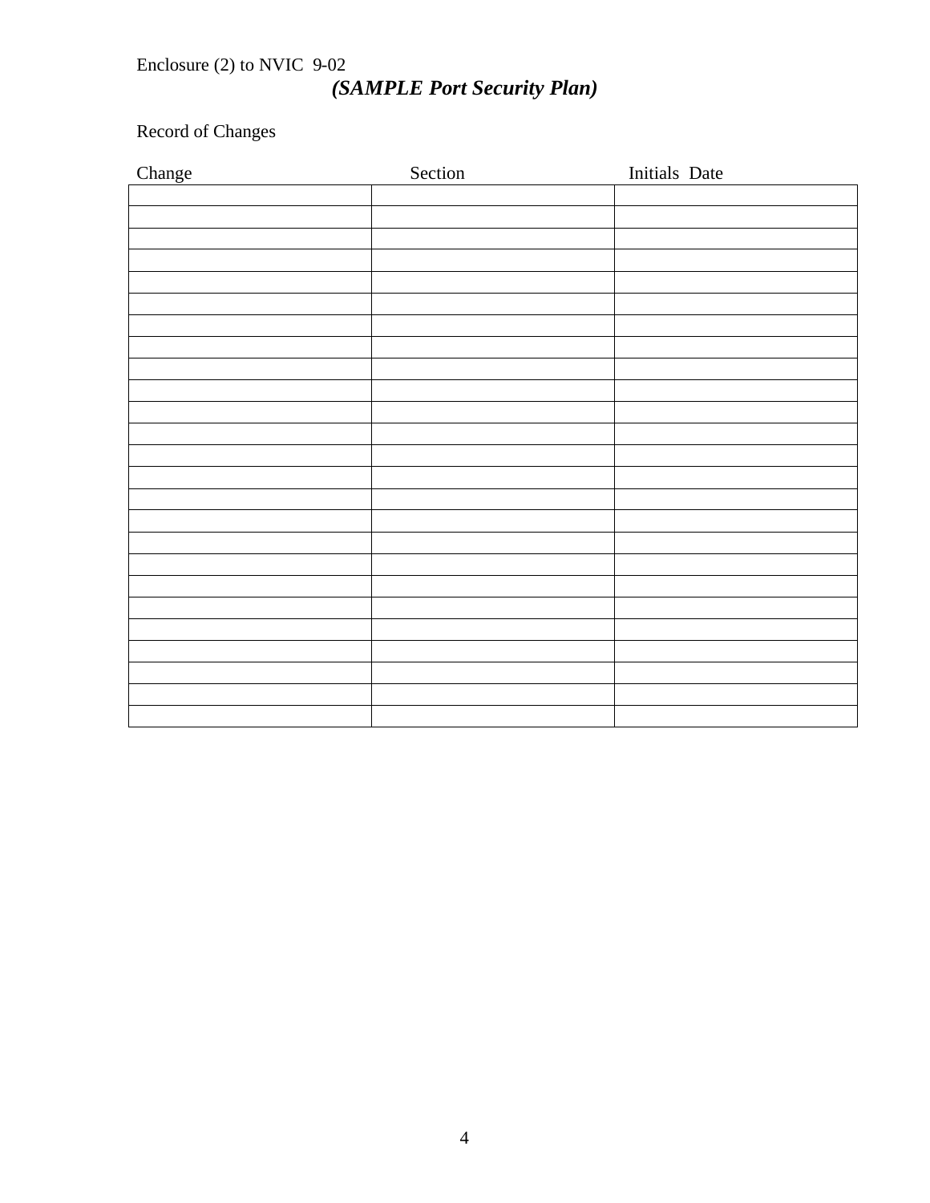Enclosure (2) to NVIC 9-02

***(SAMPLE Port Security Plan)***

Record of Changes

| Change | Section | Initials Date |
|---|---|---|
| | | |
| | | |
| | | |
| | | |
| | | |
| | | |
| | | |
| | | |
| | | |
| | | |
| | | |
| | | |
| | | |
| | | |
| | | |
| | | |
| | | |
| | | |
| | | |
| | | |
| | | |
| | | |
| | | |
| | | |
| | | |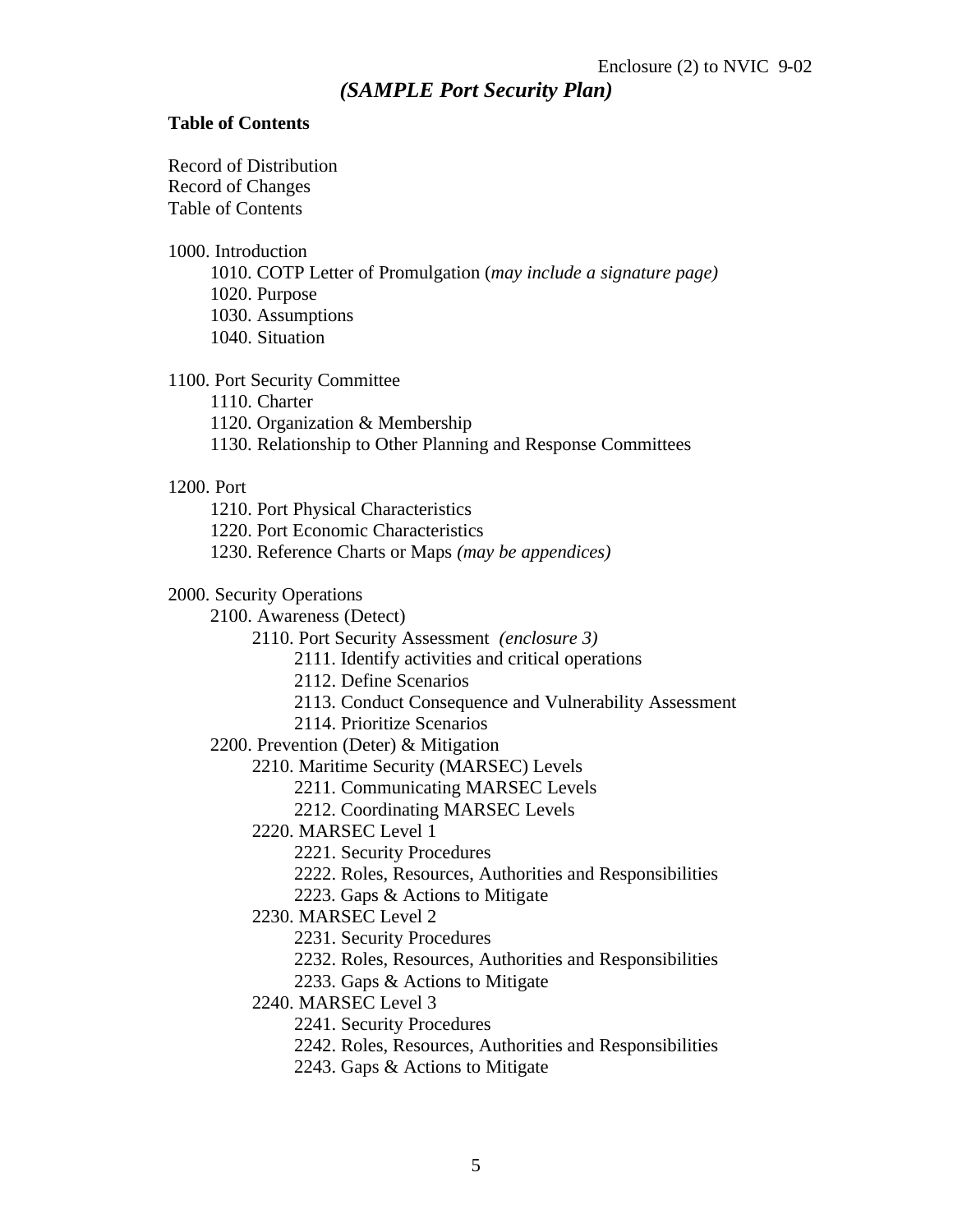Enclosure (2) to NVIC 9-02

## *(SAMPLE Port Security Plan)*

**Table of Contents**

Record of Distribution
Record of Changes
Table of Contents

1000. Introduction
  - 1010. COTP Letter of Promulgation (*may include a signature page)*
  - 1020. Purpose
  - 1030. Assumptions
  - 1040. Situation

1100. Port Security Committee
  - 1110. Charter
  - 1120. Organization & Membership
  - 1130. Relationship to Other Planning and Response Committees

1200. Port
  - 1210. Port Physical Characteristics
  - 1220. Port Economic Characteristics
  - 1230. Reference Charts or Maps *(may be appendices)*

2000. Security Operations
  - 2100. Awareness (Detect)
    - 2110. Port Security Assessment *(enclosure 3)*
      - 2111. Identify activities and critical operations
      - 2112. Define Scenarios
      - 2113. Conduct Consequence and Vulnerability Assessment
      - 2114. Prioritize Scenarios
  - 2200. Prevention (Deter) & Mitigation
    - 2210. Maritime Security (MARSEC) Levels
      - 2211. Communicating MARSEC Levels
      - 2212. Coordinating MARSEC Levels
    - 2220. MARSEC Level 1
      - 2221. Security Procedures
      - 2222. Roles, Resources, Authorities and Responsibilities
      - 2223. Gaps & Actions to Mitigate
    - 2230. MARSEC Level 2
      - 2231. Security Procedures
      - 2232. Roles, Resources, Authorities and Responsibilities
      - 2233. Gaps & Actions to Mitigate
    - 2240. MARSEC Level 3
      - 2241. Security Procedures
      - 2242. Roles, Resources, Authorities and Responsibilities
      - 2243. Gaps & Actions to Mitigate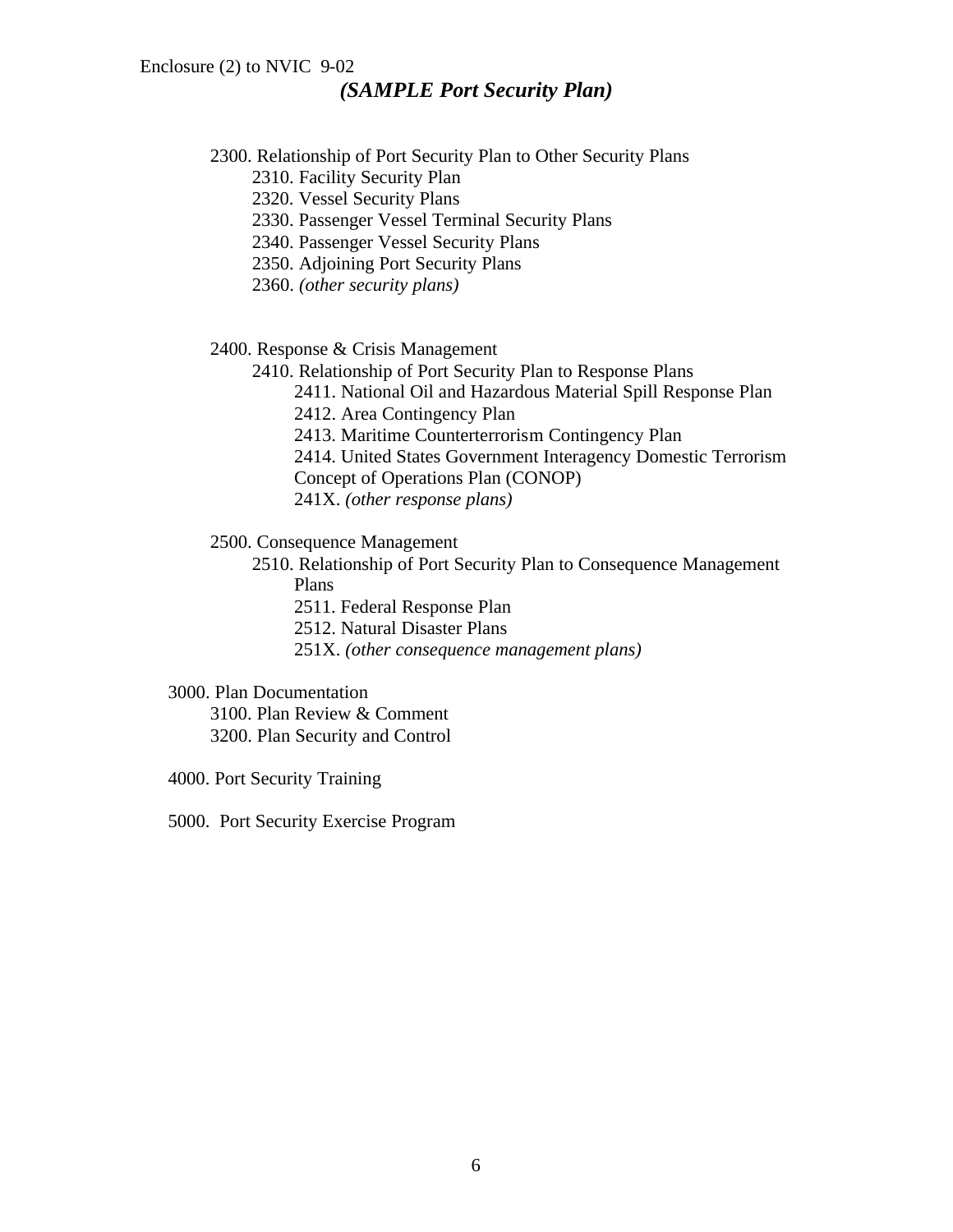- 2300. Relationship of Port Security Plan to Other Security Plans
    - 2310. Facility Security Plan
    - 2320. Vessel Security Plans
    - 2330. Passenger Vessel Terminal Security Plans
    - 2340. Passenger Vessel Security Plans
    - 2350. Adjoining Port Security Plans
    - 2360. *(other security plans)*

- 2400. Response & Crisis Management
    - 2410. Relationship of Port Security Plan to Response Plans
        - 2411. National Oil and Hazardous Material Spill Response Plan
        - 2412. Area Contingency Plan
        - 2413. Maritime Counterterrorism Contingency Plan
        - 2414. United States Government Interagency Domestic Terrorism Concept of Operations Plan (CONOP)
        - 241X. *(other response plans)*

- 2500. Consequence Management
    - 2510. Relationship of Port Security Plan to Consequence Management Plans
        - 2511. Federal Response Plan
        - 2512. Natural Disaster Plans
        - 251X. *(other consequence management plans)*

3000. Plan Documentation
- 3100. Plan Review & Comment
- 3200. Plan Security and Control

4000. Port Security Training

5000. Port Security Exercise Program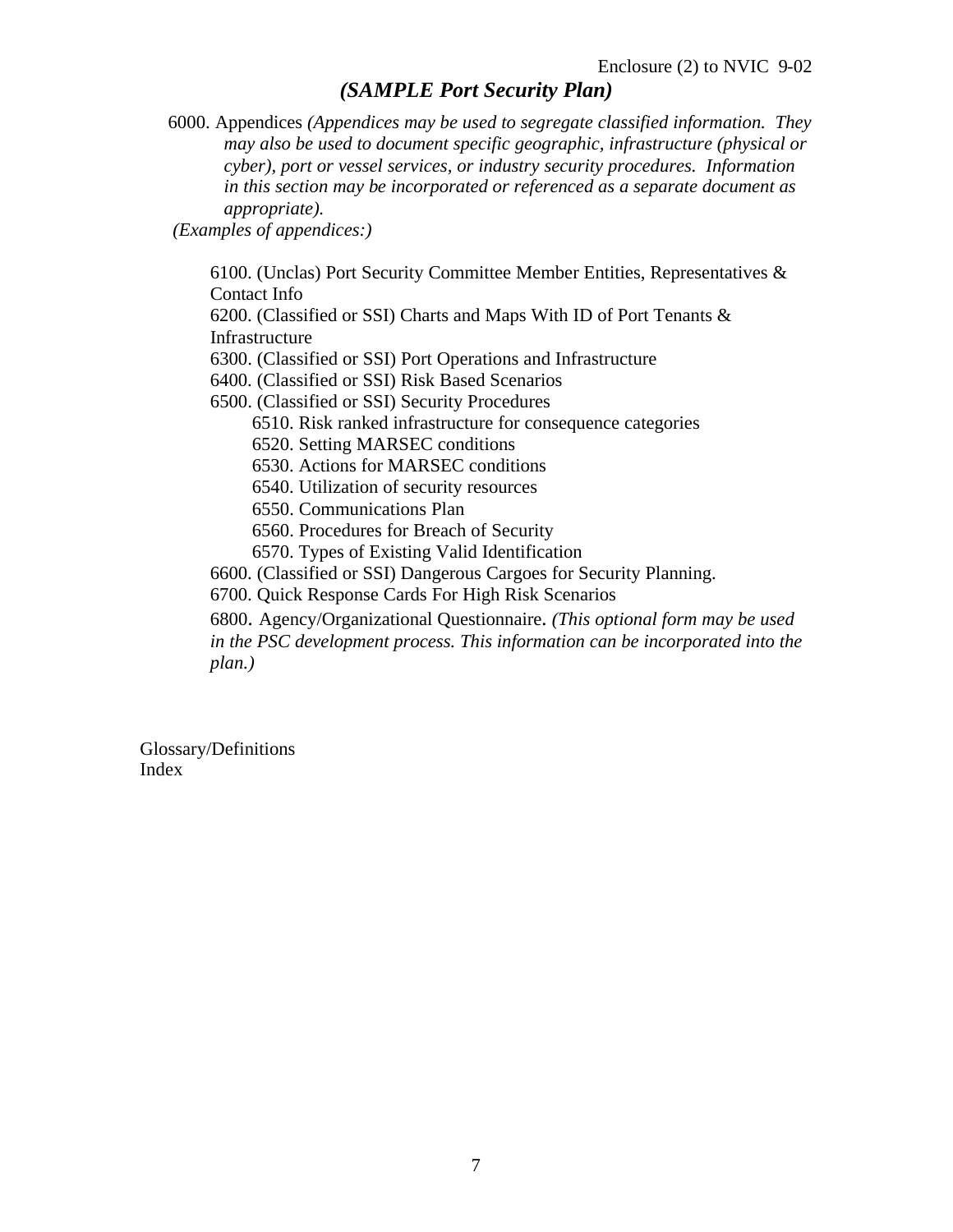# *(SAMPLE Port Security Plan)*

6000. Appendices *(Appendices may be used to segregate classified information. They may also be used to document specific geographic, infrastructure (physical or cyber), port or vessel services, or industry security procedures. Information in this section may be incorporated or referenced as a separate document as appropriate).*

*(Examples of appendices:)*

- 6100. (Unclas) Port Security Committee Member Entities, Representatives & Contact Info
- 6200. (Classified or SSI) Charts and Maps With ID of Port Tenants & Infrastructure
- 6300. (Classified or SSI) Port Operations and Infrastructure
- 6400. (Classified or SSI) Risk Based Scenarios
- 6500. (Classified or SSI) Security Procedures
  - 6510. Risk ranked infrastructure for consequence categories
  - 6520. Setting MARSEC conditions
  - 6530. Actions for MARSEC conditions
  - 6540. Utilization of security resources
  - 6550. Communications Plan
  - 6560. Procedures for Breach of Security
  - 6570. Types of Existing Valid Identification
- 6600. (Classified or SSI) Dangerous Cargoes for Security Planning.
- 6700. Quick Response Cards For High Risk Scenarios
- 6800. Agency/Organizational Questionnaire. *(This optional form may be used in the PSC development process. This information can be incorporated into the plan.)*

Glossary/Definitions

Index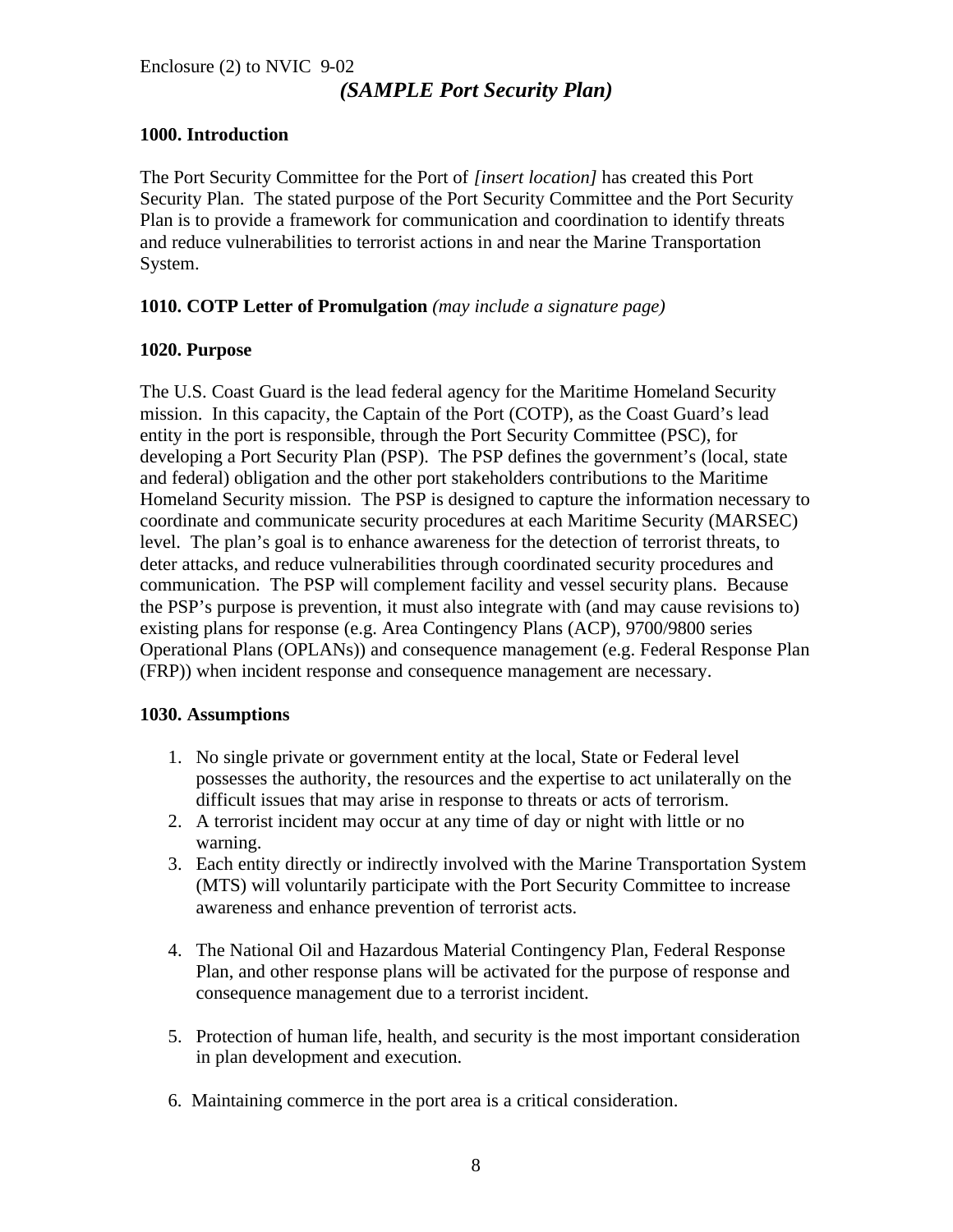Enclosure (2) to NVIC 9-02

## *(SAMPLE Port Security Plan)*

### 1000. Introduction

The Port Security Committee for the Port of *[insert location]* has created this Port Security Plan. The stated purpose of the Port Security Committee and the Port Security Plan is to provide a framework for communication and coordination to identify threats and reduce vulnerabilities to terrorist actions in and near the Marine Transportation System.

### 1010. COTP Letter of Promulgation *(may include a signature page)*

### 1020. Purpose

The U.S. Coast Guard is the lead federal agency for the Maritime Homeland Security mission. In this capacity, the Captain of the Port (COTP), as the Coast Guard's lead entity in the port is responsible, through the Port Security Committee (PSC), for developing a Port Security Plan (PSP). The PSP defines the government's (local, state and federal) obligation and the other port stakeholders contributions to the Maritime Homeland Security mission. The PSP is designed to capture the information necessary to coordinate and communicate security procedures at each Maritime Security (MARSEC) level. The plan's goal is to enhance awareness for the detection of terrorist threats, to deter attacks, and reduce vulnerabilities through coordinated security procedures and communication. The PSP will complement facility and vessel security plans. Because the PSP's purpose is prevention, it must also integrate with (and may cause revisions to) existing plans for response (e.g. Area Contingency Plans (ACP), 9700/9800 series Operational Plans (OPLANs)) and consequence management (e.g. Federal Response Plan (FRP)) when incident response and consequence management are necessary.

### 1030. Assumptions

1. No single private or government entity at the local, State or Federal level possesses the authority, the resources and the expertise to act unilaterally on the difficult issues that may arise in response to threats or acts of terrorism.
2. A terrorist incident may occur at any time of day or night with little or no warning.
3. Each entity directly or indirectly involved with the Marine Transportation System (MTS) will voluntarily participate with the Port Security Committee to increase awareness and enhance prevention of terrorist acts.
4. The National Oil and Hazardous Material Contingency Plan, Federal Response Plan, and other response plans will be activated for the purpose of response and consequence management due to a terrorist incident.
5. Protection of human life, health, and security is the most important consideration in plan development and execution.
6. Maintaining commerce in the port area is a critical consideration.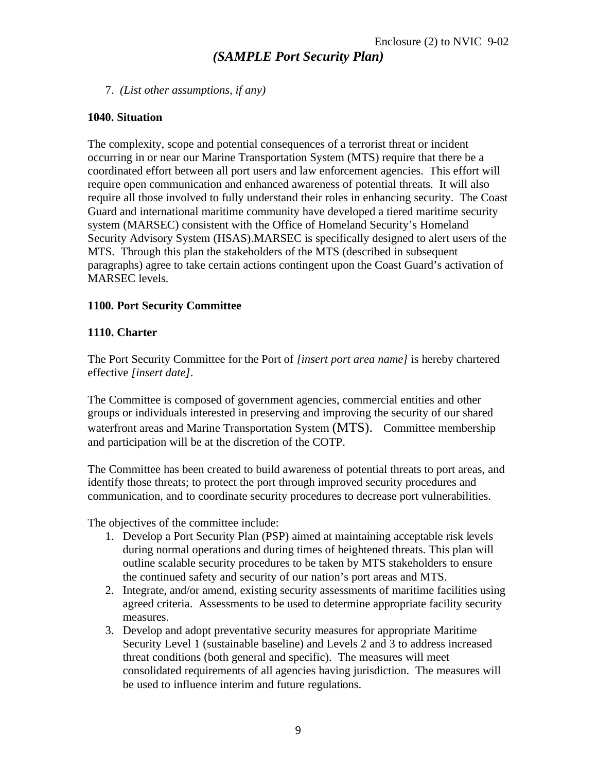7. *(List other assumptions, if any)*

**1040. Situation**

The complexity, scope and potential consequences of a terrorist threat or incident occurring in or near our Marine Transportation System (MTS) require that there be a coordinated effort between all port users and law enforcement agencies. This effort will require open communication and enhanced awareness of potential threats. It will also require all those involved to fully understand their roles in enhancing security. The Coast Guard and international maritime community have developed a tiered maritime security system (MARSEC) consistent with the Office of Homeland Security's Homeland Security Advisory System (HSAS).MARSEC is specifically designed to alert users of the MTS. Through this plan the stakeholders of the MTS (described in subsequent paragraphs) agree to take certain actions contingent upon the Coast Guard's activation of MARSEC levels.

**1100. Port Security Committee**

**1110. Charter**

The Port Security Committee for the Port of *[insert port area name]* is hereby chartered effective *[insert date]*.

The Committee is composed of government agencies, commercial entities and other groups or individuals interested in preserving and improving the security of our shared waterfront areas and Marine Transportation System (MTS). Committee membership and participation will be at the discretion of the COTP.

The Committee has been created to build awareness of potential threats to port areas, and identify those threats; to protect the port through improved security procedures and communication, and to coordinate security procedures to decrease port vulnerabilities.

The objectives of the committee include:

1. Develop a Port Security Plan (PSP) aimed at maintaining acceptable risk levels during normal operations and during times of heightened threats. This plan will outline scalable security procedures to be taken by MTS stakeholders to ensure the continued safety and security of our nation's port areas and MTS.
2. Integrate, and/or amend, existing security assessments of maritime facilities using agreed criteria. Assessments to be used to determine appropriate facility security measures.
3. Develop and adopt preventative security measures for appropriate Maritime Security Level 1 (sustainable baseline) and Levels 2 and 3 to address increased threat conditions (both general and specific). The measures will meet consolidated requirements of all agencies having jurisdiction. The measures will be used to influence interim and future regulations.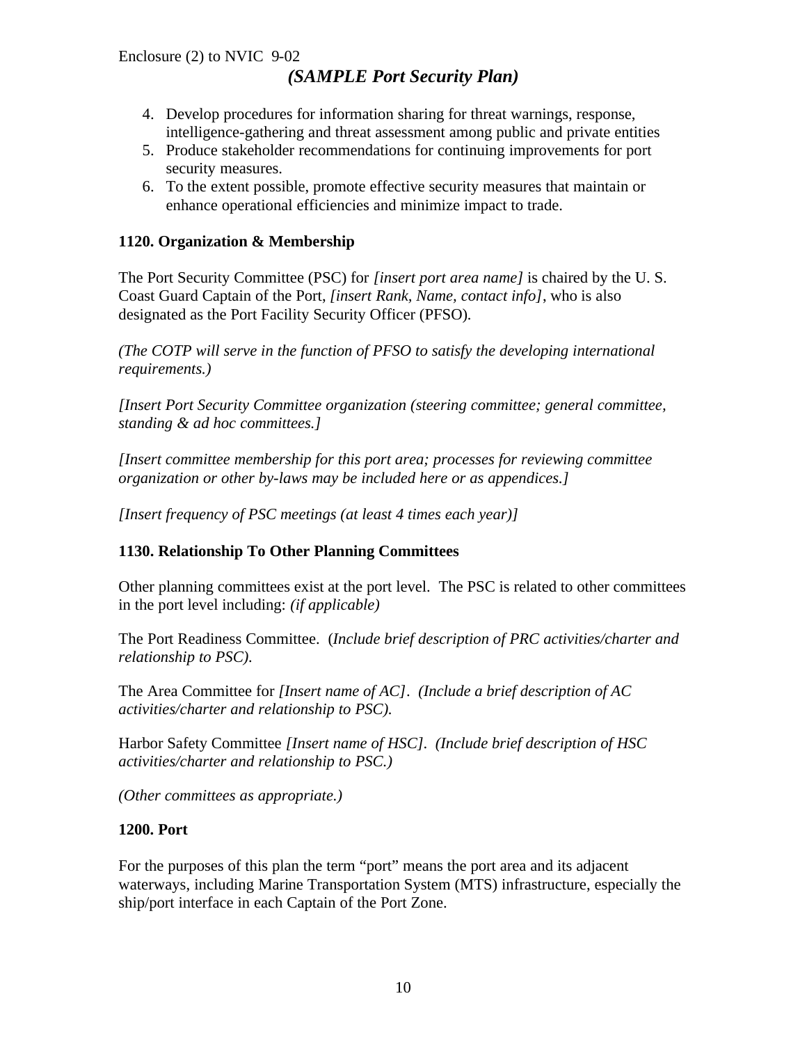4. Develop procedures for information sharing for threat warnings, response, intelligence-gathering and threat assessment among public and private entities
5. Produce stakeholder recommendations for continuing improvements for port security measures.
6. To the extent possible, promote effective security measures that maintain or enhance operational efficiencies and minimize impact to trade.

**1120. Organization & Membership**

The Port Security Committee (PSC) for *[insert port area name]* is chaired by the U. S. Coast Guard Captain of the Port, *[insert Rank, Name, contact info]*, who is also designated as the Port Facility Security Officer (PFSO).

*(The COTP will serve in the function of PFSO to satisfy the developing international requirements.)*

*[Insert Port Security Committee organization (steering committee; general committee, standing & ad hoc committees.]*

*[Insert committee membership for this port area; processes for reviewing committee organization or other by-laws may be included here or as appendices.]*

*[Insert frequency of PSC meetings (at least 4 times each year)]*

**1130. Relationship To Other Planning Committees**

Other planning committees exist at the port level. The PSC is related to other committees in the port level including: *(if applicable)*

The Port Readiness Committee. (*Include brief description of PRC activities/charter and relationship to PSC).*

The Area Committee for *[Insert name of AC]*. *(Include a brief description of AC activities/charter and relationship to PSC).*

Harbor Safety Committee *[Insert name of HSC]*. *(Include brief description of HSC activities/charter and relationship to PSC.)*

*(Other committees as appropriate.)*

**1200. Port**

For the purposes of this plan the term "port" means the port area and its adjacent waterways, including Marine Transportation System (MTS) infrastructure, especially the ship/port interface in each Captain of the Port Zone.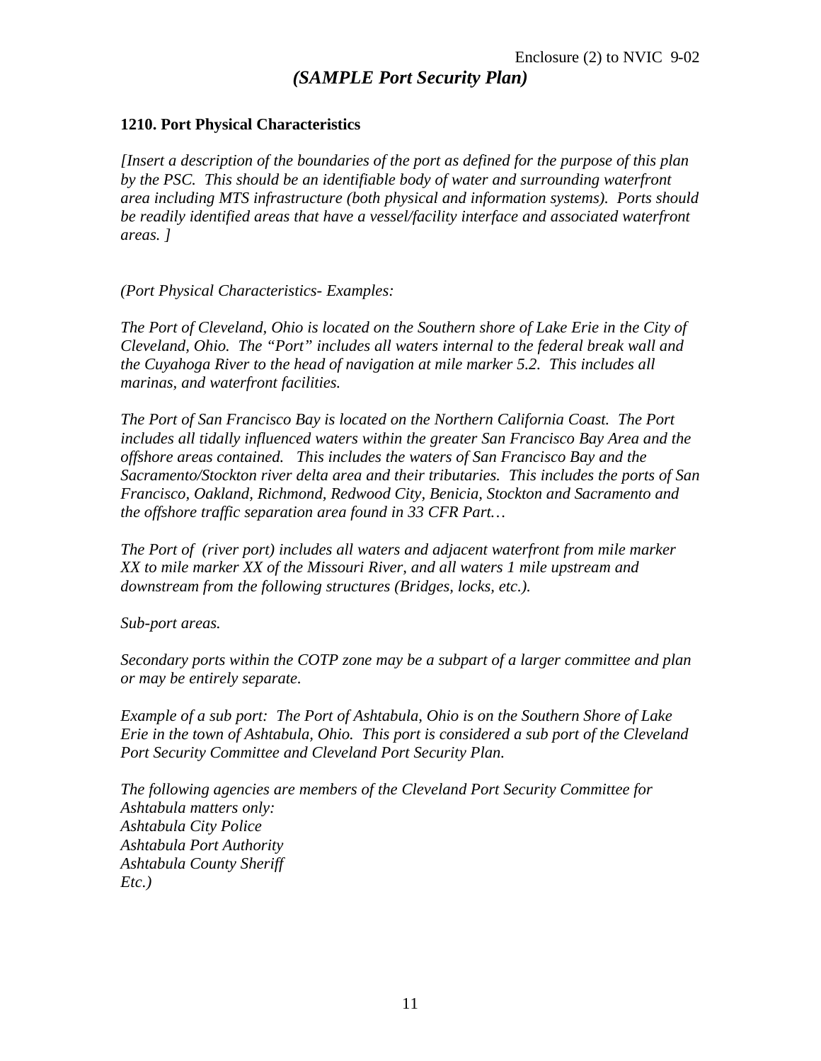Enclosure (2) to NVIC 9-02

***(SAMPLE Port Security Plan)***

**1210. Port Physical Characteristics**

*[Insert a description of the boundaries of the port as defined for the purpose of this plan by the PSC. This should be an identifiable body of water and surrounding waterfront area including MTS infrastructure (both physical and information systems). Ports should be readily identified areas that have a vessel/facility interface and associated waterfront areas. ]*

*(Port Physical Characteristics- Examples:*

*The Port of Cleveland, Ohio is located on the Southern shore of Lake Erie in the City of Cleveland, Ohio. The "Port" includes all waters internal to the federal break wall and the Cuyahoga River to the head of navigation at mile marker 5.2. This includes all marinas, and waterfront facilities.*

*The Port of San Francisco Bay is located on the Northern California Coast. The Port includes all tidally influenced waters within the greater San Francisco Bay Area and the offshore areas contained. This includes the waters of San Francisco Bay and the Sacramento/Stockton river delta area and their tributaries. This includes the ports of San Francisco, Oakland, Richmond, Redwood City, Benicia, Stockton and Sacramento and the offshore traffic separation area found in 33 CFR Part…*

*The Port of (river port) includes all waters and adjacent waterfront from mile marker XX to mile marker XX of the Missouri River, and all waters 1 mile upstream and downstream from the following structures (Bridges, locks, etc.).*

*Sub-port areas.*

*Secondary ports within the COTP zone may be a subpart of a larger committee and plan or may be entirely separate.*

*Example of a sub port: The Port of Ashtabula, Ohio is on the Southern Shore of Lake Erie in the town of Ashtabula, Ohio. This port is considered a sub port of the Cleveland Port Security Committee and Cleveland Port Security Plan.*

*The following agencies are members of the Cleveland Port Security Committee for Ashtabula matters only:*
*Ashtabula City Police*
*Ashtabula Port Authority*
*Ashtabula County Sheriff*
*Etc.)*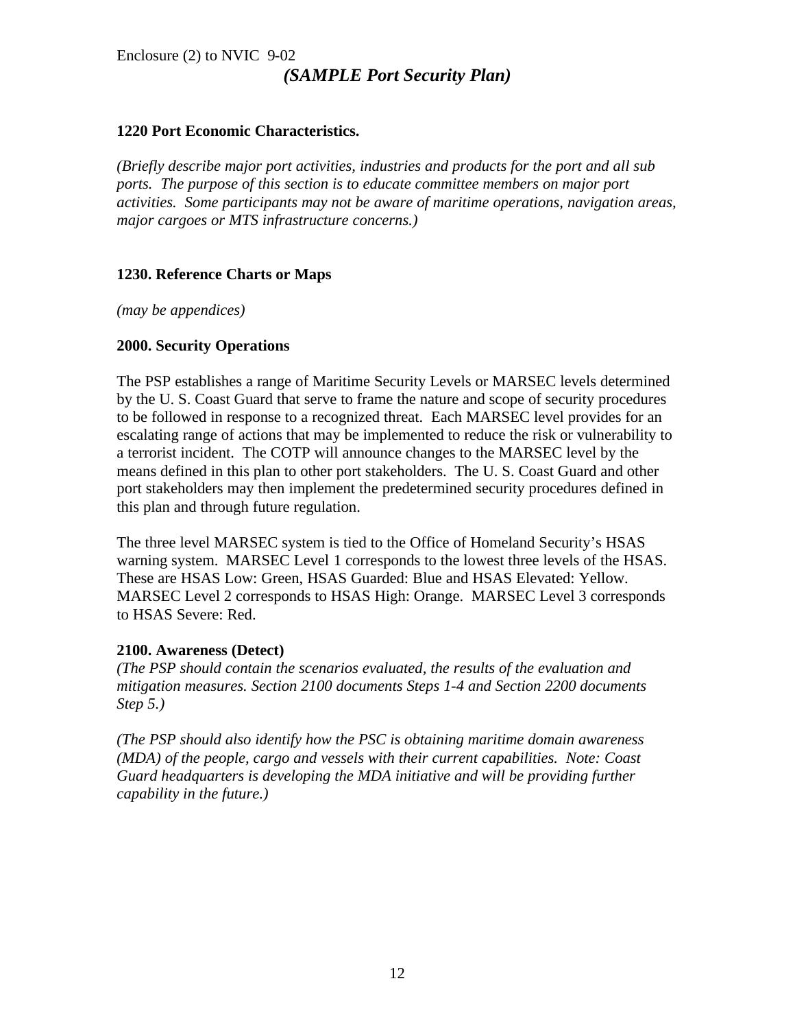### 1220 Port Economic Characteristics.

*(Briefly describe major port activities, industries and products for the port and all sub ports. The purpose of this section is to educate committee members on major port activities. Some participants may not be aware of maritime operations, navigation areas, major cargoes or MTS infrastructure concerns.)*

### 1230. Reference Charts or Maps

*(may be appendices)*

## 2000. Security Operations

The PSP establishes a range of Maritime Security Levels or MARSEC levels determined by the U. S. Coast Guard that serve to frame the nature and scope of security procedures to be followed in response to a recognized threat. Each MARSEC level provides for an escalating range of actions that may be implemented to reduce the risk or vulnerability to a terrorist incident. The COTP will announce changes to the MARSEC level by the means defined in this plan to other port stakeholders. The U. S. Coast Guard and other port stakeholders may then implement the predetermined security procedures defined in this plan and through future regulation.

The three level MARSEC system is tied to the Office of Homeland Security's HSAS warning system. MARSEC Level 1 corresponds to the lowest three levels of the HSAS. These are HSAS Low: Green, HSAS Guarded: Blue and HSAS Elevated: Yellow. MARSEC Level 2 corresponds to HSAS High: Orange. MARSEC Level 3 corresponds to HSAS Severe: Red.

### 2100. Awareness (Detect)

*(The PSP should contain the scenarios evaluated, the results of the evaluation and mitigation measures. Section 2100 documents Steps 1-4 and Section 2200 documents Step 5.)*

*(The PSP should also identify how the PSC is obtaining maritime domain awareness (MDA) of the people, cargo and vessels with their current capabilities. Note: Coast Guard headquarters is developing the MDA initiative and will be providing further capability in the future.)*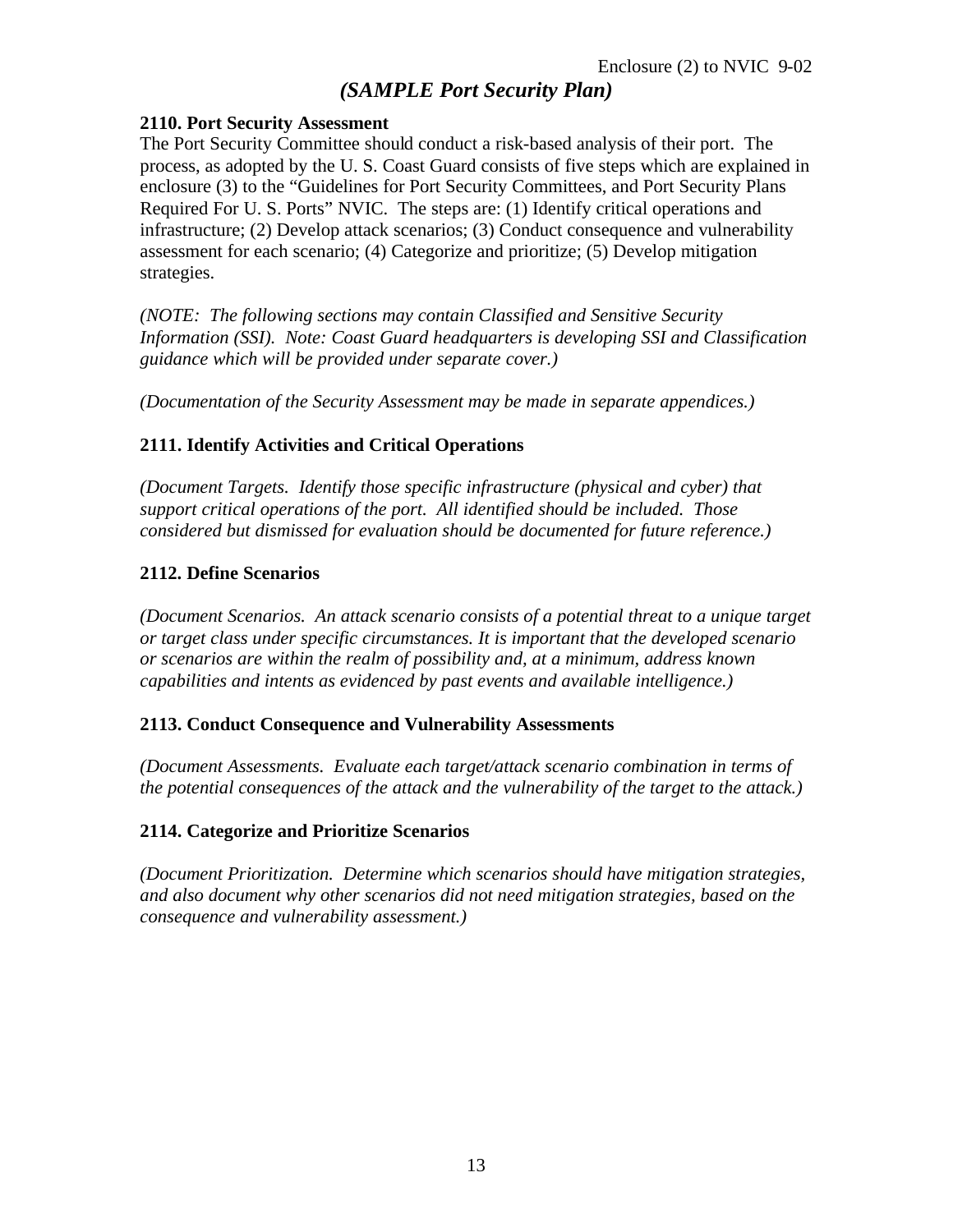*(SAMPLE Port Security Plan)*

**2110. Port Security Assessment**

The Port Security Committee should conduct a risk-based analysis of their port. The process, as adopted by the U. S. Coast Guard consists of five steps which are explained in enclosure (3) to the "Guidelines for Port Security Committees, and Port Security Plans Required For U. S. Ports" NVIC. The steps are: (1) Identify critical operations and infrastructure; (2) Develop attack scenarios; (3) Conduct consequence and vulnerability assessment for each scenario; (4) Categorize and prioritize; (5) Develop mitigation strategies.

*(NOTE: The following sections may contain Classified and Sensitive Security Information (SSI). Note: Coast Guard headquarters is developing SSI and Classification guidance which will be provided under separate cover.)*

*(Documentation of the Security Assessment may be made in separate appendices.)*

**2111. Identify Activities and Critical Operations**

*(Document Targets. Identify those specific infrastructure (physical and cyber) that support critical operations of the port. All identified should be included. Those considered but dismissed for evaluation should be documented for future reference.)*

**2112. Define Scenarios**

*(Document Scenarios. An attack scenario consists of a potential threat to a unique target or target class under specific circumstances. It is important that the developed scenario or scenarios are within the realm of possibility and, at a minimum, address known capabilities and intents as evidenced by past events and available intelligence.)*

**2113. Conduct Consequence and Vulnerability Assessments**

*(Document Assessments. Evaluate each target/attack scenario combination in terms of the potential consequences of the attack and the vulnerability of the target to the attack.)*

**2114. Categorize and Prioritize Scenarios**

*(Document Prioritization. Determine which scenarios should have mitigation strategies, and also document why other scenarios did not need mitigation strategies, based on the consequence and vulnerability assessment.)*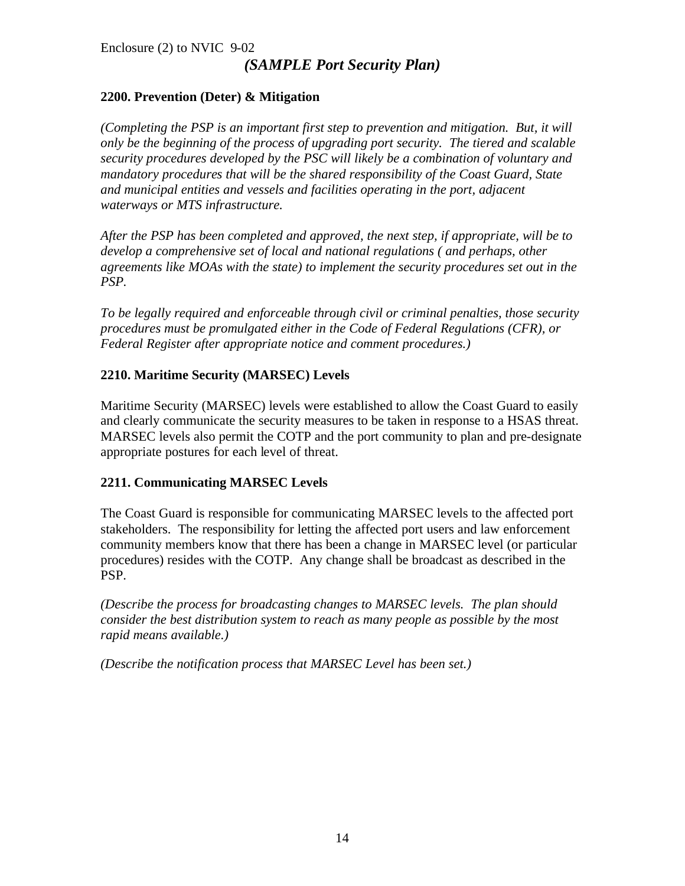**2200. Prevention (Deter) & Mitigation**

*(Completing the PSP is an important first step to prevention and mitigation. But, it will only be the beginning of the process of upgrading port security. The tiered and scalable security procedures developed by the PSC will likely be a combination of voluntary and mandatory procedures that will be the shared responsibility of the Coast Guard, State and municipal entities and vessels and facilities operating in the port, adjacent waterways or MTS infrastructure.*

*After the PSP has been completed and approved, the next step, if appropriate, will be to develop a comprehensive set of local and national regulations ( and perhaps, other agreements like MOAs with the state) to implement the security procedures set out in the PSP.*

*To be legally required and enforceable through civil or criminal penalties, those security procedures must be promulgated either in the Code of Federal Regulations (CFR), or Federal Register after appropriate notice and comment procedures.)*

**2210. Maritime Security (MARSEC) Levels**

Maritime Security (MARSEC) levels were established to allow the Coast Guard to easily and clearly communicate the security measures to be taken in response to a HSAS threat. MARSEC levels also permit the COTP and the port community to plan and pre-designate appropriate postures for each level of threat.

**2211. Communicating MARSEC Levels**

The Coast Guard is responsible for communicating MARSEC levels to the affected port stakeholders. The responsibility for letting the affected port users and law enforcement community members know that there has been a change in MARSEC level (or particular procedures) resides with the COTP. Any change shall be broadcast as described in the PSP.

*(Describe the process for broadcasting changes to MARSEC levels. The plan should consider the best distribution system to reach as many people as possible by the most rapid means available.)*

*(Describe the notification process that MARSEC Level has been set.)*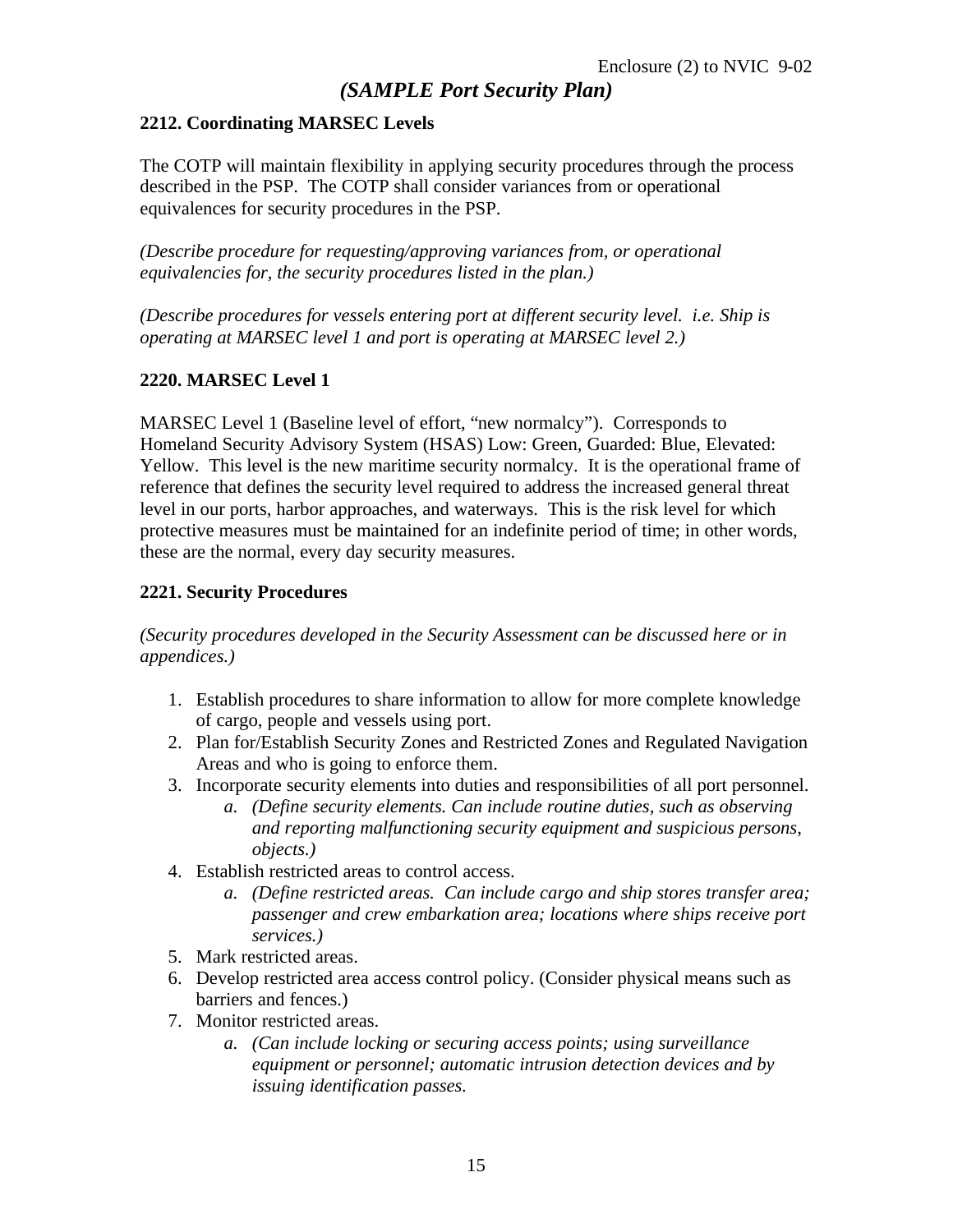*(SAMPLE Port Security Plan)*

**2212. Coordinating MARSEC Levels**

The COTP will maintain flexibility in applying security procedures through the process described in the PSP. The COTP shall consider variances from or operational equivalences for security procedures in the PSP.

*(Describe procedure for requesting/approving variances from, or operational equivalencies for, the security procedures listed in the plan.)*

*(Describe procedures for vessels entering port at different security level. i.e. Ship is operating at MARSEC level 1 and port is operating at MARSEC level 2.)*

**2220. MARSEC Level 1**

MARSEC Level 1 (Baseline level of effort, "new normalcy"). Corresponds to Homeland Security Advisory System (HSAS) Low: Green, Guarded: Blue, Elevated: Yellow. This level is the new maritime security normalcy. It is the operational frame of reference that defines the security level required to address the increased general threat level in our ports, harbor approaches, and waterways. This is the risk level for which protective measures must be maintained for an indefinite period of time; in other words, these are the normal, every day security measures.

**2221. Security Procedures**

*(Security procedures developed in the Security Assessment can be discussed here or in appendices.)*

1. Establish procedures to share information to allow for more complete knowledge of cargo, people and vessels using port.
2. Plan for/Establish Security Zones and Restricted Zones and Regulated Navigation Areas and who is going to enforce them.
3. Incorporate security elements into duties and responsibilities of all port personnel.
    a. *(Define security elements. Can include routine duties, such as observing and reporting malfunctioning security equipment and suspicious persons, objects.)*
4. Establish restricted areas to control access.
    a. *(Define restricted areas. Can include cargo and ship stores transfer area; passenger and crew embarkation area; locations where ships receive port services.)*
5. Mark restricted areas.
6. Develop restricted area access control policy. (Consider physical means such as barriers and fences.)
7. Monitor restricted areas.
    a. *(Can include locking or securing access points; using surveillance equipment or personnel; automatic intrusion detection devices and by issuing identification passes.*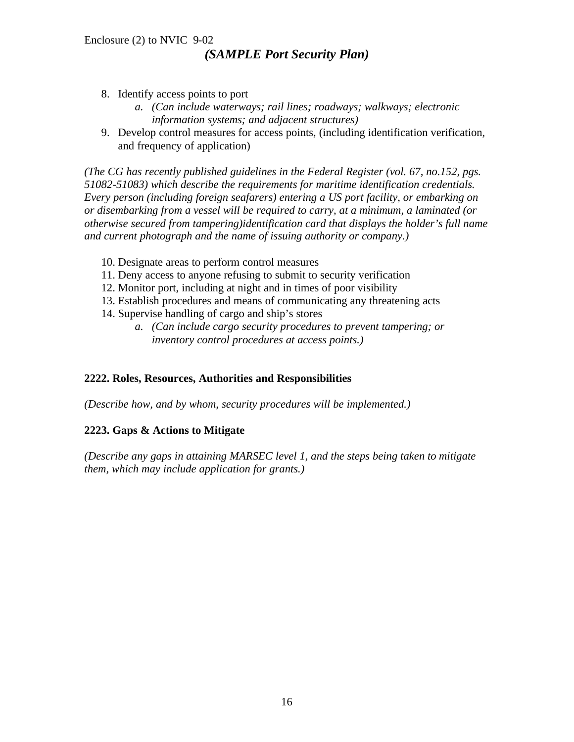8. Identify access points to port
   a. *(Can include waterways; rail lines; roadways; walkways; electronic information systems; and adjacent structures)*
9. Develop control measures for access points, (including identification verification, and frequency of application)

*(The CG has recently published guidelines in the Federal Register (vol. 67, no.152, pgs. 51082-51083) which describe the requirements for maritime identification credentials. Every person (including foreign seafarers) entering a US port facility, or embarking on or disembarking from a vessel will be required to carry, at a minimum, a laminated (or otherwise secured from tampering)identification card that displays the holder's full name and current photograph and the name of issuing authority or company.)*

10. Designate areas to perform control measures
11. Deny access to anyone refusing to submit to security verification
12. Monitor port, including at night and in times of poor visibility
13. Establish procedures and means of communicating any threatening acts
14. Supervise handling of cargo and ship's stores
    a. *(Can include cargo security procedures to prevent tampering; or inventory control procedures at access points.)*

**2222. Roles, Resources, Authorities and Responsibilities**

*(Describe how, and by whom, security procedures will be implemented.)*

**2223. Gaps & Actions to Mitigate**

*(Describe any gaps in attaining MARSEC level 1, and the steps being taken to mitigate them, which may include application for grants.)*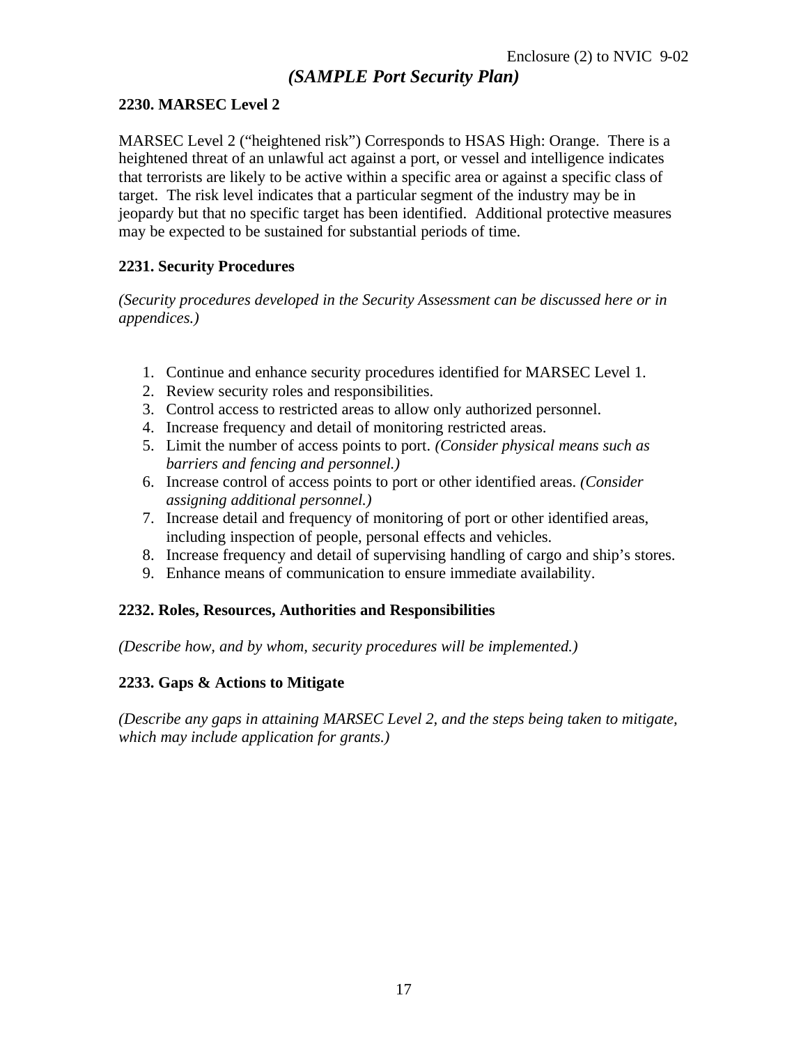*(SAMPLE Port Security Plan)*

**2230. MARSEC Level 2**

MARSEC Level 2 ("heightened risk") Corresponds to HSAS High: Orange. There is a heightened threat of an unlawful act against a port, or vessel and intelligence indicates that terrorists are likely to be active within a specific area or against a specific class of target. The risk level indicates that a particular segment of the industry may be in jeopardy but that no specific target has been identified. Additional protective measures may be expected to be sustained for substantial periods of time.

**2231. Security Procedures**

*(Security procedures developed in the Security Assessment can be discussed here or in appendices.)*

1. Continue and enhance security procedures identified for MARSEC Level 1.
2. Review security roles and responsibilities.
3. Control access to restricted areas to allow only authorized personnel.
4. Increase frequency and detail of monitoring restricted areas.
5. Limit the number of access points to port. *(Consider physical means such as barriers and fencing and personnel.)*
6. Increase control of access points to port or other identified areas. *(Consider assigning additional personnel.)*
7. Increase detail and frequency of monitoring of port or other identified areas, including inspection of people, personal effects and vehicles.
8. Increase frequency and detail of supervising handling of cargo and ship's stores.
9. Enhance means of communication to ensure immediate availability.

**2232. Roles, Resources, Authorities and Responsibilities**

*(Describe how, and by whom, security procedures will be implemented.)*

**2233. Gaps & Actions to Mitigate**

*(Describe any gaps in attaining MARSEC Level 2, and the steps being taken to mitigate, which may include application for grants.)*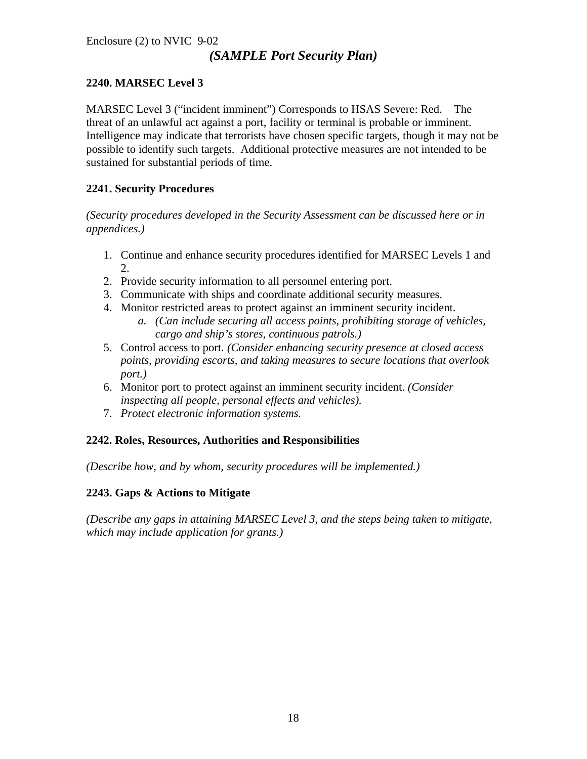## 2240. MARSEC Level 3

MARSEC Level 3 (“incident imminent”) Corresponds to HSAS Severe: Red. The threat of an unlawful act against a port, facility or terminal is probable or imminent. Intelligence may indicate that terrorists have chosen specific targets, though it may not be possible to identify such targets. Additional protective measures are not intended to be sustained for substantial periods of time.

### 2241. Security Procedures

*(Security procedures developed in the Security Assessment can be discussed here or in appendices.)*

1. Continue and enhance security procedures identified for MARSEC Levels 1 and 2.
2. Provide security information to all personnel entering port.
3. Communicate with ships and coordinate additional security measures.
4. Monitor restricted areas to protect against an imminent security incident.
   a. *(Can include securing all access points, prohibiting storage of vehicles, cargo and ship’s stores, continuous patrols.)*
5. Control access to port. *(Consider enhancing security presence at closed access points, providing escorts, and taking measures to secure locations that overlook port.)*
6. Monitor port to protect against an imminent security incident. *(Consider inspecting all people, personal effects and vehicles).*
7. *Protect electronic information systems.*

### 2242. Roles, Resources, Authorities and Responsibilities

*(Describe how, and by whom, security procedures will be implemented.)*

### 2243. Gaps & Actions to Mitigate

*(Describe any gaps in attaining MARSEC Level 3, and the steps being taken to mitigate, which may include application for grants.)*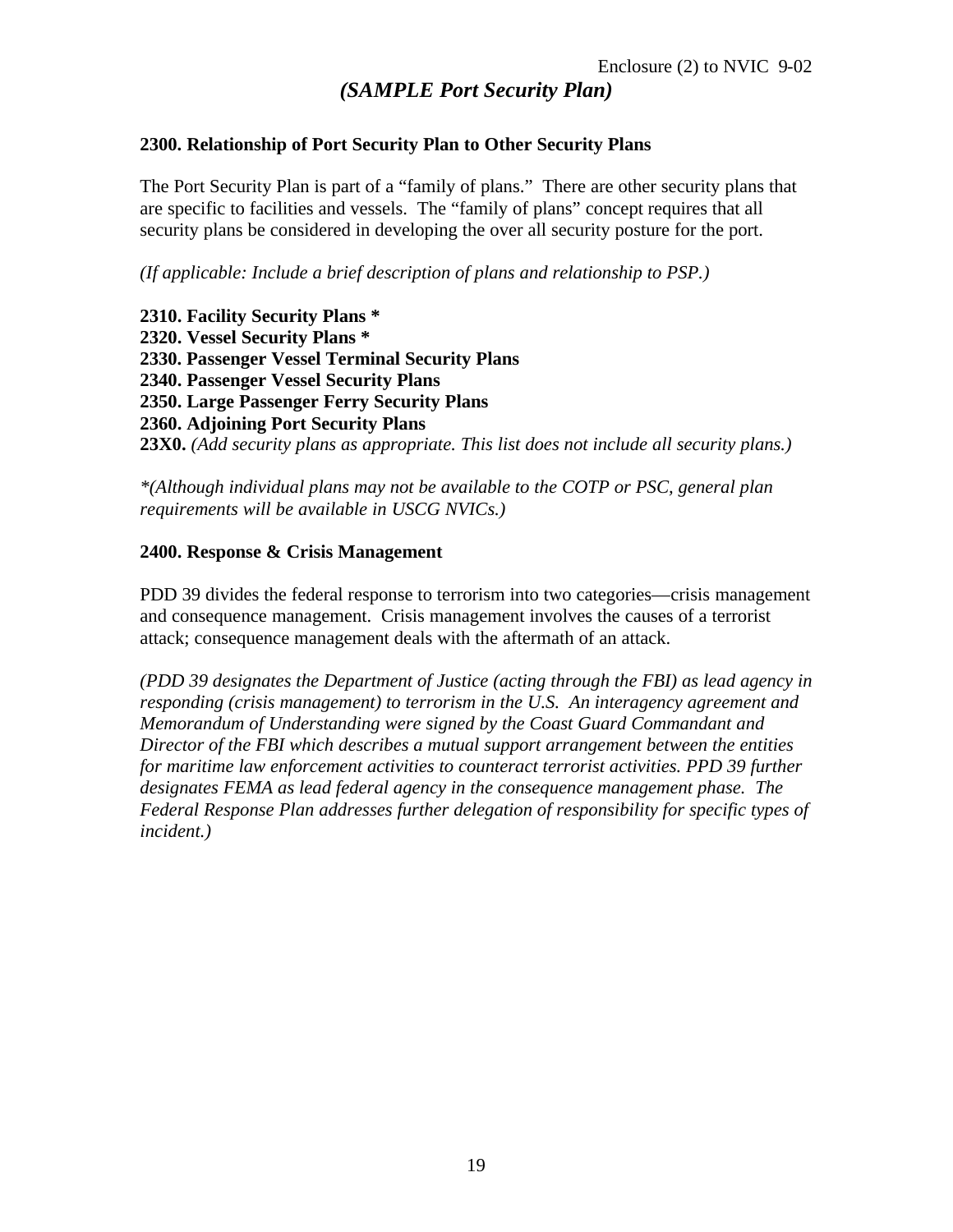*(SAMPLE Port Security Plan)*

**2300. Relationship of Port Security Plan to Other Security Plans**

The Port Security Plan is part of a "family of plans." There are other security plans that are specific to facilities and vessels. The "family of plans" concept requires that all security plans be considered in developing the over all security posture for the port.

*(If applicable: Include a brief description of plans and relationship to PSP.)*

**2310. Facility Security Plans ***
**2320. Vessel Security Plans ***
**2330. Passenger Vessel Terminal Security Plans**
**2340. Passenger Vessel Security Plans**
**2350. Large Passenger Ferry Security Plans**
**2360. Adjoining Port Security Plans**
**23X0.** *(Add security plans as appropriate. This list does not include all security plans.)*

*\*(Although individual plans may not be available to the COTP or PSC, general plan requirements will be available in USCG NVICs.)*

**2400. Response & Crisis Management**

PDD 39 divides the federal response to terrorism into two categories—crisis management and consequence management. Crisis management involves the causes of a terrorist attack; consequence management deals with the aftermath of an attack.

*(PDD 39 designates the Department of Justice (acting through the FBI) as lead agency in responding (crisis management) to terrorism in the U.S. An interagency agreement and Memorandum of Understanding were signed by the Coast Guard Commandant and Director of the FBI which describes a mutual support arrangement between the entities for maritime law enforcement activities to counteract terrorist activities. PPD 39 further designates FEMA as lead federal agency in the consequence management phase. The Federal Response Plan addresses further delegation of responsibility for specific types of incident.)*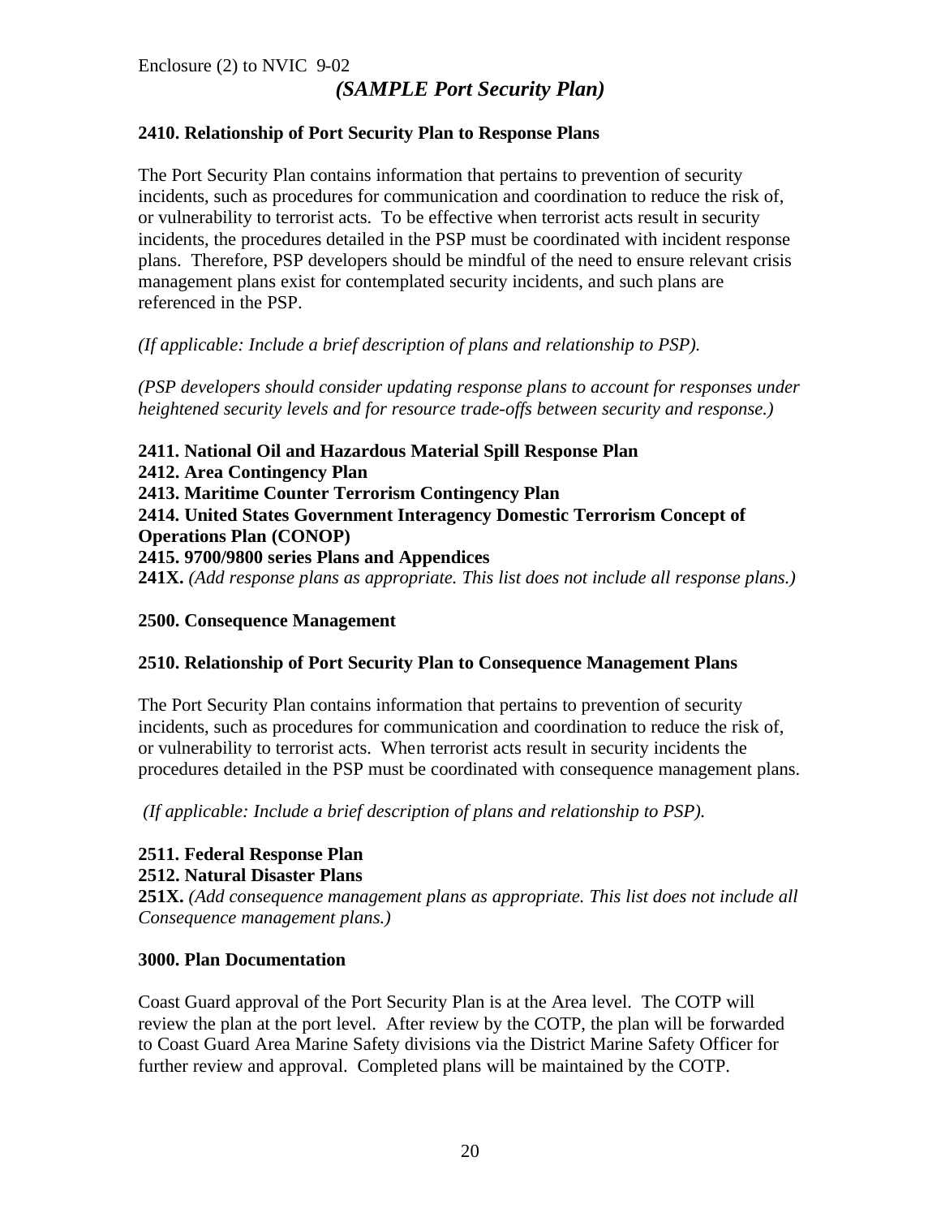Enclosure (2) to NVIC 9-02

*(SAMPLE Port Security Plan)*

**2410. Relationship of Port Security Plan to Response Plans**

The Port Security Plan contains information that pertains to prevention of security incidents, such as procedures for communication and coordination to reduce the risk of, or vulnerability to terrorist acts. To be effective when terrorist acts result in security incidents, the procedures detailed in the PSP must be coordinated with incident response plans. Therefore, PSP developers should be mindful of the need to ensure relevant crisis management plans exist for contemplated security incidents, and such plans are referenced in the PSP.

*(If applicable: Include a brief description of plans and relationship to PSP).*

*(PSP developers should consider updating response plans to account for responses under heightened security levels and for resource trade-offs between security and response.)*

**2411. National Oil and Hazardous Material Spill Response Plan**
**2412. Area Contingency Plan**
**2413. Maritime Counter Terrorism Contingency Plan**
**2414. United States Government Interagency Domestic Terrorism Concept of Operations Plan (CONOP)**
**2415. 9700/9800 series Plans and Appendices**
**241X.** *(Add response plans as appropriate. This list does not include all response plans.)*

**2500. Consequence Management**

**2510. Relationship of Port Security Plan to Consequence Management Plans**

The Port Security Plan contains information that pertains to prevention of security incidents, such as procedures for communication and coordination to reduce the risk of, or vulnerability to terrorist acts. When terrorist acts result in security incidents the procedures detailed in the PSP must be coordinated with consequence management plans.

*(If applicable: Include a brief description of plans and relationship to PSP).*

**2511. Federal Response Plan**
**2512. Natural Disaster Plans**
**251X.** *(Add consequence management plans as appropriate. This list does not include all Consequence management plans.)*

**3000. Plan Documentation**

Coast Guard approval of the Port Security Plan is at the Area level. The COTP will review the plan at the port level. After review by the COTP, the plan will be forwarded to Coast Guard Area Marine Safety divisions via the District Marine Safety Officer for further review and approval. Completed plans will be maintained by the COTP.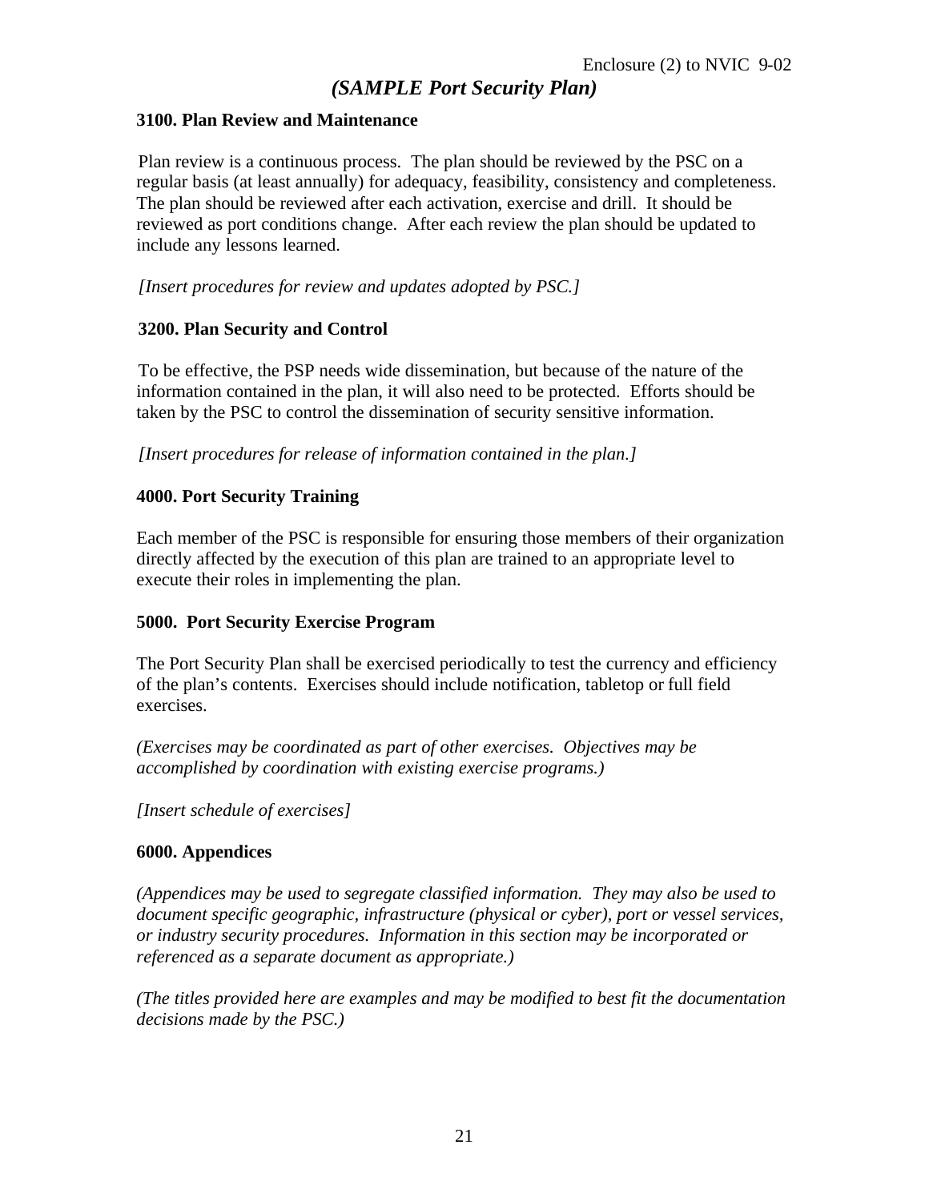*(SAMPLE Port Security Plan)*

**3100. Plan Review and Maintenance**

Plan review is a continuous process. The plan should be reviewed by the PSC on a regular basis (at least annually) for adequacy, feasibility, consistency and completeness. The plan should be reviewed after each activation, exercise and drill. It should be reviewed as port conditions change. After each review the plan should be updated to include any lessons learned.

*[Insert procedures for review and updates adopted by PSC.]*

**3200. Plan Security and Control**

To be effective, the PSP needs wide dissemination, but because of the nature of the information contained in the plan, it will also need to be protected. Efforts should be taken by the PSC to control the dissemination of security sensitive information.

*[Insert procedures for release of information contained in the plan.]*

**4000. Port Security Training**

Each member of the PSC is responsible for ensuring those members of their organization directly affected by the execution of this plan are trained to an appropriate level to execute their roles in implementing the plan.

**5000. Port Security Exercise Program**

The Port Security Plan shall be exercised periodically to test the currency and efficiency of the plan's contents. Exercises should include notification, tabletop or full field exercises.

*(Exercises may be coordinated as part of other exercises. Objectives may be accomplished by coordination with existing exercise programs.)*

*[Insert schedule of exercises]*

**6000. Appendices**

*(Appendices may be used to segregate classified information. They may also be used to document specific geographic, infrastructure (physical or cyber), port or vessel services, or industry security procedures. Information in this section may be incorporated or referenced as a separate document as appropriate.)*

*(The titles provided here are examples and may be modified to best fit the documentation decisions made by the PSC.)*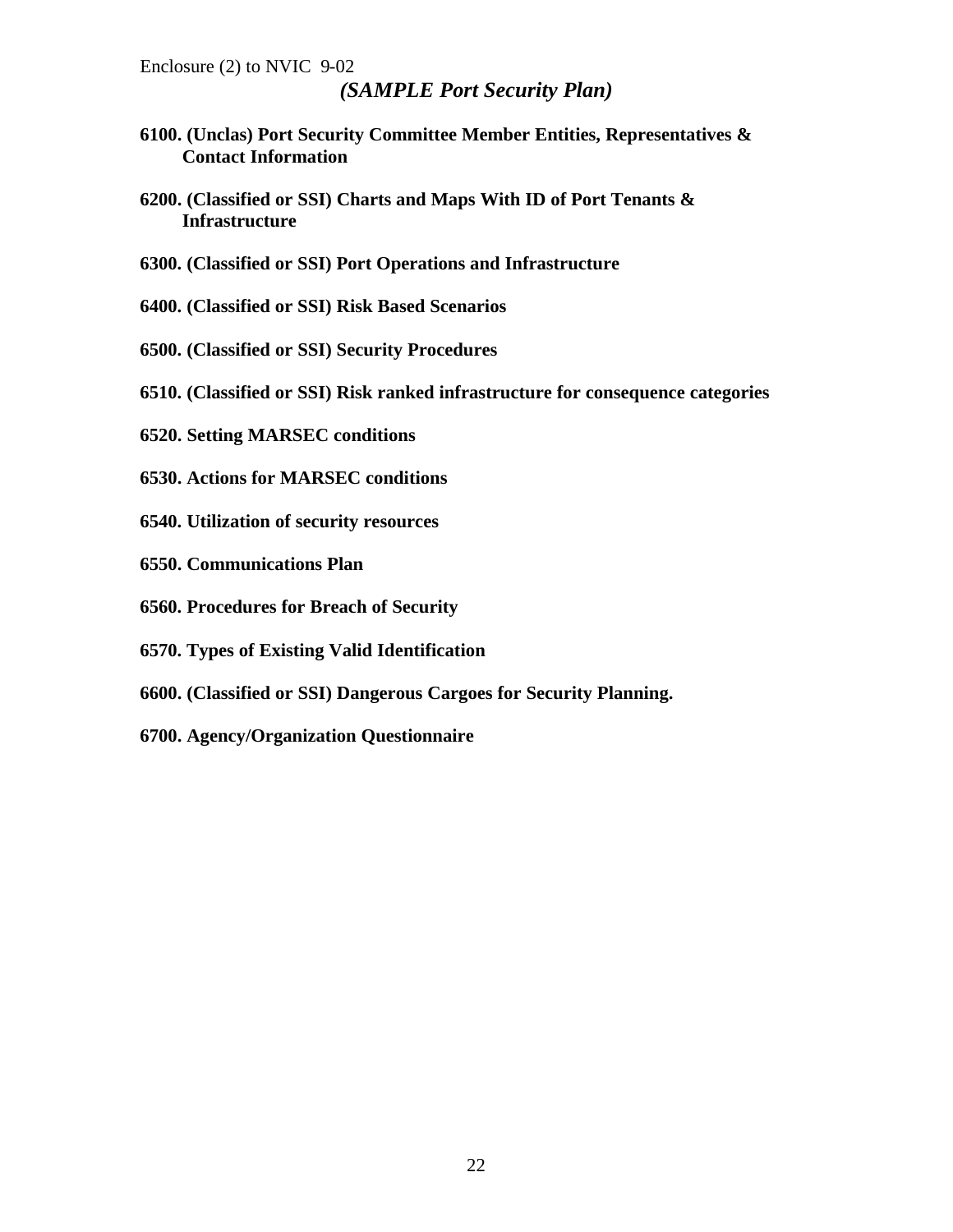*(SAMPLE Port Security Plan)*

**6100. (Unclas) Port Security Committee Member Entities, Representatives & Contact Information**

**6200. (Classified or SSI) Charts and Maps With ID of Port Tenants & Infrastructure**

**6300. (Classified or SSI) Port Operations and Infrastructure**

**6400. (Classified or SSI) Risk Based Scenarios**

**6500. (Classified or SSI) Security Procedures**

**6510. (Classified or SSI) Risk ranked infrastructure for consequence categories**

**6520. Setting MARSEC conditions**

**6530. Actions for MARSEC conditions**

**6540. Utilization of security resources**

**6550. Communications Plan**

**6560. Procedures for Breach of Security**

**6570. Types of Existing Valid Identification**

**6600. (Classified or SSI) Dangerous Cargoes for Security Planning.**

**6700. Agency/Organization Questionnaire**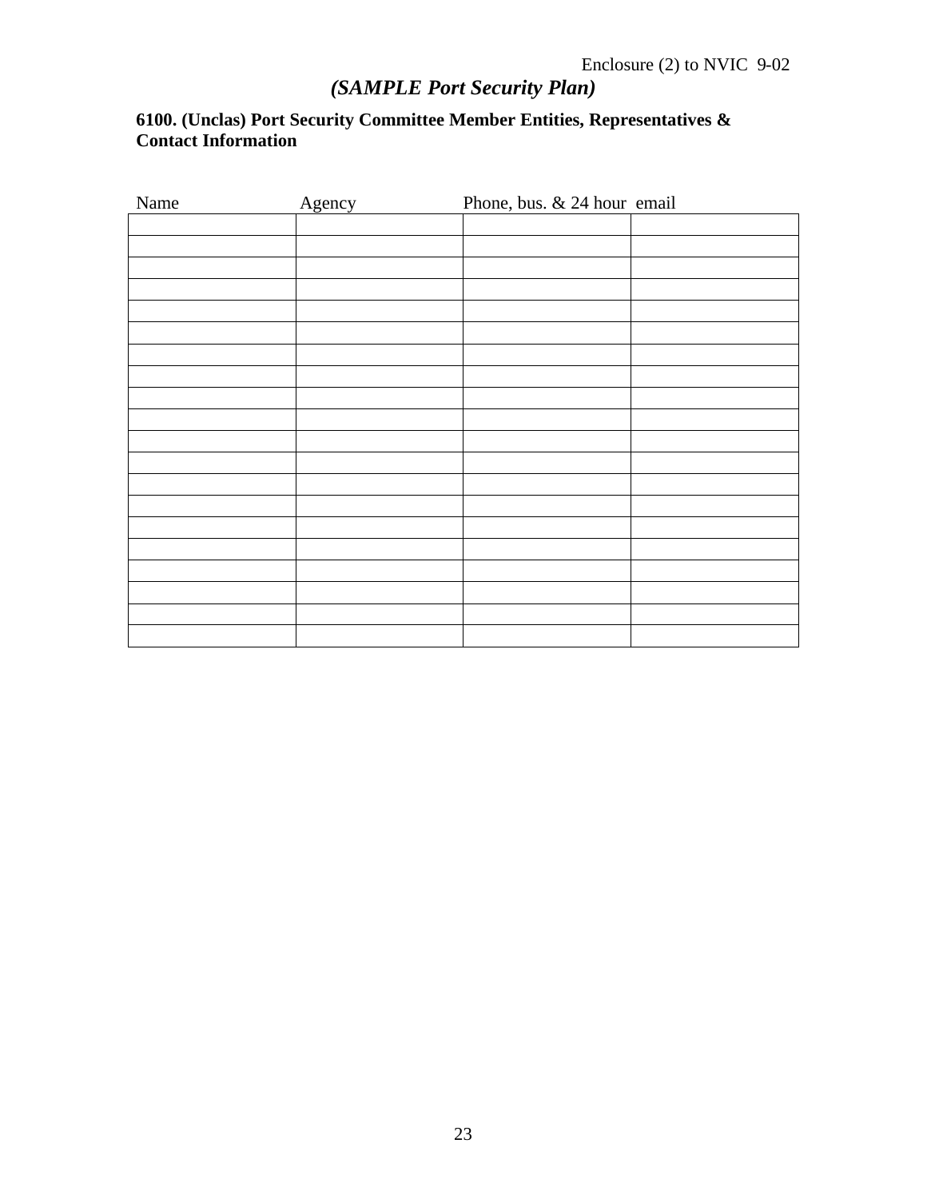*(SAMPLE Port Security Plan)*

**6100. (Unclas) Port Security Committee Member Entities, Representatives & Contact Information**

| Name | Agency | Phone, bus. & 24 hour | email |
|---|---|---|---|
| | | | |
| | | | |
| | | | |
| | | | |
| | | | |
| | | | |
| | | | |
| | | | |
| | | | |
| | | | |
| | | | |
| | | | |
| | | | |
| | | | |
| | | | |
| | | | |
| | | | |
| | | | |
| | | | |
| | | | |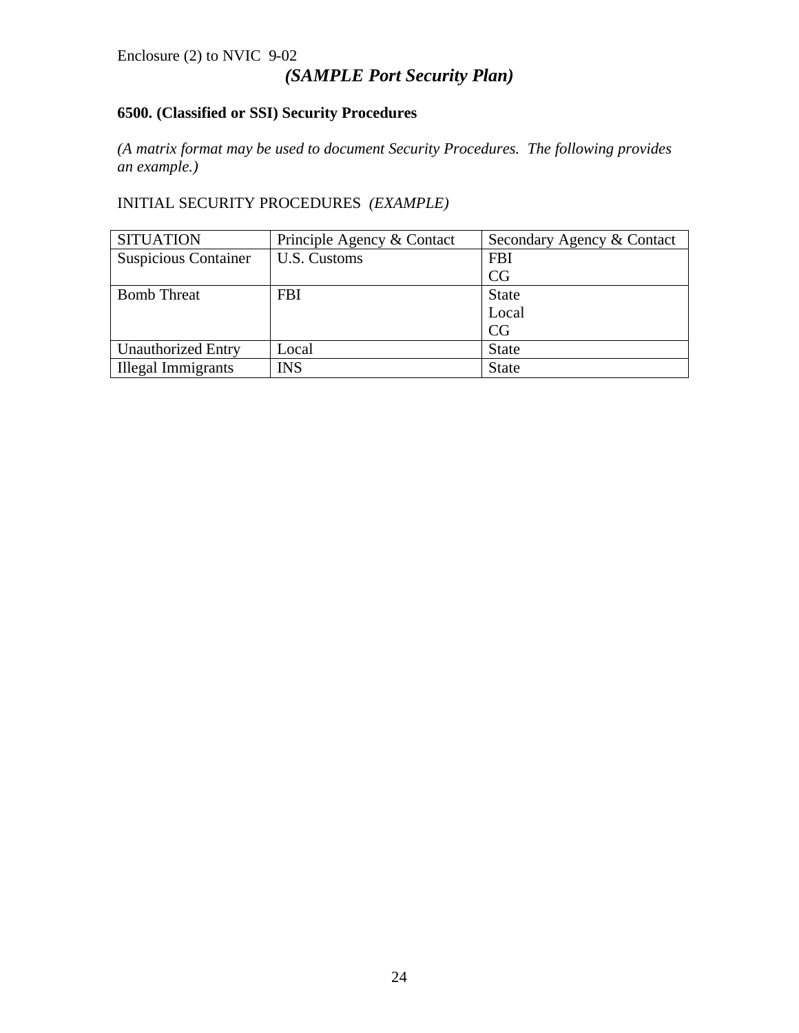*(SAMPLE Port Security Plan)*

**6500. (Classified or SSI) Security Procedures**

*(A matrix format may be used to document Security Procedures. The following provides an example.)*

INITIAL SECURITY PROCEDURES *(EXAMPLE)*

| SITUATION | Principle Agency & Contact | Secondary Agency & Contact |
|---|---|---|
| Suspicious Container | U.S. Customs | FBI<br>CG |
| Bomb Threat | FBI | State<br>Local<br>CG |
| Unauthorized Entry | Local | State |
| Illegal Immigrants | INS | State |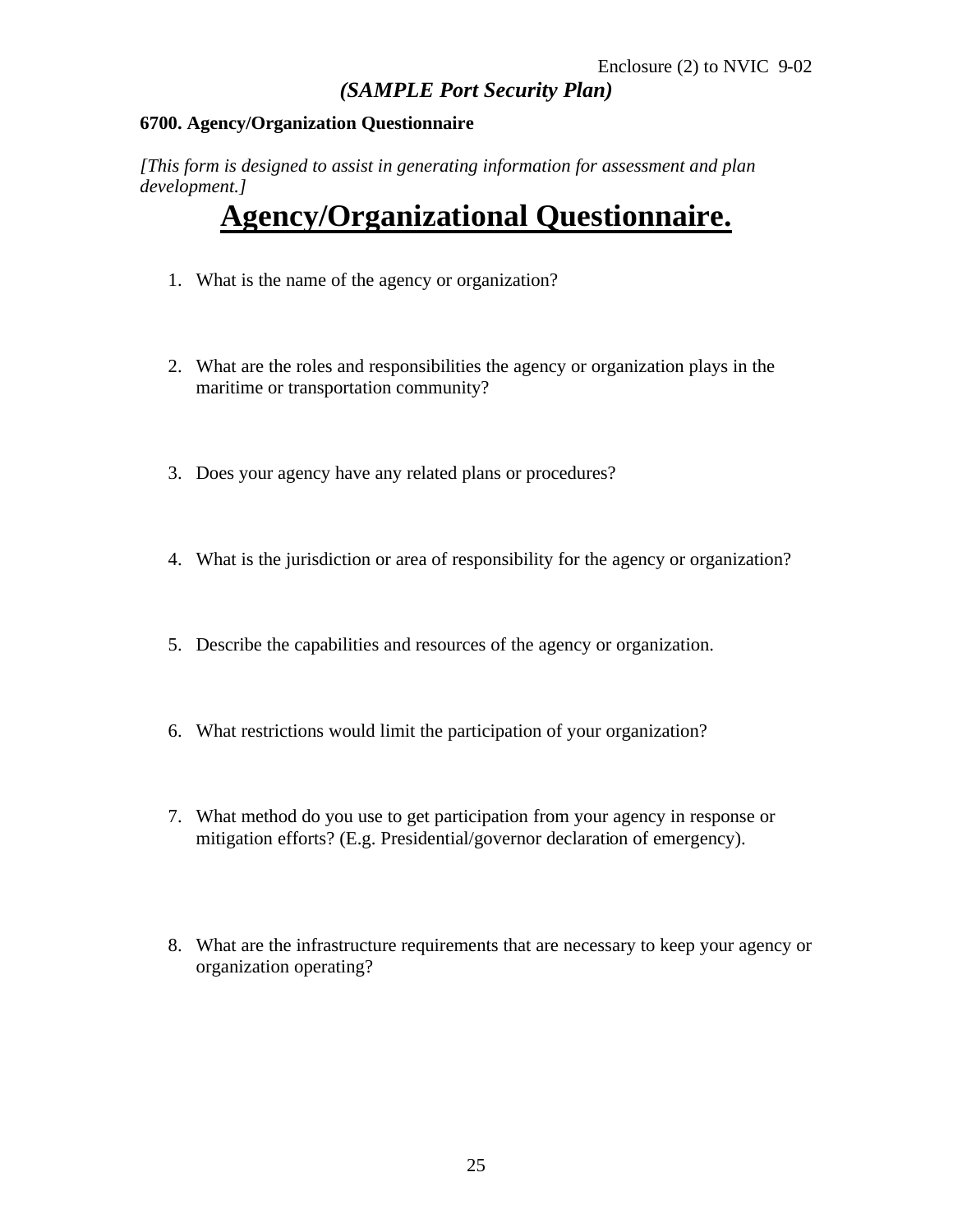*(SAMPLE Port Security Plan)*

**6700. Agency/Organization Questionnaire**

*[This form is designed to assist in generating information for assessment and plan development.]*

# Agency/Organizational Questionnaire.

1. What is the name of the agency or organization?

2. What are the roles and responsibilities the agency or organization plays in the maritime or transportation community?

3. Does your agency have any related plans or procedures?

4. What is the jurisdiction or area of responsibility for the agency or organization?

5. Describe the capabilities and resources of the agency or organization.

6. What restrictions would limit the participation of your organization?

7. What method do you use to get participation from your agency in response or mitigation efforts? (E.g. Presidential/governor declaration of emergency).

8. What are the infrastructure requirements that are necessary to keep your agency or organization operating?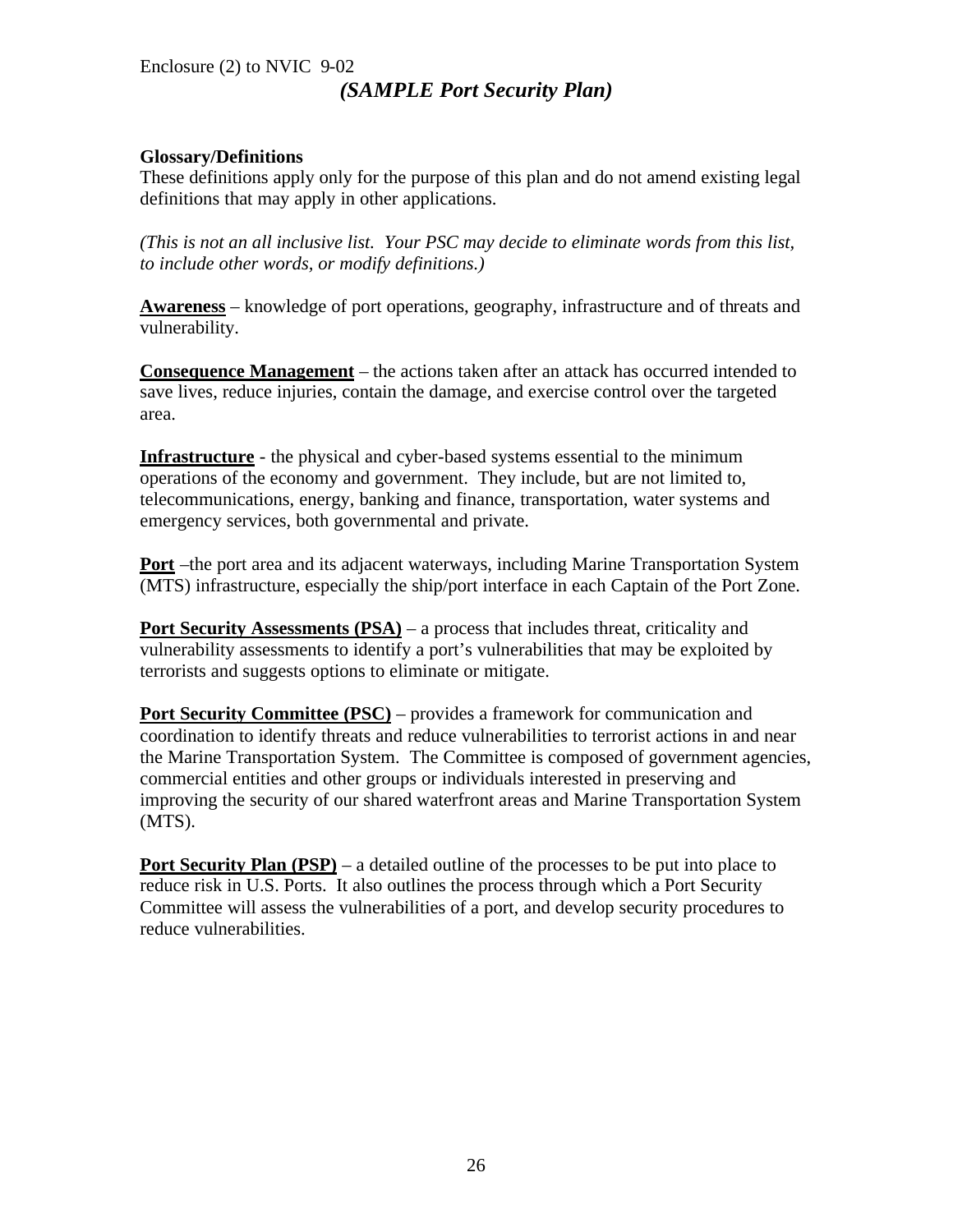## Glossary/Definitions

These definitions apply only for the purpose of this plan and do not amend existing legal definitions that may apply in other applications.

*(This is not an all inclusive list. Your PSC may decide to eliminate words from this list, to include other words, or modify definitions.)*

**Awareness** – knowledge of port operations, geography, infrastructure and of threats and vulnerability.

**Consequence Management** – the actions taken after an attack has occurred intended to save lives, reduce injuries, contain the damage, and exercise control over the targeted area.

**Infrastructure** - the physical and cyber-based systems essential to the minimum operations of the economy and government. They include, but are not limited to, telecommunications, energy, banking and finance, transportation, water systems and emergency services, both governmental and private.

**Port** –the port area and its adjacent waterways, including Marine Transportation System (MTS) infrastructure, especially the ship/port interface in each Captain of the Port Zone.

**Port Security Assessments (PSA)** – a process that includes threat, criticality and vulnerability assessments to identify a port's vulnerabilities that may be exploited by terrorists and suggests options to eliminate or mitigate.

**Port Security Committee (PSC)** – provides a framework for communication and coordination to identify threats and reduce vulnerabilities to terrorist actions in and near the Marine Transportation System. The Committee is composed of government agencies, commercial entities and other groups or individuals interested in preserving and improving the security of our shared waterfront areas and Marine Transportation System (MTS).

**Port Security Plan (PSP)** – a detailed outline of the processes to be put into place to reduce risk in U.S. Ports. It also outlines the process through which a Port Security Committee will assess the vulnerabilities of a port, and develop security procedures to reduce vulnerabilities.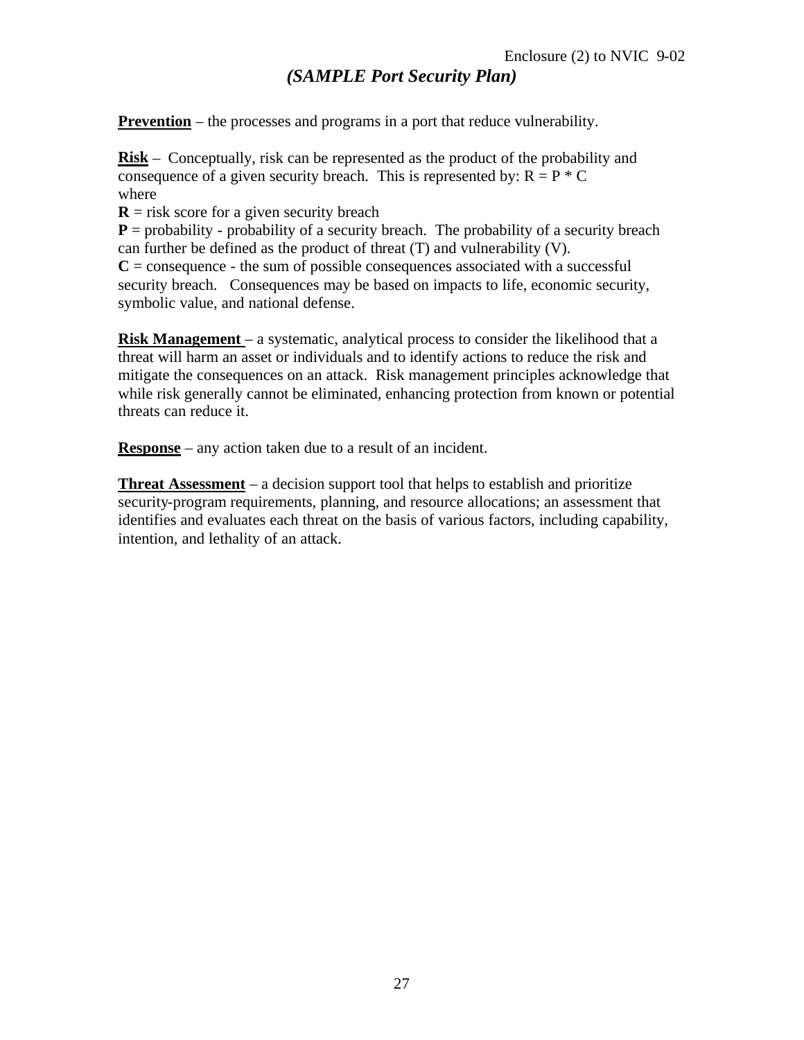*(SAMPLE Port Security Plan)*

**Prevention** – the processes and programs in a port that reduce vulnerability.

**Risk** – Conceptually, risk can be represented as the product of the probability and consequence of a given security breach. This is represented by: $R = P * C$ where

**R** = risk score for a given security breach
**P** = probability - probability of a security breach. The probability of a security breach can further be defined as the product of threat (T) and vulnerability (V).
**C** = consequence - the sum of possible consequences associated with a successful security breach. Consequences may be based on impacts to life, economic security, symbolic value, and national defense.

**Risk Management** – a systematic, analytical process to consider the likelihood that a threat will harm an asset or individuals and to identify actions to reduce the risk and mitigate the consequences on an attack. Risk management principles acknowledge that while risk generally cannot be eliminated, enhancing protection from known or potential threats can reduce it.

**Response** – any action taken due to a result of an incident.

**Threat Assessment** – a decision support tool that helps to establish and prioritize security-program requirements, planning, and resource allocations; an assessment that identifies and evaluates each threat on the basis of various factors, including capability, intention, and lethality of an attack.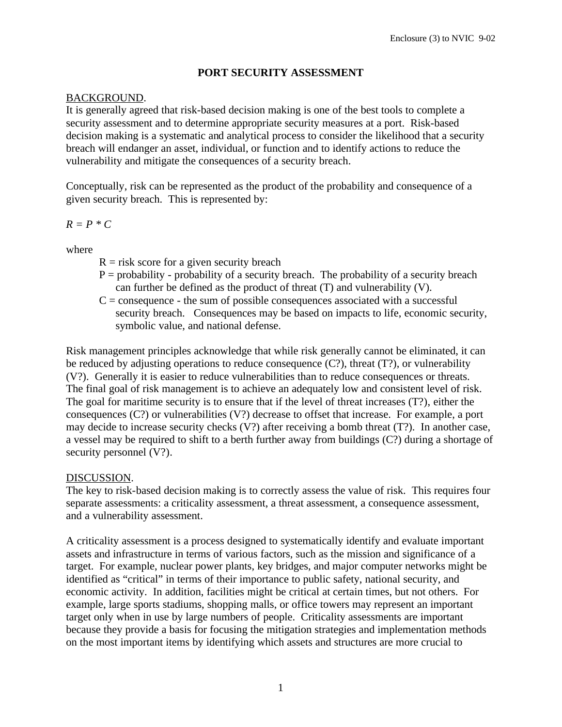# PORT SECURITY ASSESSMENT

BACKGROUND.
It is generally agreed that risk-based decision making is one of the best tools to complete a security assessment and to determine appropriate security measures at a port. Risk-based decision making is a systematic and analytical process to consider the likelihood that a security breach will endanger an asset, individual, or function and to identify actions to reduce the vulnerability and mitigate the consequences of a security breach.

Conceptually, risk can be represented as the product of the probability and consequence of a given security breach. This is represented by:

$R = P * C$

where

- R = risk score for a given security breach
- P = probability - probability of a security breach. The probability of a security breach can further be defined as the product of threat (T) and vulnerability (V).
- C = consequence - the sum of possible consequences associated with a successful security breach. Consequences may be based on impacts to life, economic security, symbolic value, and national defense.

Risk management principles acknowledge that while risk generally cannot be eliminated, it can be reduced by adjusting operations to reduce consequence (C?), threat (T?), or vulnerability (V?). Generally it is easier to reduce vulnerabilities than to reduce consequences or threats. The final goal of risk management is to achieve an adequately low and consistent level of risk. The goal for maritime security is to ensure that if the level of threat increases (T?), either the consequences (C?) or vulnerabilities (V?) decrease to offset that increase. For example, a port may decide to increase security checks (V?) after receiving a bomb threat (T?). In another case, a vessel may be required to shift to a berth further away from buildings (C?) during a shortage of security personnel (V?).

DISCUSSION.
The key to risk-based decision making is to correctly assess the value of risk. This requires four separate assessments: a criticality assessment, a threat assessment, a consequence assessment, and a vulnerability assessment.

A criticality assessment is a process designed to systematically identify and evaluate important assets and infrastructure in terms of various factors, such as the mission and significance of a target. For example, nuclear power plants, key bridges, and major computer networks might be identified as "critical" in terms of their importance to public safety, national security, and economic activity. In addition, facilities might be critical at certain times, but not others. For example, large sports stadiums, shopping malls, or office towers may represent an important target only when in use by large numbers of people. Criticality assessments are important because they provide a basis for focusing the mitigation strategies and implementation methods on the most important items by identifying which assets and structures are more crucial to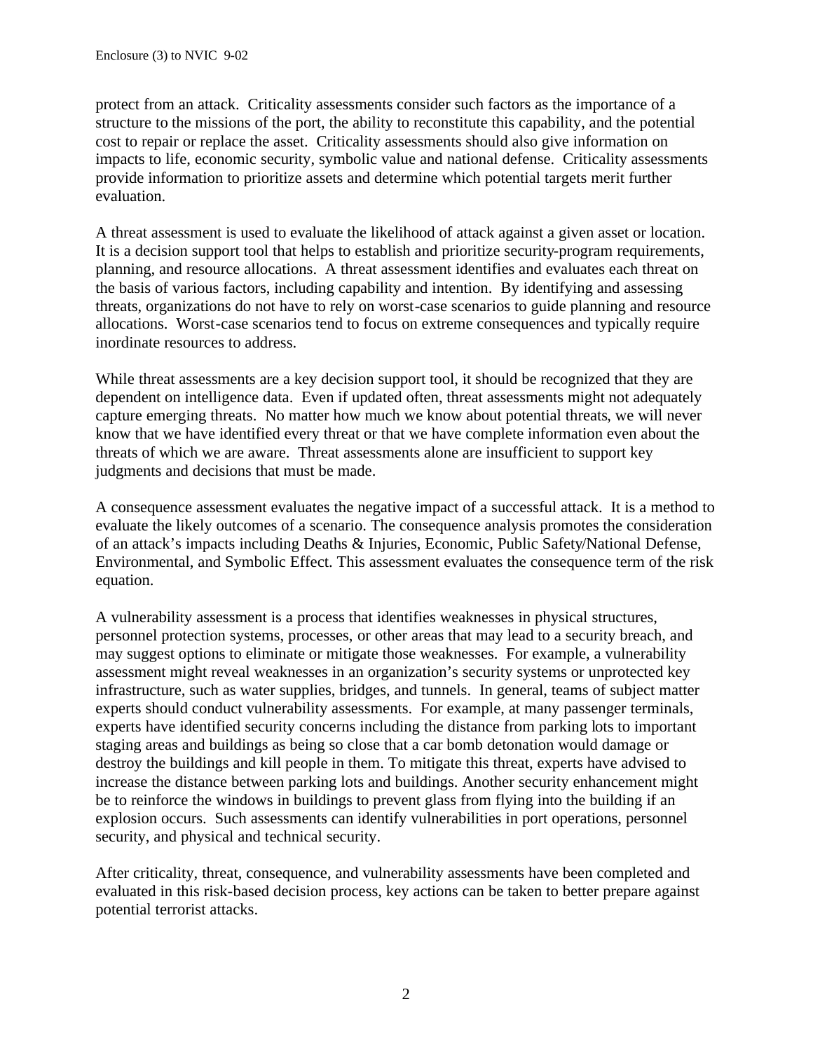protect from an attack. Criticality assessments consider such factors as the importance of a structure to the missions of the port, the ability to reconstitute this capability, and the potential cost to repair or replace the asset. Criticality assessments should also give information on impacts to life, economic security, symbolic value and national defense. Criticality assessments provide information to prioritize assets and determine which potential targets merit further evaluation.

A threat assessment is used to evaluate the likelihood of attack against a given asset or location. It is a decision support tool that helps to establish and prioritize security-program requirements, planning, and resource allocations. A threat assessment identifies and evaluates each threat on the basis of various factors, including capability and intention. By identifying and assessing threats, organizations do not have to rely on worst-case scenarios to guide planning and resource allocations. Worst-case scenarios tend to focus on extreme consequences and typically require inordinate resources to address.

While threat assessments are a key decision support tool, it should be recognized that they are dependent on intelligence data. Even if updated often, threat assessments might not adequately capture emerging threats. No matter how much we know about potential threats, we will never know that we have identified every threat or that we have complete information even about the threats of which we are aware. Threat assessments alone are insufficient to support key judgments and decisions that must be made.

A consequence assessment evaluates the negative impact of a successful attack. It is a method to evaluate the likely outcomes of a scenario. The consequence analysis promotes the consideration of an attack's impacts including Deaths & Injuries, Economic, Public Safety/National Defense, Environmental, and Symbolic Effect. This assessment evaluates the consequence term of the risk equation.

A vulnerability assessment is a process that identifies weaknesses in physical structures, personnel protection systems, processes, or other areas that may lead to a security breach, and may suggest options to eliminate or mitigate those weaknesses. For example, a vulnerability assessment might reveal weaknesses in an organization's security systems or unprotected key infrastructure, such as water supplies, bridges, and tunnels. In general, teams of subject matter experts should conduct vulnerability assessments. For example, at many passenger terminals, experts have identified security concerns including the distance from parking lots to important staging areas and buildings as being so close that a car bomb detonation would damage or destroy the buildings and kill people in them. To mitigate this threat, experts have advised to increase the distance between parking lots and buildings. Another security enhancement might be to reinforce the windows in buildings to prevent glass from flying into the building if an explosion occurs. Such assessments can identify vulnerabilities in port operations, personnel security, and physical and technical security.

After criticality, threat, consequence, and vulnerability assessments have been completed and evaluated in this risk-based decision process, key actions can be taken to better prepare against potential terrorist attacks.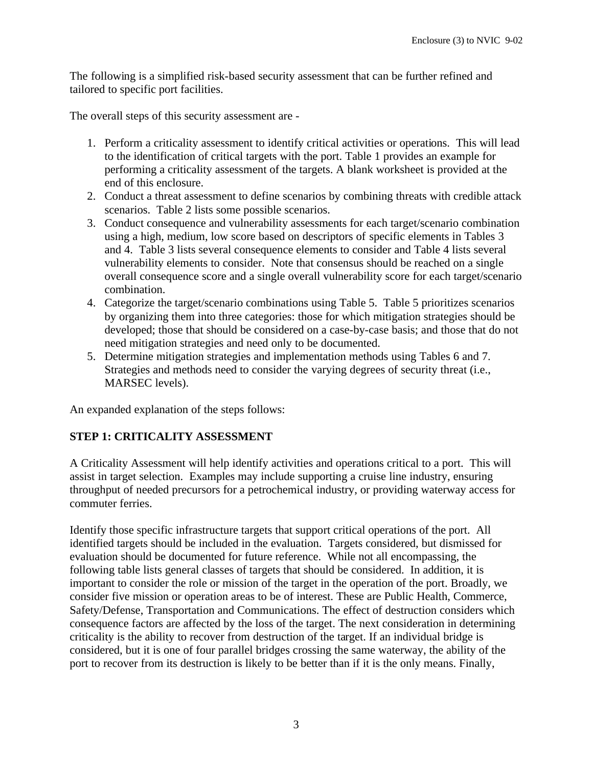The following is a simplified risk-based security assessment that can be further refined and tailored to specific port facilities.

The overall steps of this security assessment are -

1. Perform a criticality assessment to identify critical activities or operations. This will lead to the identification of critical targets with the port. Table 1 provides an example for performing a criticality assessment of the targets. A blank worksheet is provided at the end of this enclosure.
2. Conduct a threat assessment to define scenarios by combining threats with credible attack scenarios. Table 2 lists some possible scenarios.
3. Conduct consequence and vulnerability assessments for each target/scenario combination using a high, medium, low score based on descriptors of specific elements in Tables 3 and 4. Table 3 lists several consequence elements to consider and Table 4 lists several vulnerability elements to consider. Note that consensus should be reached on a single overall consequence score and a single overall vulnerability score for each target/scenario combination.
4. Categorize the target/scenario combinations using Table 5. Table 5 prioritizes scenarios by organizing them into three categories: those for which mitigation strategies should be developed; those that should be considered on a case-by-case basis; and those that do not need mitigation strategies and need only to be documented.
5. Determine mitigation strategies and implementation methods using Tables 6 and 7. Strategies and methods need to consider the varying degrees of security threat (i.e., MARSEC levels).

An expanded explanation of the steps follows:

**STEP 1: CRITICALITY ASSESSMENT**

A Criticality Assessment will help identify activities and operations critical to a port. This will assist in target selection. Examples may include supporting a cruise line industry, ensuring throughput of needed precursors for a petrochemical industry, or providing waterway access for commuter ferries.

Identify those specific infrastructure targets that support critical operations of the port. All identified targets should be included in the evaluation. Targets considered, but dismissed for evaluation should be documented for future reference. While not all encompassing, the following table lists general classes of targets that should be considered. In addition, it is important to consider the role or mission of the target in the operation of the port. Broadly, we consider five mission or operation areas to be of interest. These are Public Health, Commerce, Safety/Defense, Transportation and Communications. The effect of destruction considers which consequence factors are affected by the loss of the target. The next consideration in determining criticality is the ability to recover from destruction of the target. If an individual bridge is considered, but it is one of four parallel bridges crossing the same waterway, the ability of the port to recover from its destruction is likely to be better than if it is the only means. Finally,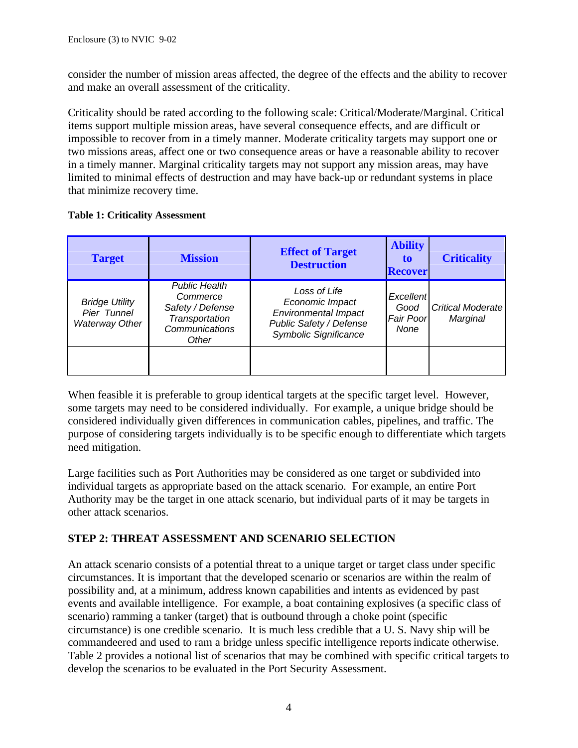consider the number of mission areas affected, the degree of the effects and the ability to recover and make an overall assessment of the criticality.

Criticality should be rated according to the following scale: Critical/Moderate/Marginal. Critical items support multiple mission areas, have several consequence effects, and are difficult or impossible to recover from in a timely manner. Moderate criticality targets may support one or two missions areas, affect one or two consequence areas or have a reasonable ability to recover in a timely manner. Marginal criticality targets may not support any mission areas, may have limited to minimal effects of destruction and may have back-up or redundant systems in place that minimize recovery time.

**Table 1: Criticality Assessment**

| Target | Mission | Effect of Target Destruction | Ability to Recover | Criticality |
|---|---|---|---|---|
| *Bridge Utility Pier Tunnel Waterway Other* | *Public Health Commerce Safety / Defense Transportation Communications Other* | *Loss of Life Economic Impact Environmental Impact Public Safety / Defense Symbolic Significance* | *Excellent Good Fair Poor None* | *Critical Moderate Marginal* |
| | | | | |

When feasible it is preferable to group identical targets at the specific target level. However, some targets may need to be considered individually. For example, a unique bridge should be considered individually given differences in communication cables, pipelines, and traffic. The purpose of considering targets individually is to be specific enough to differentiate which targets need mitigation.

Large facilities such as Port Authorities may be considered as one target or subdivided into individual targets as appropriate based on the attack scenario. For example, an entire Port Authority may be the target in one attack scenario, but individual parts of it may be targets in other attack scenarios.

## STEP 2: THREAT ASSESSMENT AND SCENARIO SELECTION

An attack scenario consists of a potential threat to a unique target or target class under specific circumstances. It is important that the developed scenario or scenarios are within the realm of possibility and, at a minimum, address known capabilities and intents as evidenced by past events and available intelligence. For example, a boat containing explosives (a specific class of scenario) ramming a tanker (target) that is outbound through a choke point (specific circumstance) is one credible scenario. It is much less credible that a U. S. Navy ship will be commandeered and used to ram a bridge unless specific intelligence reports indicate otherwise. Table 2 provides a notional list of scenarios that may be combined with specific critical targets to develop the scenarios to be evaluated in the Port Security Assessment.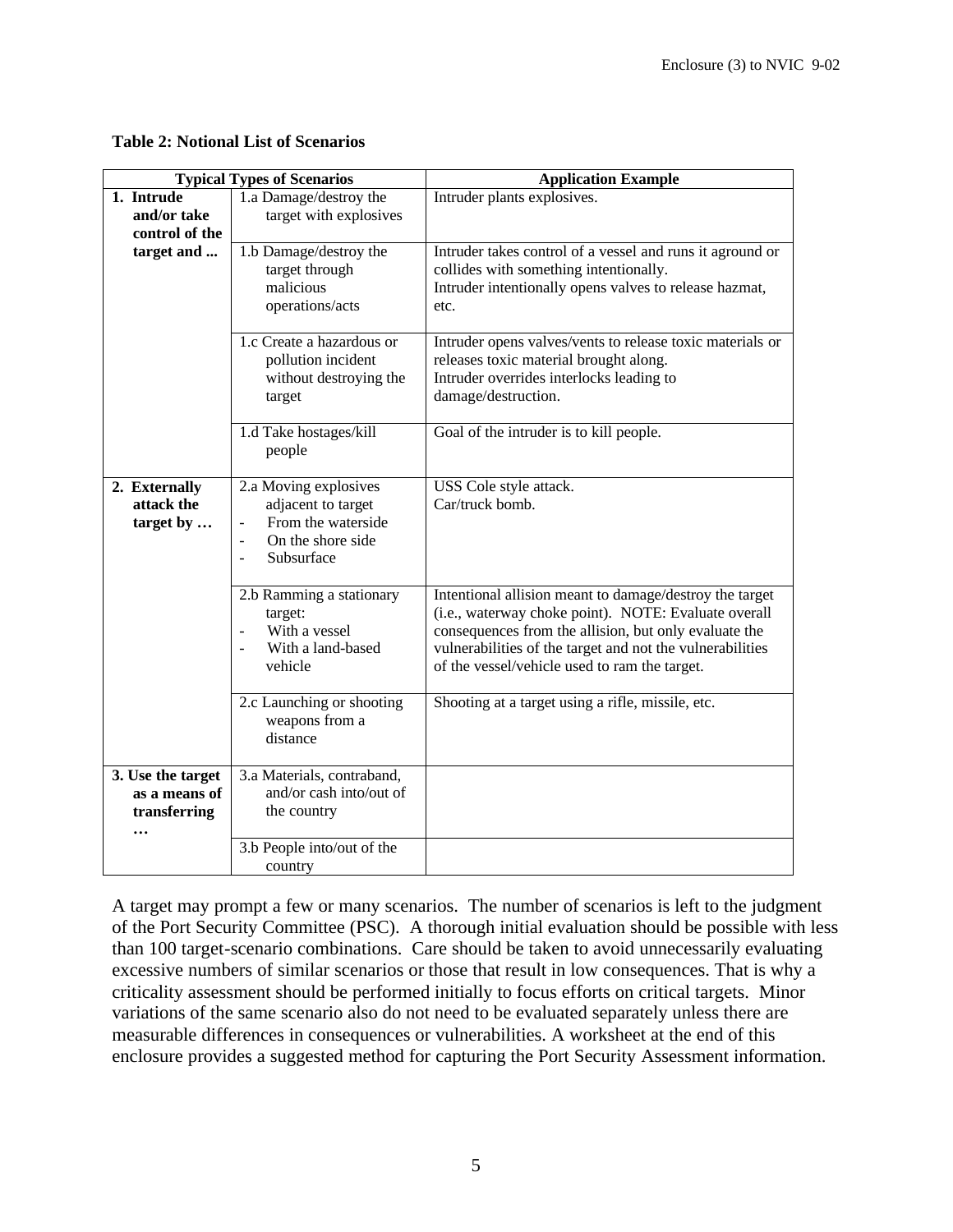**Table 2: Notional List of Scenarios**

| Typical Types of Scenarios | | Application Example |
|---|---|---|
| **1. Intrude and/or take control of the target and ...** | 1.a Damage/destroy the target with explosives | Intruder plants explosives. |
| | 1.b Damage/destroy the target through malicious operations/acts | Intruder takes control of a vessel and runs it aground or collides with something intentionally. Intruder intentionally opens valves to release hazmat, etc. |
| | 1.c Create a hazardous or pollution incident without destroying the target | Intruder opens valves/vents to release toxic materials or releases toxic material brought along. Intruder overrides interlocks leading to damage/destruction. |
| | 1.d Take hostages/kill people | Goal of the intruder is to kill people. |
| **2. Externally attack the target by …** | 2.a Moving explosives adjacent to target - From the waterside - On the shore side - Subsurface | USS Cole style attack. Car/truck bomb. |
| | 2.b Ramming a stationary target: - With a vessel - With a land-based vehicle | Intentional allision meant to damage/destroy the target (i.e., waterway choke point). NOTE: Evaluate overall consequences from the allision, but only evaluate the vulnerabilities of the target and not the vulnerabilities of the vessel/vehicle used to ram the target. |
| | 2.c Launching or shooting weapons from a distance | Shooting at a target using a rifle, missile, etc. |
| **3. Use the target as a means of transferring …** | 3.a Materials, contraband, and/or cash into/out of the country | |
| | 3.b People into/out of the country | |

A target may prompt a few or many scenarios. The number of scenarios is left to the judgment of the Port Security Committee (PSC). A thorough initial evaluation should be possible with less than 100 target-scenario combinations. Care should be taken to avoid unnecessarily evaluating excessive numbers of similar scenarios or those that result in low consequences. That is why a criticality assessment should be performed initially to focus efforts on critical targets. Minor variations of the same scenario also do not need to be evaluated separately unless there are measurable differences in consequences or vulnerabilities. A worksheet at the end of this enclosure provides a suggested method for capturing the Port Security Assessment information.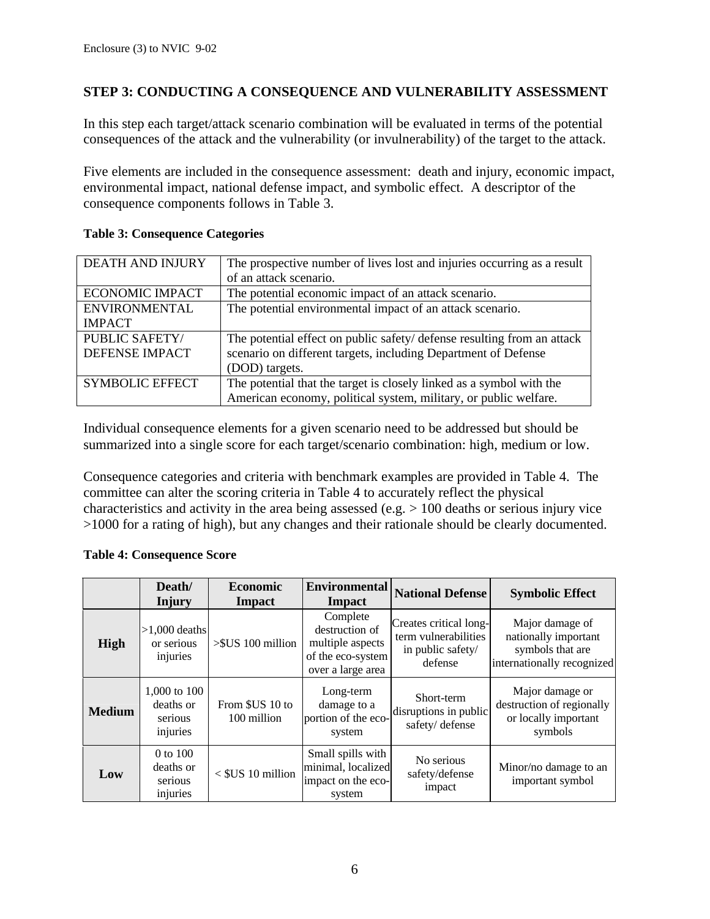## STEP 3: CONDUCTING A CONSEQUENCE AND VULNERABILITY ASSESSMENT

In this step each target/attack scenario combination will be evaluated in terms of the potential consequences of the attack and the vulnerability (or invulnerability) of the target to the attack.

Five elements are included in the consequence assessment: death and injury, economic impact, environmental impact, national defense impact, and symbolic effect. A descriptor of the consequence components follows in Table 3.

**Table 3: Consequence Categories**

| | |
|---|---|
| DEATH AND INJURY | The prospective number of lives lost and injuries occurring as a result of an attack scenario. |
| ECONOMIC IMPACT | The potential economic impact of an attack scenario. |
| ENVIRONMENTAL IMPACT | The potential environmental impact of an attack scenario. |
| PUBLIC SAFETY/ DEFENSE IMPACT | The potential effect on public safety/ defense resulting from an attack scenario on different targets, including Department of Defense (DOD) targets. |
| SYMBOLIC EFFECT | The potential that the target is closely linked as a symbol with the American economy, political system, military, or public welfare. |

Individual consequence elements for a given scenario need to be addressed but should be summarized into a single score for each target/scenario combination: high, medium or low.

Consequence categories and criteria with benchmark examples are provided in Table 4. The committee can alter the scoring criteria in Table 4 to accurately reflect the physical characteristics and activity in the area being assessed (e.g. > 100 deaths or serious injury vice >1000 for a rating of high), but any changes and their rationale should be clearly documented.

**Table 4: Consequence Score**

| | Death/ Injury | Economic Impact | Environmental Impact | National Defense | Symbolic Effect |
|---|---|---|---|---|---|
| **High** | >1,000 deaths or serious injuries | >$US 100 million | Complete destruction of multiple aspects of the eco-system over a large area | Creates critical long-term vulnerabilities in public safety/ defense | Major damage of nationally important symbols that are internationally recognized |
| **Medium** | 1,000 to 100 deaths or serious injuries | From $US 10 to 100 million | Long-term damage to a portion of the eco-system | Short-term disruptions in public safety/ defense | Major damage or destruction of regionally or locally important symbols |
| **Low** | 0 to 100 deaths or serious injuries | < $US 10 million | Small spills with minimal, localized impact on the eco-system | No serious safety/defense impact | Minor/no damage to an important symbol |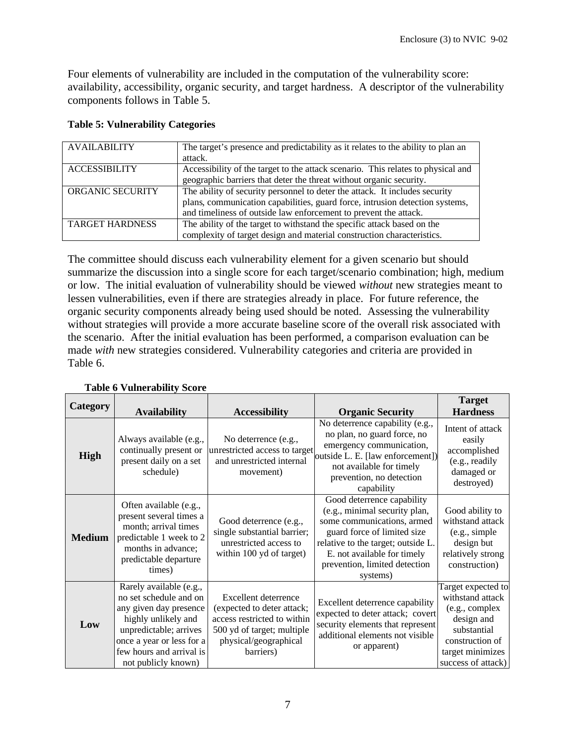Four elements of vulnerability are included in the computation of the vulnerability score: availability, accessibility, organic security, and target hardness. A descriptor of the vulnerability components follows in Table 5.

**Table 5: Vulnerability Categories**

| | |
|---|---|
| AVAILABILITY | The target's presence and predictability as it relates to the ability to plan an attack. |
| ACCESSIBILITY | Accessibility of the target to the attack scenario. This relates to physical and geographic barriers that deter the threat without organic security. |
| ORGANIC SECURITY | The ability of security personnel to deter the attack. It includes security plans, communication capabilities, guard force, intrusion detection systems, and timeliness of outside law enforcement to prevent the attack. |
| TARGET HARDNESS | The ability of the target to withstand the specific attack based on the complexity of target design and material construction characteristics. |

The committee should discuss each vulnerability element for a given scenario but should summarize the discussion into a single score for each target/scenario combination; high, medium or low. The initial evaluation of vulnerability should be viewed *without* new strategies meant to lessen vulnerabilities, even if there are strategies already in place. For future reference, the organic security components already being used should be noted. Assessing the vulnerability without strategies will provide a more accurate baseline score of the overall risk associated with the scenario. After the initial evaluation has been performed, a comparison evaluation can be made *with* new strategies considered. Vulnerability categories and criteria are provided in Table 6.

**Table 6 Vulnerability Score**

| Category | Availability | Accessibility | Organic Security | Target Hardness |
|---|---|---|---|---|
| **High** | Always available (e.g., continually present or present daily on a set schedule) | No deterrence (e.g., unrestricted access to target and unrestricted internal movement) | No deterrence capability (e.g., no plan, no guard force, no emergency communication, outside L. E. [law enforcement]) not available for timely prevention, no detection capability | Intent of attack easily accomplished (e.g., readily damaged or destroyed) |
| **Medium** | Often available (e.g., present several times a month; arrival times predictable 1 week to 2 months in advance; predictable departure times) | Good deterrence (e.g., single substantial barrier; unrestricted access to within 100 yd of target) | Good deterrence capability (e.g., minimal security plan, some communications, armed guard force of limited size relative to the target; outside L. E. not available for timely prevention, limited detection systems) | Good ability to withstand attack (e.g., simple design but relatively strong construction) |
| **Low** | Rarely available (e.g., no set schedule and on any given day presence highly unlikely and unpredictable; arrives once a year or less for a few hours and arrival is not publicly known) | Excellent deterrence (expected to deter attack; access restricted to within 500 yd of target; multiple physical/geographical barriers) | Excellent deterrence capability expected to deter attack; covert security elements that represent additional elements not visible or apparent) | Target expected to withstand attack (e.g., complex design and substantial construction of target minimizes success of attack) |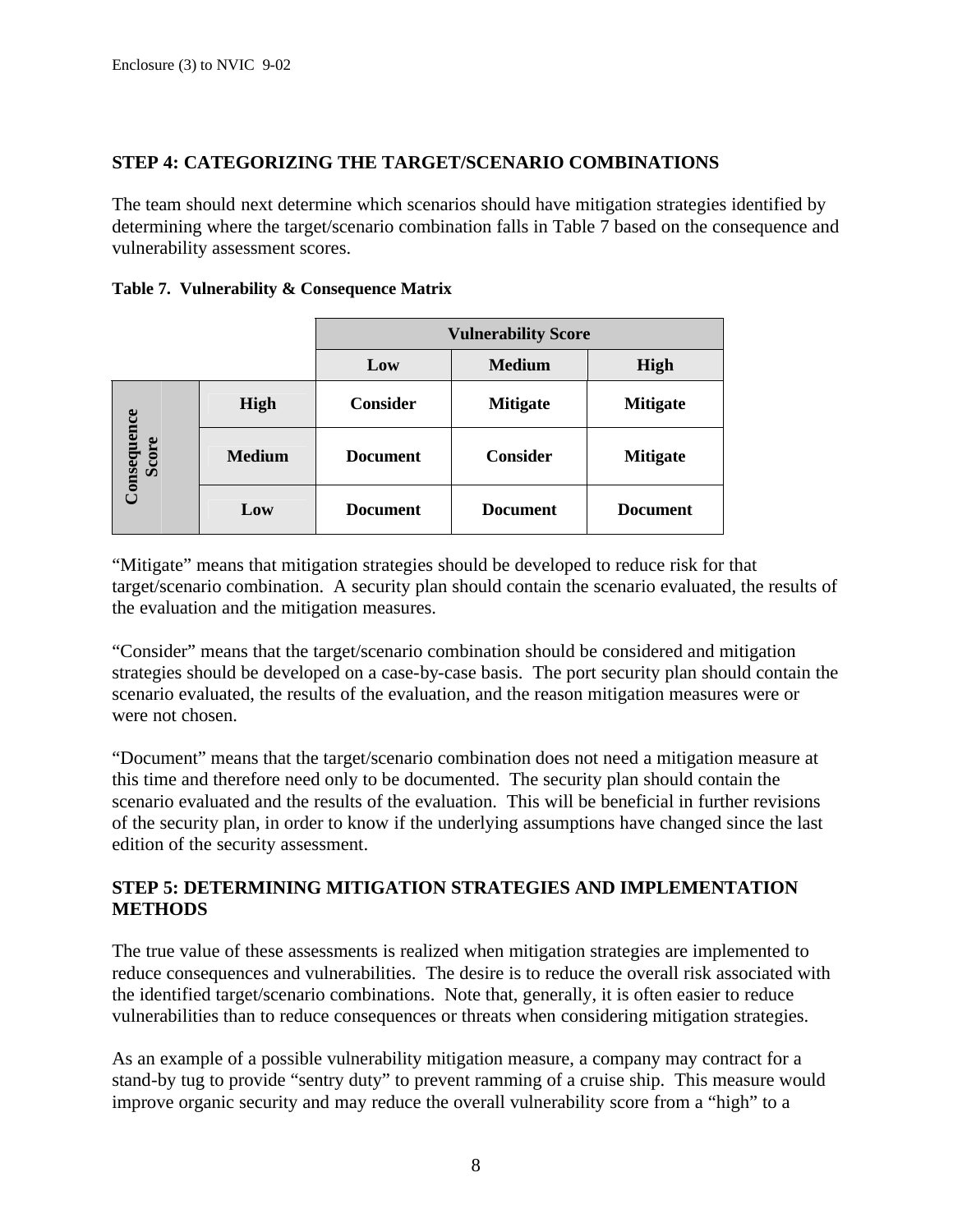## STEP 4: CATEGORIZING THE TARGET/SCENARIO COMBINATIONS

The team should next determine which scenarios should have mitigation strategies identified by determining where the target/scenario combination falls in Table 7 based on the consequence and vulnerability assessment scores.

**Table 7. Vulnerability & Consequence Matrix**

| | | Vulnerability Score | | |
|---|---|---|---|---|
| | | **Low** | **Medium** | **High** |
| **Consequence Score** | **High** | **Consider** | **Mitigate** | **Mitigate** |
| | **Medium** | **Document** | **Consider** | **Mitigate** |
| | **Low** | **Document** | **Document** | **Document** |

"Mitigate" means that mitigation strategies should be developed to reduce risk for that target/scenario combination. A security plan should contain the scenario evaluated, the results of the evaluation and the mitigation measures.

"Consider" means that the target/scenario combination should be considered and mitigation strategies should be developed on a case-by-case basis. The port security plan should contain the scenario evaluated, the results of the evaluation, and the reason mitigation measures were or were not chosen.

"Document" means that the target/scenario combination does not need a mitigation measure at this time and therefore need only to be documented. The security plan should contain the scenario evaluated and the results of the evaluation. This will be beneficial in further revisions of the security plan, in order to know if the underlying assumptions have changed since the last edition of the security assessment.

## STEP 5: DETERMINING MITIGATION STRATEGIES AND IMPLEMENTATION METHODS

The true value of these assessments is realized when mitigation strategies are implemented to reduce consequences and vulnerabilities. The desire is to reduce the overall risk associated with the identified target/scenario combinations. Note that, generally, it is often easier to reduce vulnerabilities than to reduce consequences or threats when considering mitigation strategies.

As an example of a possible vulnerability mitigation measure, a company may contract for a stand-by tug to provide "sentry duty" to prevent ramming of a cruise ship. This measure would improve organic security and may reduce the overall vulnerability score from a "high" to a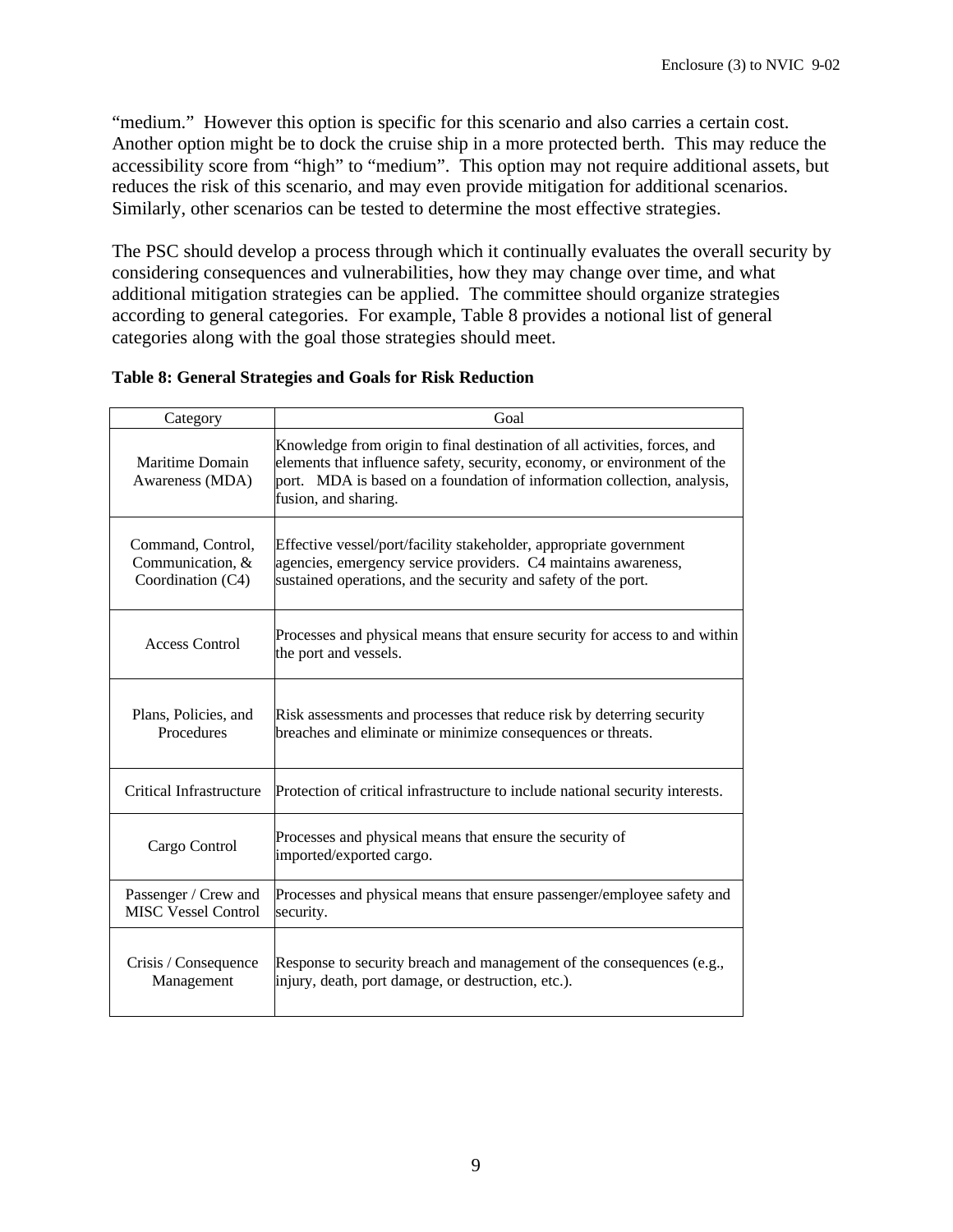"medium." However this option is specific for this scenario and also carries a certain cost. Another option might be to dock the cruise ship in a more protected berth. This may reduce the accessibility score from "high" to "medium". This option may not require additional assets, but reduces the risk of this scenario, and may even provide mitigation for additional scenarios. Similarly, other scenarios can be tested to determine the most effective strategies.

The PSC should develop a process through which it continually evaluates the overall security by considering consequences and vulnerabilities, how they may change over time, and what additional mitigation strategies can be applied. The committee should organize strategies according to general categories. For example, Table 8 provides a notional list of general categories along with the goal those strategies should meet.

**Table 8: General Strategies and Goals for Risk Reduction**

| Category | Goal |
|---|---|
| Maritime Domain Awareness (MDA) | Knowledge from origin to final destination of all activities, forces, and elements that influence safety, security, economy, or environment of the port. MDA is based on a foundation of information collection, analysis, fusion, and sharing. |
| Command, Control, Communication, & Coordination (C4) | Effective vessel/port/facility stakeholder, appropriate government agencies, emergency service providers. C4 maintains awareness, sustained operations, and the security and safety of the port. |
| Access Control | Processes and physical means that ensure security for access to and within the port and vessels. |
| Plans, Policies, and Procedures | Risk assessments and processes that reduce risk by deterring security breaches and eliminate or minimize consequences or threats. |
| Critical Infrastructure | Protection of critical infrastructure to include national security interests. |
| Cargo Control | Processes and physical means that ensure the security of imported/exported cargo. |
| Passenger / Crew and MISC Vessel Control | Processes and physical means that ensure passenger/employee safety and security. |
| Crisis / Consequence Management | Response to security breach and management of the consequences (e.g., injury, death, port damage, or destruction, etc.). |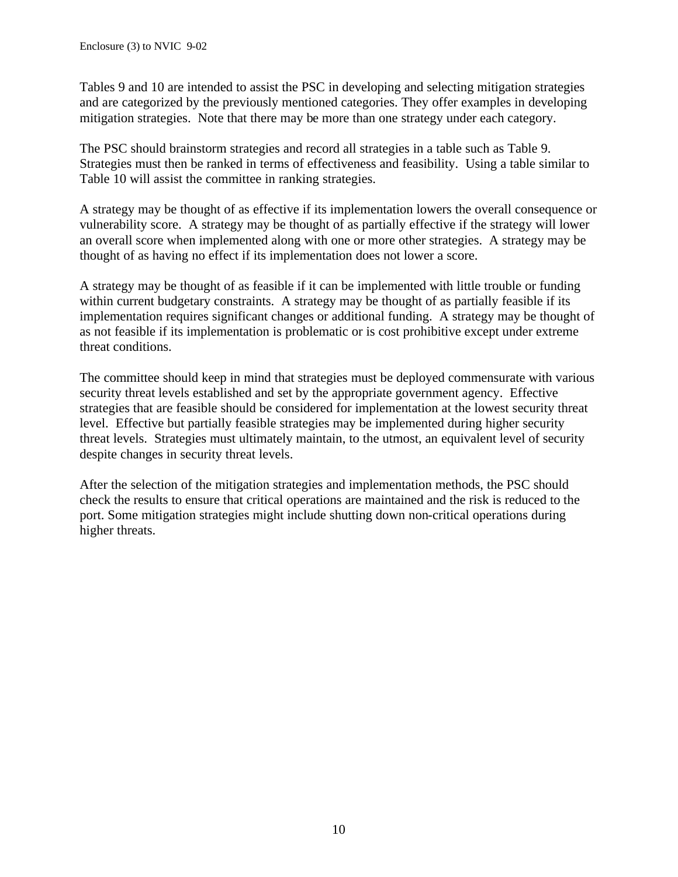Tables 9 and 10 are intended to assist the PSC in developing and selecting mitigation strategies and are categorized by the previously mentioned categories. They offer examples in developing mitigation strategies. Note that there may be more than one strategy under each category.

The PSC should brainstorm strategies and record all strategies in a table such as Table 9. Strategies must then be ranked in terms of effectiveness and feasibility. Using a table similar to Table 10 will assist the committee in ranking strategies.

A strategy may be thought of as effective if its implementation lowers the overall consequence or vulnerability score. A strategy may be thought of as partially effective if the strategy will lower an overall score when implemented along with one or more other strategies. A strategy may be thought of as having no effect if its implementation does not lower a score.

A strategy may be thought of as feasible if it can be implemented with little trouble or funding within current budgetary constraints. A strategy may be thought of as partially feasible if its implementation requires significant changes or additional funding. A strategy may be thought of as not feasible if its implementation is problematic or is cost prohibitive except under extreme threat conditions.

The committee should keep in mind that strategies must be deployed commensurate with various security threat levels established and set by the appropriate government agency. Effective strategies that are feasible should be considered for implementation at the lowest security threat level. Effective but partially feasible strategies may be implemented during higher security threat levels. Strategies must ultimately maintain, to the utmost, an equivalent level of security despite changes in security threat levels.

After the selection of the mitigation strategies and implementation methods, the PSC should check the results to ensure that critical operations are maintained and the risk is reduced to the port. Some mitigation strategies might include shutting down non-critical operations during higher threats.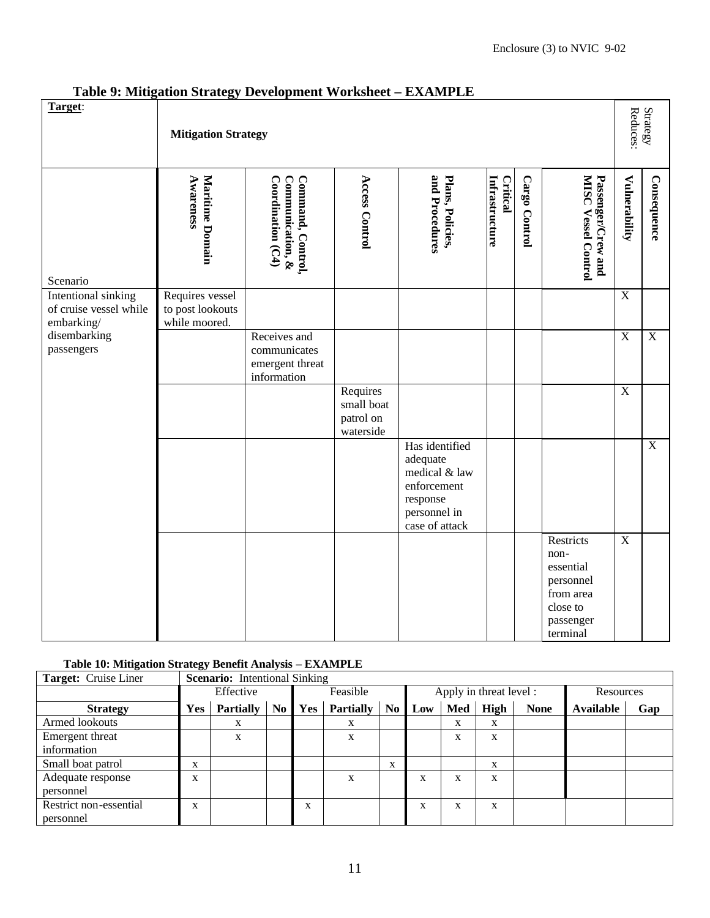Enclosure (3) to NVIC 9-02

**Table 9: Mitigation Strategy Development Worksheet – EXAMPLE**

| Target: | Mitigation Strategy | | | | | | | | Strategy Reduces: | |
|---|---|---|---|---|---|---|---|---|---|---|
| Scenario | Maritime Domain Awareness | Command, Control, Communication, & Coordination (C4) | Access Control | Plans, Policies, and Procedures | Critical Infrastructure | Cargo Control | Passenger/Crew and MISC Vessel Control | Vulnerability | Consequence |
| Intentional sinking of cruise vessel while embarking/ disembarking passengers | Requires vessel to post lookouts while moored. | | | | | | | X | |
| | | Receives and communicates emergent threat information | | | | | | X | X |
| | | | Requires small boat patrol on waterside | | | | | X | |
| | | | | Has identified adequate medical & law enforcement response personnel in case of attack | | | | | X |
| | | | | | | | Restricts non-essential personnel from area close to passenger terminal | X | |

**Table 10: Mitigation Strategy Benefit Analysis – EXAMPLE**

| Target: Cruise Liner | Scenario: Intentional Sinking | | | | | | | | | | | |
|---|---|---|---|---|---|---|---|---|---|---|---|---|
| | Effective | | | Feasible | | | Apply in threat level : | | | | Resources | |
| Strategy | Yes | Partially | No | Yes | Partially | No | Low | Med | High | None | Available | Gap |
| Armed lookouts | | x | | | x | | | x | x | | | |
| Emergent threat information | | x | | | x | | | x | x | | | |
| Small boat patrol | x | | | | | x | | | x | | | |
| Adequate response personnel | x | | | | x | | x | x | x | | | |
| Restrict non-essential personnel | x | | | x | | | x | x | x | | | |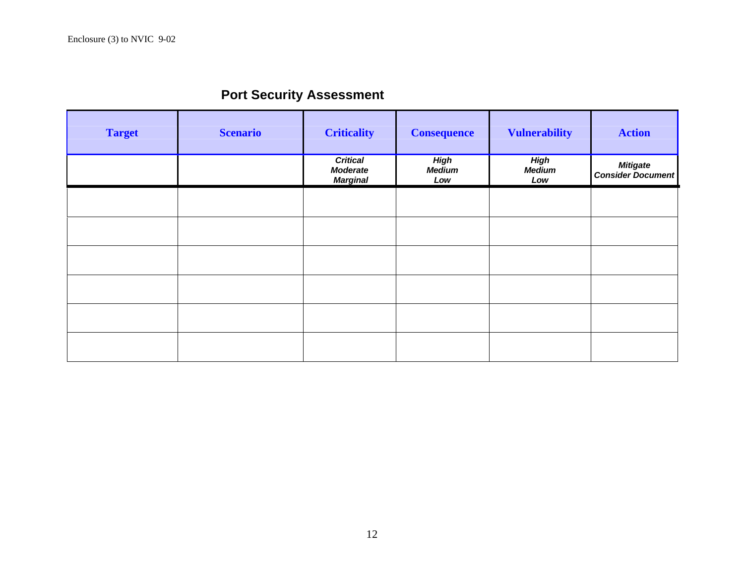## Port Security Assessment

| Target | Scenario | Criticality | Consequence | Vulnerability | Action |
|---|---|---|---|---|---|
| | | ***Critical Moderate Marginal*** | ***High Medium Low*** | ***High Medium Low*** | ***Mitigate Consider Document*** |
| | | | | | |
| | | | | | |
| | | | | | |
| | | | | | |
| | | | | | |
| | | | | | |